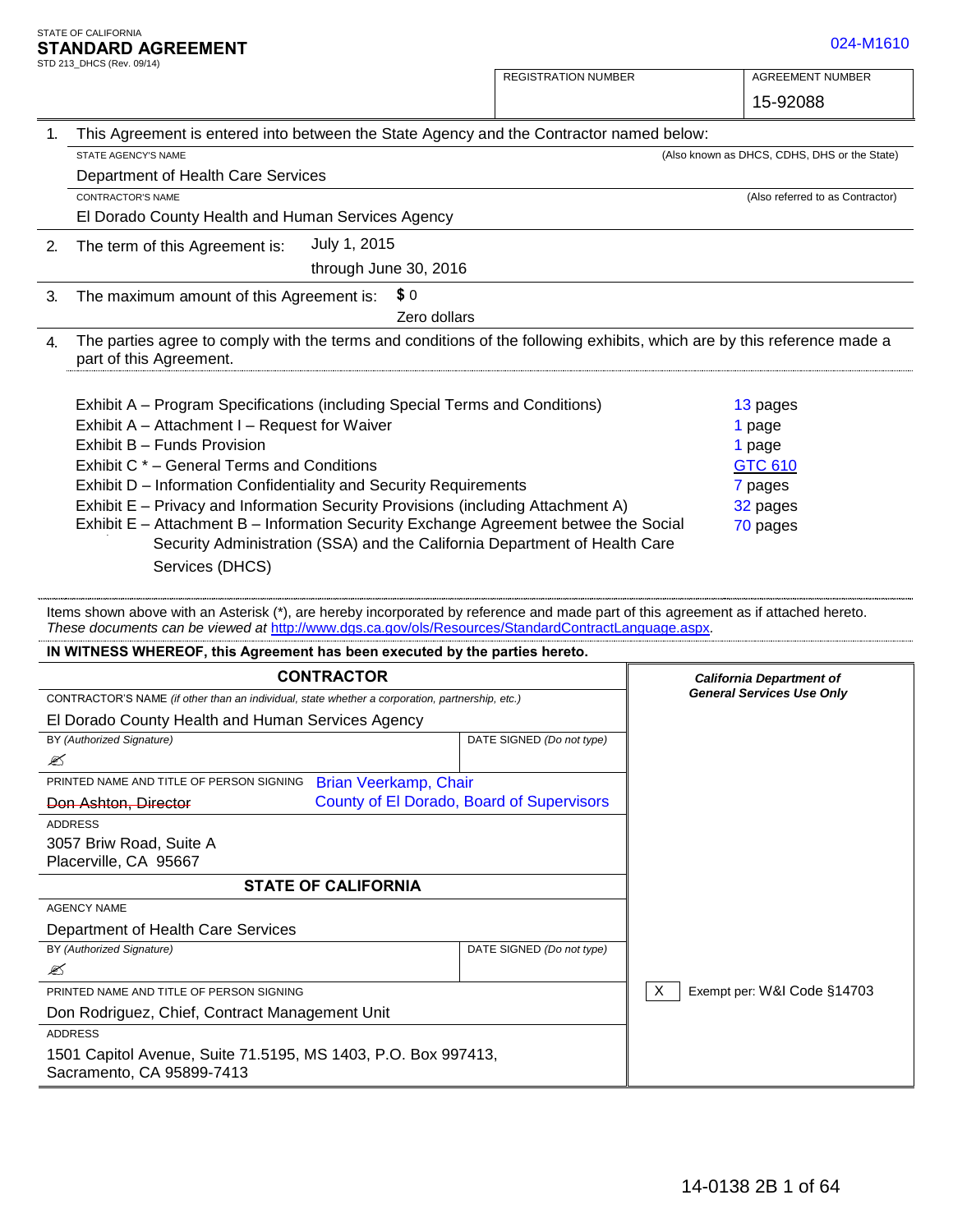STATE OF CALIFORNIA

# STANDARD AGREEMENT

STD 213_DHCS (Rev. 09/14)

024-M1610

| REGISTRATION NUMBER | AGREEMENT NUMBER |
| --- | --- |
| | 15-92088 |

1. This Agreement is entered into between the State Agency and the Contractor named below:

STATE AGENCY'S NAME (Also known as DHCS, CDHS, DHS or the State)

Department of Health Care Services

CONTRACTOR'S NAME (Also referred to as Contractor)

El Dorado County Health and Human Services Agency

2. The term of this Agreement is: July 1, 2015 through June 30, 2016

3. The maximum amount of this Agreement is: $ 0 Zero dollars

4. The parties agree to comply with the terms and conditions of the following exhibits, which are by this reference made a part of this Agreement.

| Exhibit | Pages |
| --- | --- |
| Exhibit A – Program Specifications (including Special Terms and Conditions) | 13 pages |
| Exhibit A – Attachment I – Request for Waiver | 1 page |
| Exhibit B – Funds Provision | 1 page |
| Exhibit C * – General Terms and Conditions | GTC 610 |
| Exhibit D – Information Confidentiality and Security Requirements | 7 pages |
| Exhibit E – Privacy and Information Security Provisions (including Attachment A) | 32 pages |
| Exhibit E – Attachment B – Information Security Exchange Agreement betwee the Social Security Administration (SSA) and the California Department of Health Care Services (DHCS) | 70 pages |

Items shown above with an Asterisk (*), are hereby incorporated by reference and made part of this agreement as if attached hereto. *These documents can be viewed at* http://www.dgs.ca.gov/ols/Resources/StandardContractLanguage.aspx.

**IN WITNESS WHEREOF, this Agreement has been executed by the parties hereto.**

| **CONTRACTOR** | | ***California Department of General Services Use Only*** |
| --- | --- | --- |
| CONTRACTOR'S NAME *(if other than an individual, state whether a corporation, partnership, etc.)*<br>El Dorado County Health and Human Services Agency | | |
| BY *(Authorized Signature)*<br>✍ | DATE SIGNED *(Do not type)* | |
| PRINTED NAME AND TITLE OF PERSON SIGNING<br>~~Don Ashton, Director~~ Brian Veerkamp, Chair, County of El Dorado, Board of Supervisors | | |
| ADDRESS<br>3057 Briw Road, Suite A<br>Placerville, CA 95667 | | |
| **STATE OF CALIFORNIA** | | |
| AGENCY NAME<br>Department of Health Care Services | | |
| BY *(Authorized Signature)*<br>✍ | DATE SIGNED *(Do not type)* | |
| PRINTED NAME AND TITLE OF PERSON SIGNING<br>Don Rodriguez, Chief, Contract Management Unit | | X Exempt per: W&I Code §14703 |
| ADDRESS<br>1501 Capitol Avenue, Suite 71.5195, MS 1403, P.O. Box 997413, Sacramento, CA 95899-7413 | | |

14-0138 2B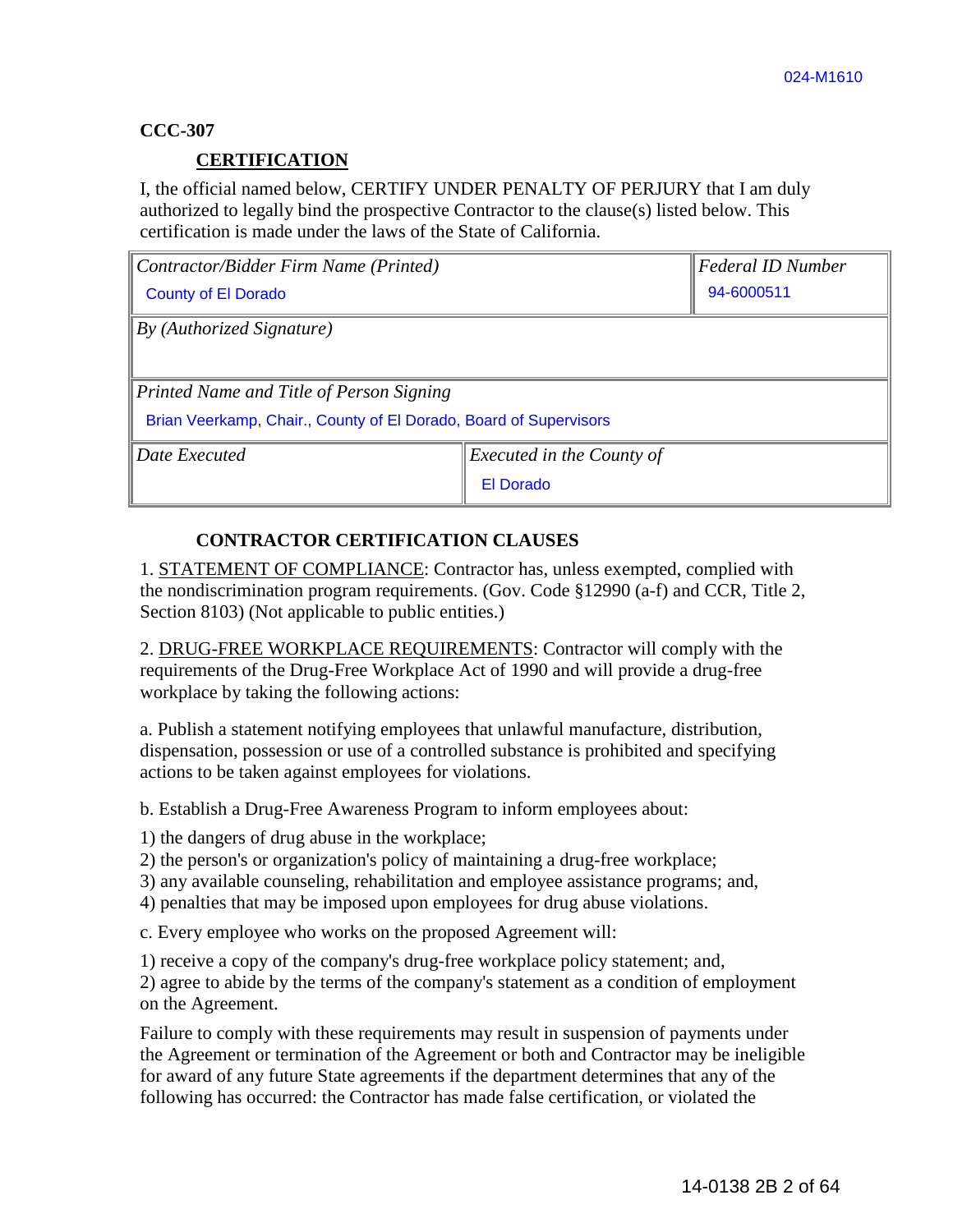CCC-307

## CERTIFICATION

I, the official named below, CERTIFY UNDER PENALTY OF PERJURY that I am duly authorized to legally bind the prospective Contractor to the clause(s) listed below. This certification is made under the laws of the State of California.

| *Contractor/Bidder Firm Name (Printed)* County of El Dorado | *Federal ID Number* 94-6000511 |
|---|---|
| *By (Authorized Signature)* | |
| *Printed Name and Title of Person Signing* Brian Veerkamp, Chair., County of El Dorado, Board of Supervisors | |
| *Date Executed* | *Executed in the County of* El Dorado |

### CONTRACTOR CERTIFICATION CLAUSES

1. STATEMENT OF COMPLIANCE: Contractor has, unless exempted, complied with the nondiscrimination program requirements. (Gov. Code §12990 (a-f) and CCR, Title 2, Section 8103) (Not applicable to public entities.)

2. DRUG-FREE WORKPLACE REQUIREMENTS: Contractor will comply with the requirements of the Drug-Free Workplace Act of 1990 and will provide a drug-free workplace by taking the following actions:

a. Publish a statement notifying employees that unlawful manufacture, distribution, dispensation, possession or use of a controlled substance is prohibited and specifying actions to be taken against employees for violations.

b. Establish a Drug-Free Awareness Program to inform employees about:

1) the dangers of drug abuse in the workplace;
2) the person's or organization's policy of maintaining a drug-free workplace;
3) any available counseling, rehabilitation and employee assistance programs; and,
4) penalties that may be imposed upon employees for drug abuse violations.

c. Every employee who works on the proposed Agreement will:

1) receive a copy of the company's drug-free workplace policy statement; and,
2) agree to abide by the terms of the company's statement as a condition of employment on the Agreement.

Failure to comply with these requirements may result in suspension of payments under the Agreement or termination of the Agreement or both and Contractor may be ineligible for award of any future State agreements if the department determines that any of the following has occurred: the Contractor has made false certification, or violated the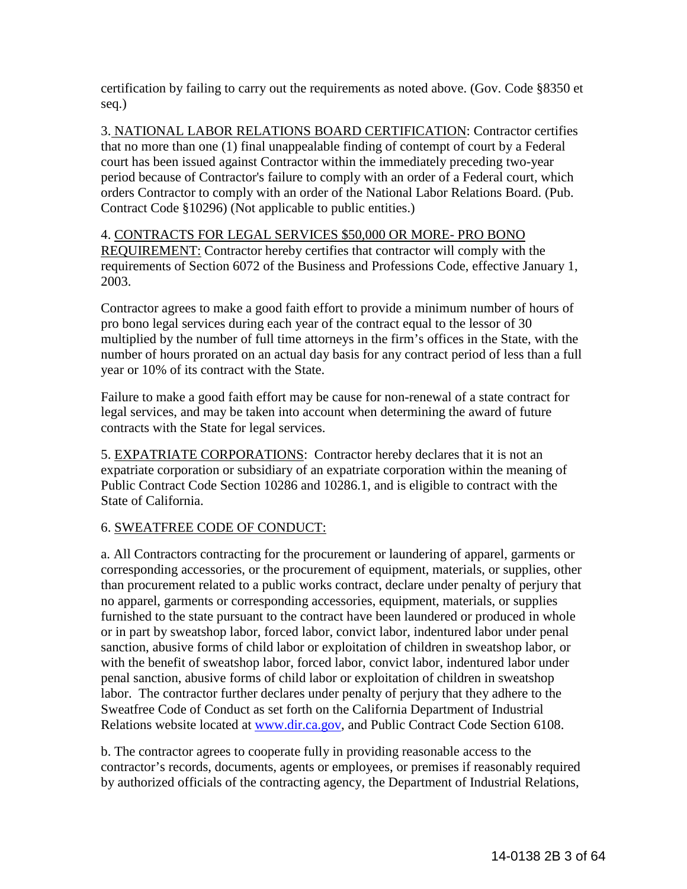certification by failing to carry out the requirements as noted above. (Gov. Code §8350 et seq.)

3. NATIONAL LABOR RELATIONS BOARD CERTIFICATION: Contractor certifies that no more than one (1) final unappealable finding of contempt of court by a Federal court has been issued against Contractor within the immediately preceding two-year period because of Contractor's failure to comply with an order of a Federal court, which orders Contractor to comply with an order of the National Labor Relations Board. (Pub. Contract Code §10296) (Not applicable to public entities.)

4. CONTRACTS FOR LEGAL SERVICES $50,000 OR MORE- PRO BONO REQUIREMENT: Contractor hereby certifies that contractor will comply with the requirements of Section 6072 of the Business and Professions Code, effective January 1, 2003.

Contractor agrees to make a good faith effort to provide a minimum number of hours of pro bono legal services during each year of the contract equal to the lessor of 30 multiplied by the number of full time attorneys in the firm's offices in the State, with the number of hours prorated on an actual day basis for any contract period of less than a full year or 10% of its contract with the State.

Failure to make a good faith effort may be cause for non-renewal of a state contract for legal services, and may be taken into account when determining the award of future contracts with the State for legal services.

5. EXPATRIATE CORPORATIONS: Contractor hereby declares that it is not an expatriate corporation or subsidiary of an expatriate corporation within the meaning of Public Contract Code Section 10286 and 10286.1, and is eligible to contract with the State of California.

6. SWEATFREE CODE OF CONDUCT:

a. All Contractors contracting for the procurement or laundering of apparel, garments or corresponding accessories, or the procurement of equipment, materials, or supplies, other than procurement related to a public works contract, declare under penalty of perjury that no apparel, garments or corresponding accessories, equipment, materials, or supplies furnished to the state pursuant to the contract have been laundered or produced in whole or in part by sweatshop labor, forced labor, convict labor, indentured labor under penal sanction, abusive forms of child labor or exploitation of children in sweatshop labor, or with the benefit of sweatshop labor, forced labor, convict labor, indentured labor under penal sanction, abusive forms of child labor or exploitation of children in sweatshop labor. The contractor further declares under penalty of perjury that they adhere to the Sweatfree Code of Conduct as set forth on the California Department of Industrial Relations website located at www.dir.ca.gov, and Public Contract Code Section 6108.

b. The contractor agrees to cooperate fully in providing reasonable access to the contractor's records, documents, agents or employees, or premises if reasonably required by authorized officials of the contracting agency, the Department of Industrial Relations,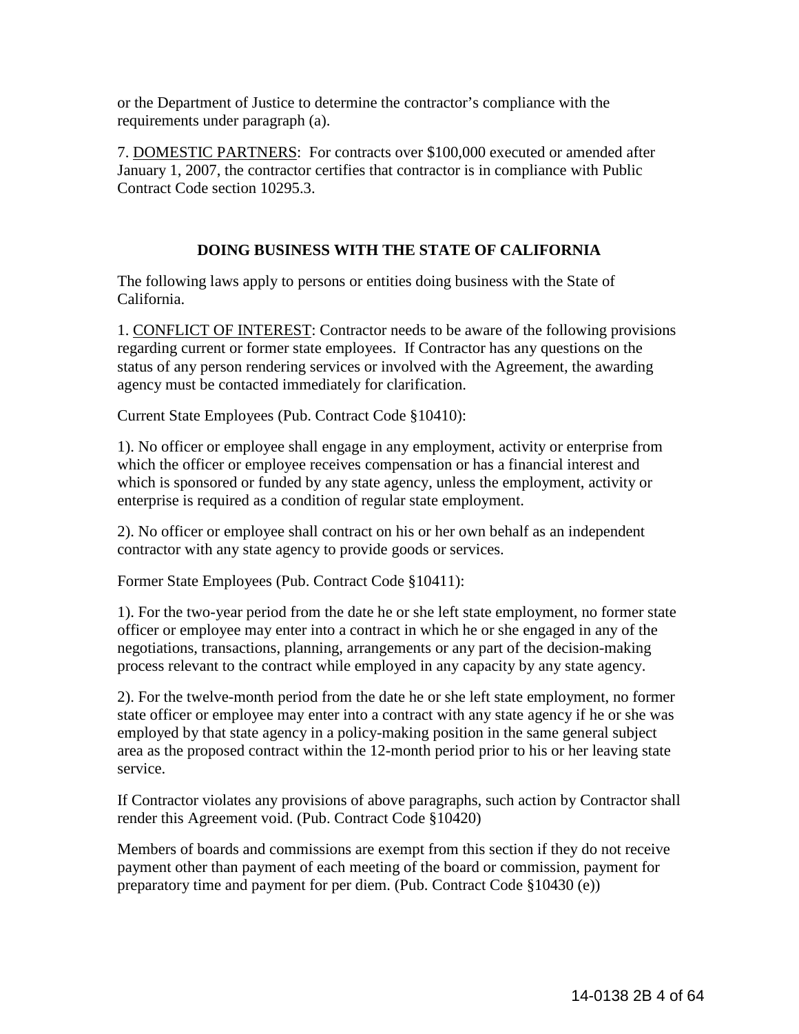or the Department of Justice to determine the contractor's compliance with the requirements under paragraph (a).

7. <u>DOMESTIC PARTNERS</u>: For contracts over $100,000 executed or amended after January 1, 2007, the contractor certifies that contractor is in compliance with Public Contract Code section 10295.3.

## DOING BUSINESS WITH THE STATE OF CALIFORNIA

The following laws apply to persons or entities doing business with the State of California.

1. <u>CONFLICT OF INTEREST</u>: Contractor needs to be aware of the following provisions regarding current or former state employees. If Contractor has any questions on the status of any person rendering services or involved with the Agreement, the awarding agency must be contacted immediately for clarification.

Current State Employees (Pub. Contract Code §10410):

1). No officer or employee shall engage in any employment, activity or enterprise from which the officer or employee receives compensation or has a financial interest and which is sponsored or funded by any state agency, unless the employment, activity or enterprise is required as a condition of regular state employment.

2). No officer or employee shall contract on his or her own behalf as an independent contractor with any state agency to provide goods or services.

Former State Employees (Pub. Contract Code §10411):

1). For the two-year period from the date he or she left state employment, no former state officer or employee may enter into a contract in which he or she engaged in any of the negotiations, transactions, planning, arrangements or any part of the decision-making process relevant to the contract while employed in any capacity by any state agency.

2). For the twelve-month period from the date he or she left state employment, no former state officer or employee may enter into a contract with any state agency if he or she was employed by that state agency in a policy-making position in the same general subject area as the proposed contract within the 12-month period prior to his or her leaving state service.

If Contractor violates any provisions of above paragraphs, such action by Contractor shall render this Agreement void. (Pub. Contract Code §10420)

Members of boards and commissions are exempt from this section if they do not receive payment other than payment of each meeting of the board or commission, payment for preparatory time and payment for per diem. (Pub. Contract Code §10430 (e))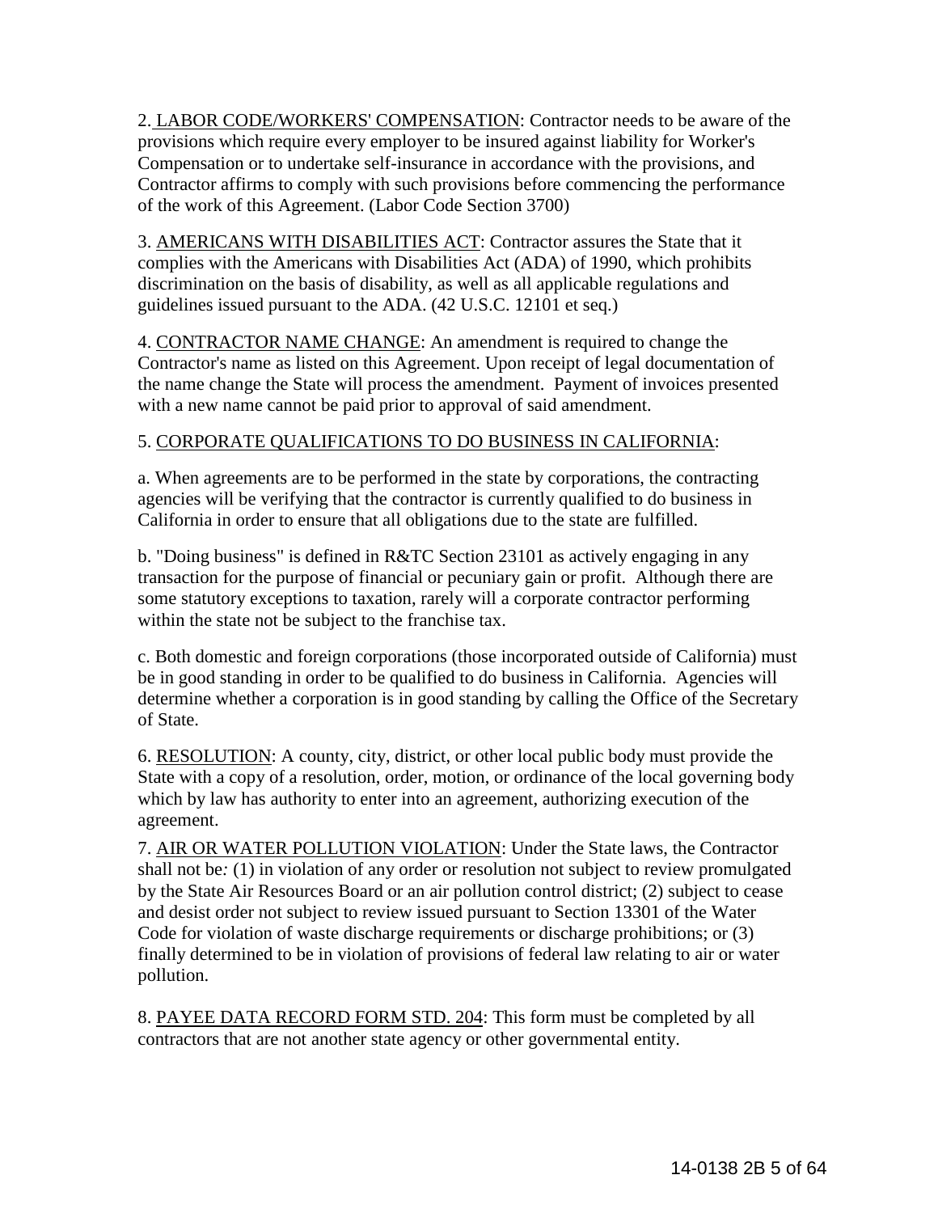2. LABOR CODE/WORKERS' COMPENSATION: Contractor needs to be aware of the provisions which require every employer to be insured against liability for Worker's Compensation or to undertake self-insurance in accordance with the provisions, and Contractor affirms to comply with such provisions before commencing the performance of the work of this Agreement. (Labor Code Section 3700)

3. AMERICANS WITH DISABILITIES ACT: Contractor assures the State that it complies with the Americans with Disabilities Act (ADA) of 1990, which prohibits discrimination on the basis of disability, as well as all applicable regulations and guidelines issued pursuant to the ADA. (42 U.S.C. 12101 et seq.)

4. CONTRACTOR NAME CHANGE: An amendment is required to change the Contractor's name as listed on this Agreement. Upon receipt of legal documentation of the name change the State will process the amendment. Payment of invoices presented with a new name cannot be paid prior to approval of said amendment.

5. CORPORATE QUALIFICATIONS TO DO BUSINESS IN CALIFORNIA:

a. When agreements are to be performed in the state by corporations, the contracting agencies will be verifying that the contractor is currently qualified to do business in California in order to ensure that all obligations due to the state are fulfilled.

b. "Doing business" is defined in R&TC Section 23101 as actively engaging in any transaction for the purpose of financial or pecuniary gain or profit. Although there are some statutory exceptions to taxation, rarely will a corporate contractor performing within the state not be subject to the franchise tax.

c. Both domestic and foreign corporations (those incorporated outside of California) must be in good standing in order to be qualified to do business in California. Agencies will determine whether a corporation is in good standing by calling the Office of the Secretary of State.

6. RESOLUTION: A county, city, district, or other local public body must provide the State with a copy of a resolution, order, motion, or ordinance of the local governing body which by law has authority to enter into an agreement, authorizing execution of the agreement.

7. AIR OR WATER POLLUTION VIOLATION: Under the State laws, the Contractor shall not be: (1) in violation of any order or resolution not subject to review promulgated by the State Air Resources Board or an air pollution control district; (2) subject to cease and desist order not subject to review issued pursuant to Section 13301 of the Water Code for violation of waste discharge requirements or discharge prohibitions; or (3) finally determined to be in violation of provisions of federal law relating to air or water pollution.

8. PAYEE DATA RECORD FORM STD. 204: This form must be completed by all contractors that are not another state agency or other governmental entity.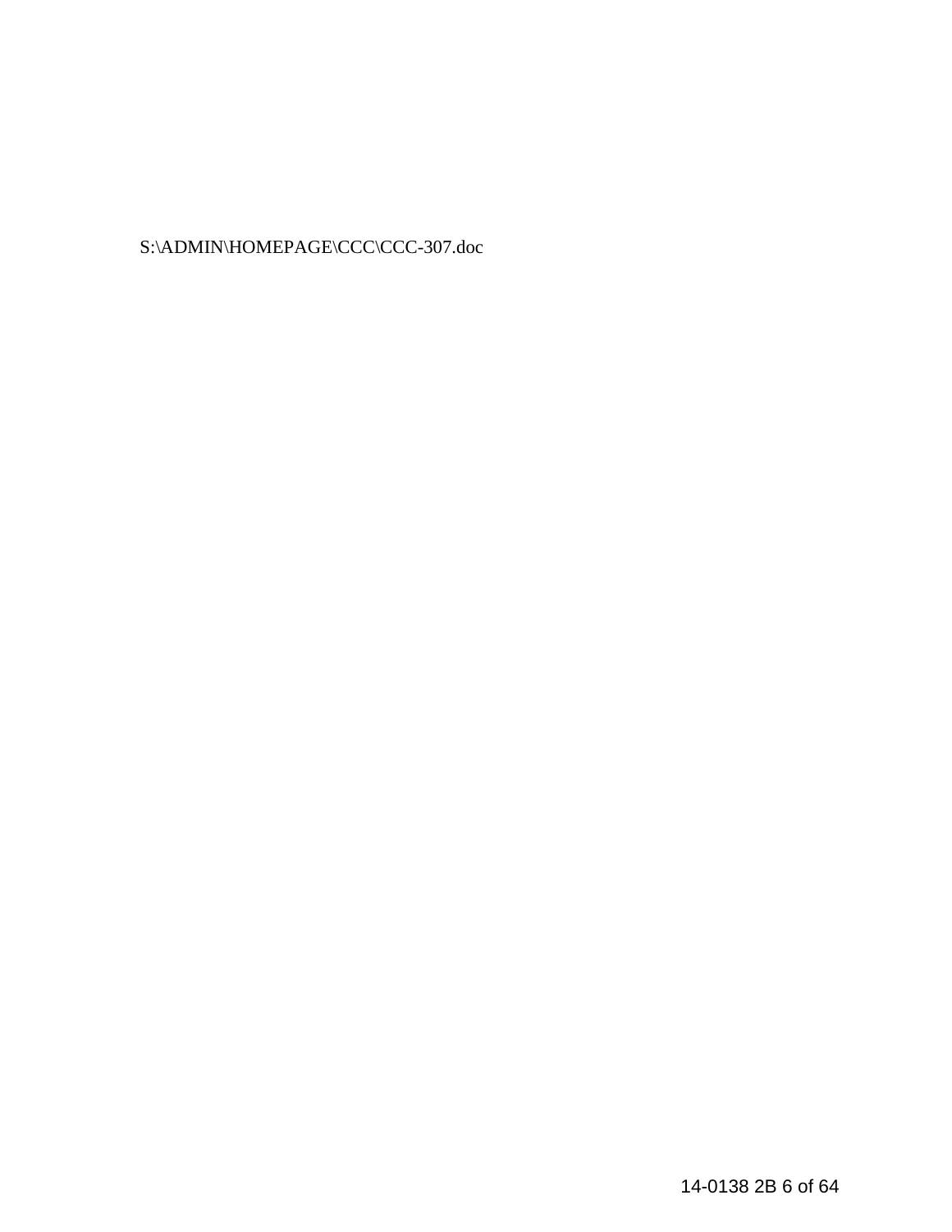S:\ADMIN\HOMEPAGE\CCC\CCC-307.doc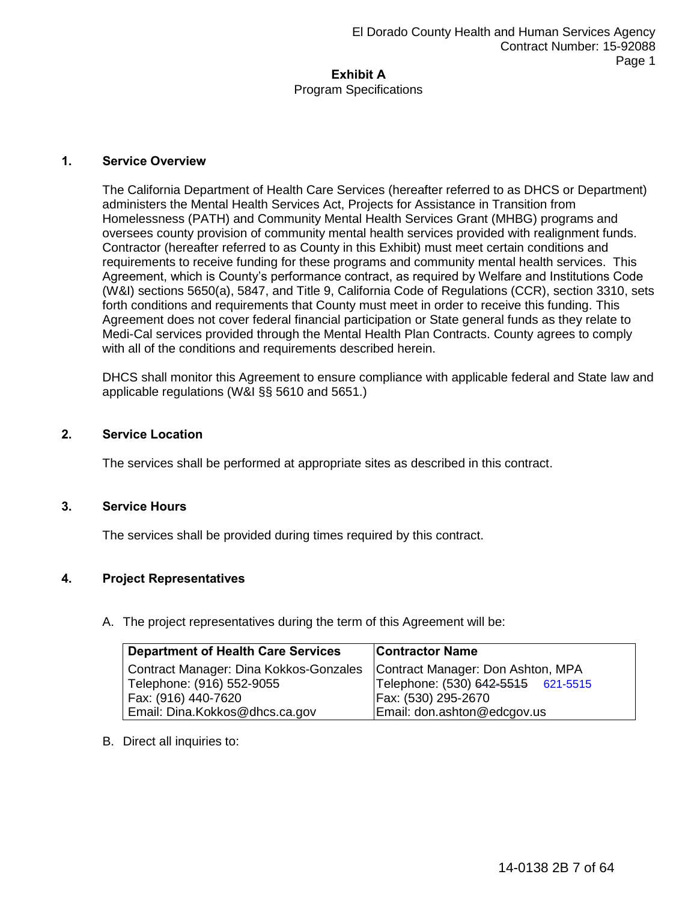# Exhibit A

Program Specifications

## 1. Service Overview

The California Department of Health Care Services (hereafter referred to as DHCS or Department) administers the Mental Health Services Act, Projects for Assistance in Transition from Homelessness (PATH) and Community Mental Health Services Grant (MHBG) programs and oversees county provision of community mental health services provided with realignment funds. Contractor (hereafter referred to as County in this Exhibit) must meet certain conditions and requirements to receive funding for these programs and community mental health services. This Agreement, which is County's performance contract, as required by Welfare and Institutions Code (W&I) sections 5650(a), 5847, and Title 9, California Code of Regulations (CCR), section 3310, sets forth conditions and requirements that County must meet in order to receive this funding. This Agreement does not cover federal financial participation or State general funds as they relate to Medi-Cal services provided through the Mental Health Plan Contracts. County agrees to comply with all of the conditions and requirements described herein.

DHCS shall monitor this Agreement to ensure compliance with applicable federal and State law and applicable regulations (W&I §§ 5610 and 5651.)

## 2. Service Location

The services shall be performed at appropriate sites as described in this contract.

## 3. Service Hours

The services shall be provided during times required by this contract.

## 4. Project Representatives

A. The project representatives during the term of this Agreement will be:

| Department of Health Care Services | Contractor Name |
|---|---|
| Contract Manager: Dina Kokkos-Gonzales<br>Telephone: (916) 552-9055<br>Fax: (916) 440-7620<br>Email: Dina.Kokkos@dhcs.ca.gov | Contract Manager: Don Ashton, MPA<br>Telephone: (530) ~~642-5515~~ 621-5515<br>Fax: (530) 295-2670<br>Email: don.ashton@edcgov.us |

B. Direct all inquiries to: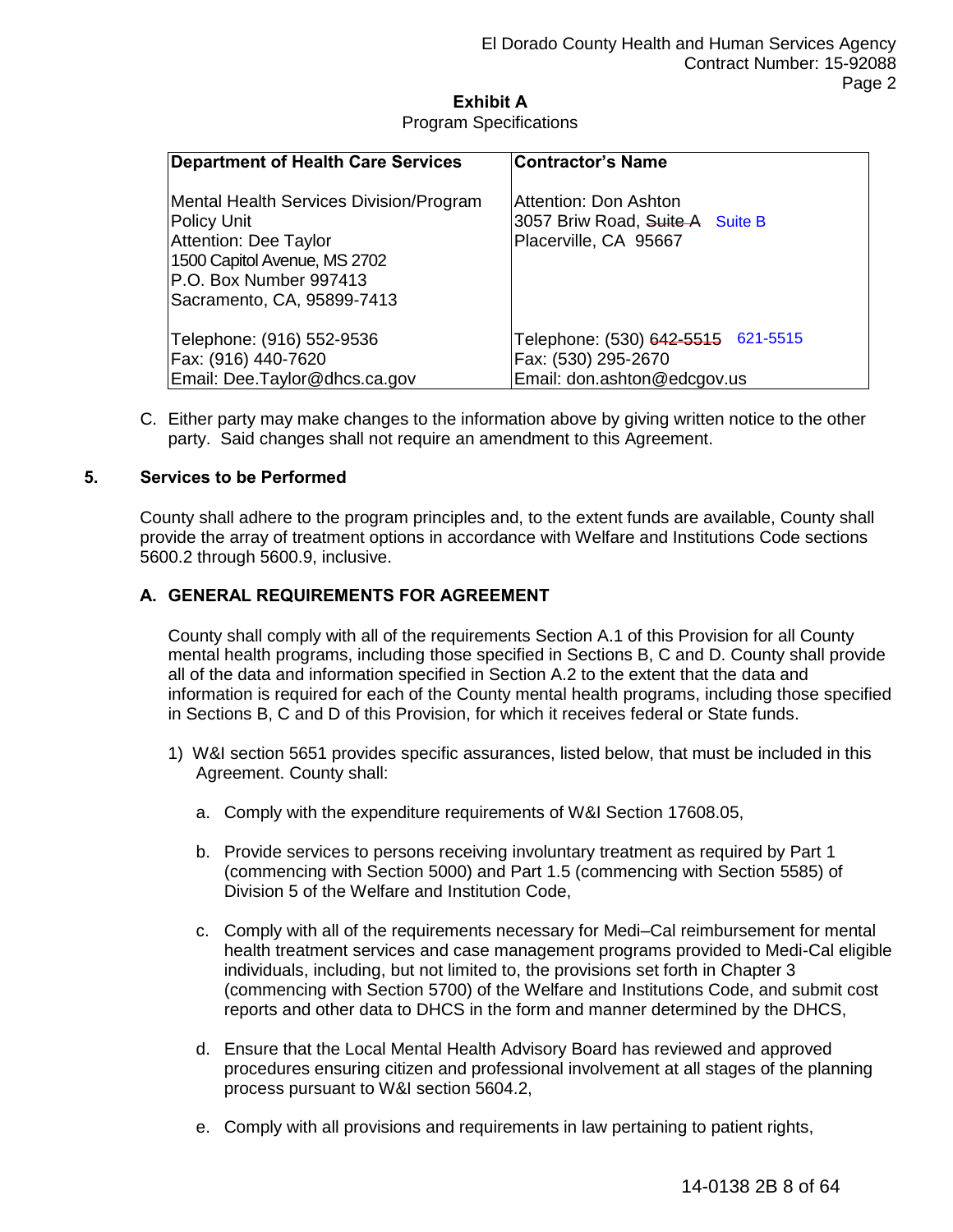## Exhibit A

Program Specifications

| Department of Health Care Services | Contractor's Name |
|---|---|
| Mental Health Services Division/Program Policy Unit<br>Attention: Dee Taylor<br>1500 Capitol Avenue, MS 2702<br>P.O. Box Number 997413<br>Sacramento, CA, 95899-7413 | Attention: Don Ashton<br>3057 Briw Road, ~~Suite A~~ Suite B<br>Placerville, CA 95667 |
| Telephone: (916) 552-9536<br>Fax: (916) 440-7620<br>Email: Dee.Taylor@dhcs.ca.gov | Telephone: (530) ~~642-5515~~ 621-5515<br>Fax: (530) 295-2670<br>Email: don.ashton@edcgov.us |

C. Either party may make changes to the information above by giving written notice to the other party. Said changes shall not require an amendment to this Agreement.

### 5. Services to be Performed

County shall adhere to the program principles and, to the extent funds are available, County shall provide the array of treatment options in accordance with Welfare and Institutions Code sections 5600.2 through 5600.9, inclusive.

#### A. GENERAL REQUIREMENTS FOR AGREEMENT

County shall comply with all of the requirements Section A.1 of this Provision for all County mental health programs, including those specified in Sections B, C and D. County shall provide all of the data and information specified in Section A.2 to the extent that the data and information is required for each of the County mental health programs, including those specified in Sections B, C and D of this Provision, for which it receives federal or State funds.

1) W&I section 5651 provides specific assurances, listed below, that must be included in this Agreement. County shall:

   a. Comply with the expenditure requirements of W&I Section 17608.05,

   b. Provide services to persons receiving involuntary treatment as required by Part 1 (commencing with Section 5000) and Part 1.5 (commencing with Section 5585) of Division 5 of the Welfare and Institution Code,

   c. Comply with all of the requirements necessary for Medi–Cal reimbursement for mental health treatment services and case management programs provided to Medi-Cal eligible individuals, including, but not limited to, the provisions set forth in Chapter 3 (commencing with Section 5700) of the Welfare and Institutions Code, and submit cost reports and other data to DHCS in the form and manner determined by the DHCS,

   d. Ensure that the Local Mental Health Advisory Board has reviewed and approved procedures ensuring citizen and professional involvement at all stages of the planning process pursuant to W&I section 5604.2,

   e. Comply with all provisions and requirements in law pertaining to patient rights,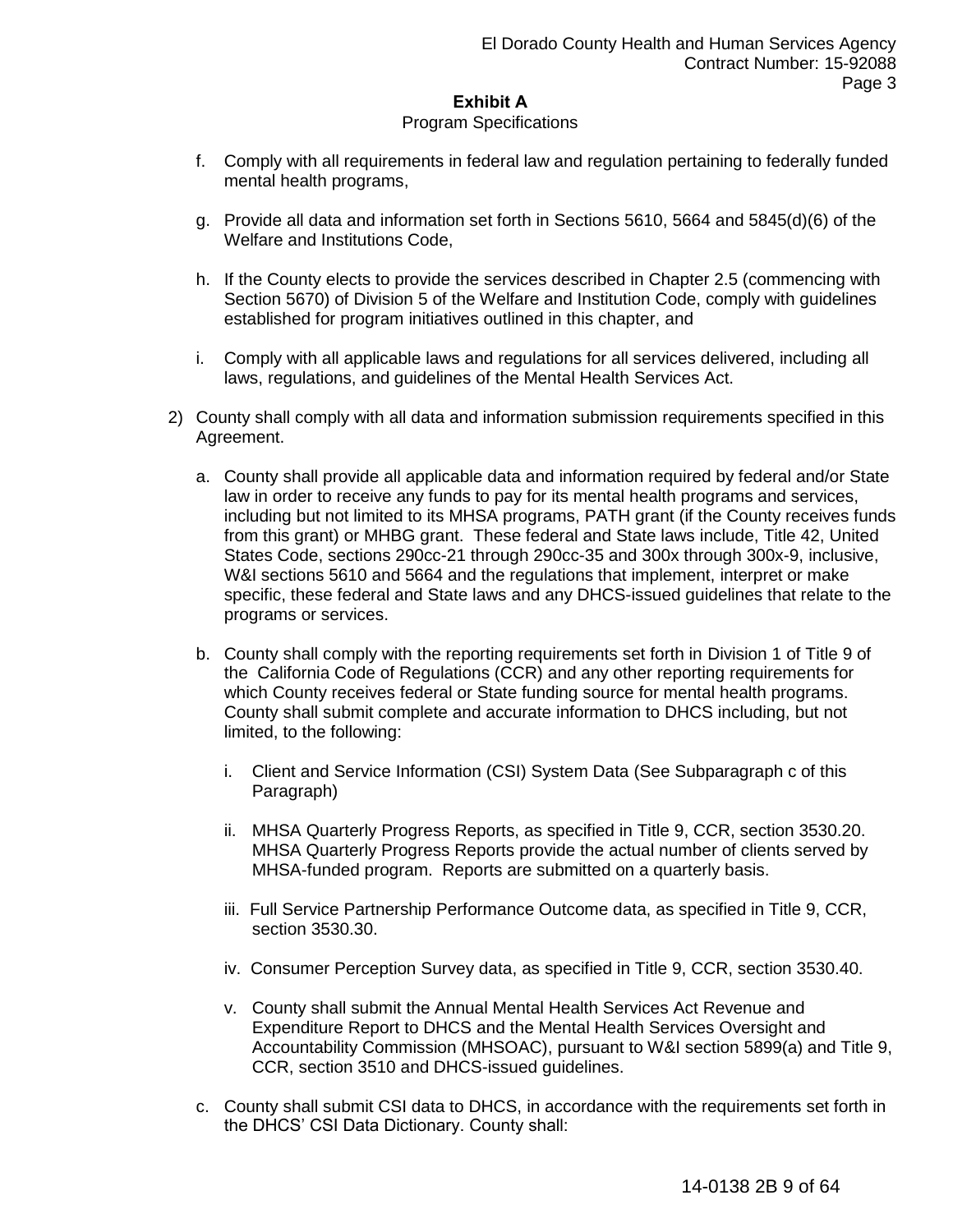**Exhibit A**

Program Specifications

f. Comply with all requirements in federal law and regulation pertaining to federally funded mental health programs,

g. Provide all data and information set forth in Sections 5610, 5664 and 5845(d)(6) of the Welfare and Institutions Code,

h. If the County elects to provide the services described in Chapter 2.5 (commencing with Section 5670) of Division 5 of the Welfare and Institution Code, comply with guidelines established for program initiatives outlined in this chapter, and

i. Comply with all applicable laws and regulations for all services delivered, including all laws, regulations, and guidelines of the Mental Health Services Act.

2) County shall comply with all data and information submission requirements specified in this Agreement.

a. County shall provide all applicable data and information required by federal and/or State law in order to receive any funds to pay for its mental health programs and services, including but not limited to its MHSA programs, PATH grant (if the County receives funds from this grant) or MHBG grant. These federal and State laws include, Title 42, United States Code, sections 290cc-21 through 290cc-35 and 300x through 300x-9, inclusive, W&I sections 5610 and 5664 and the regulations that implement, interpret or make specific, these federal and State laws and any DHCS-issued guidelines that relate to the programs or services.

b. County shall comply with the reporting requirements set forth in Division 1 of Title 9 of the California Code of Regulations (CCR) and any other reporting requirements for which County receives federal or State funding source for mental health programs. County shall submit complete and accurate information to DHCS including, but not limited, to the following:

i. Client and Service Information (CSI) System Data (See Subparagraph c of this Paragraph)

ii. MHSA Quarterly Progress Reports, as specified in Title 9, CCR, section 3530.20. MHSA Quarterly Progress Reports provide the actual number of clients served by MHSA-funded program. Reports are submitted on a quarterly basis.

iii. Full Service Partnership Performance Outcome data, as specified in Title 9, CCR, section 3530.30.

iv. Consumer Perception Survey data, as specified in Title 9, CCR, section 3530.40.

v. County shall submit the Annual Mental Health Services Act Revenue and Expenditure Report to DHCS and the Mental Health Services Oversight and Accountability Commission (MHSOAC), pursuant to W&I section 5899(a) and Title 9, CCR, section 3510 and DHCS-issued guidelines.

c. County shall submit CSI data to DHCS, in accordance with the requirements set forth in the DHCS' CSI Data Dictionary. County shall: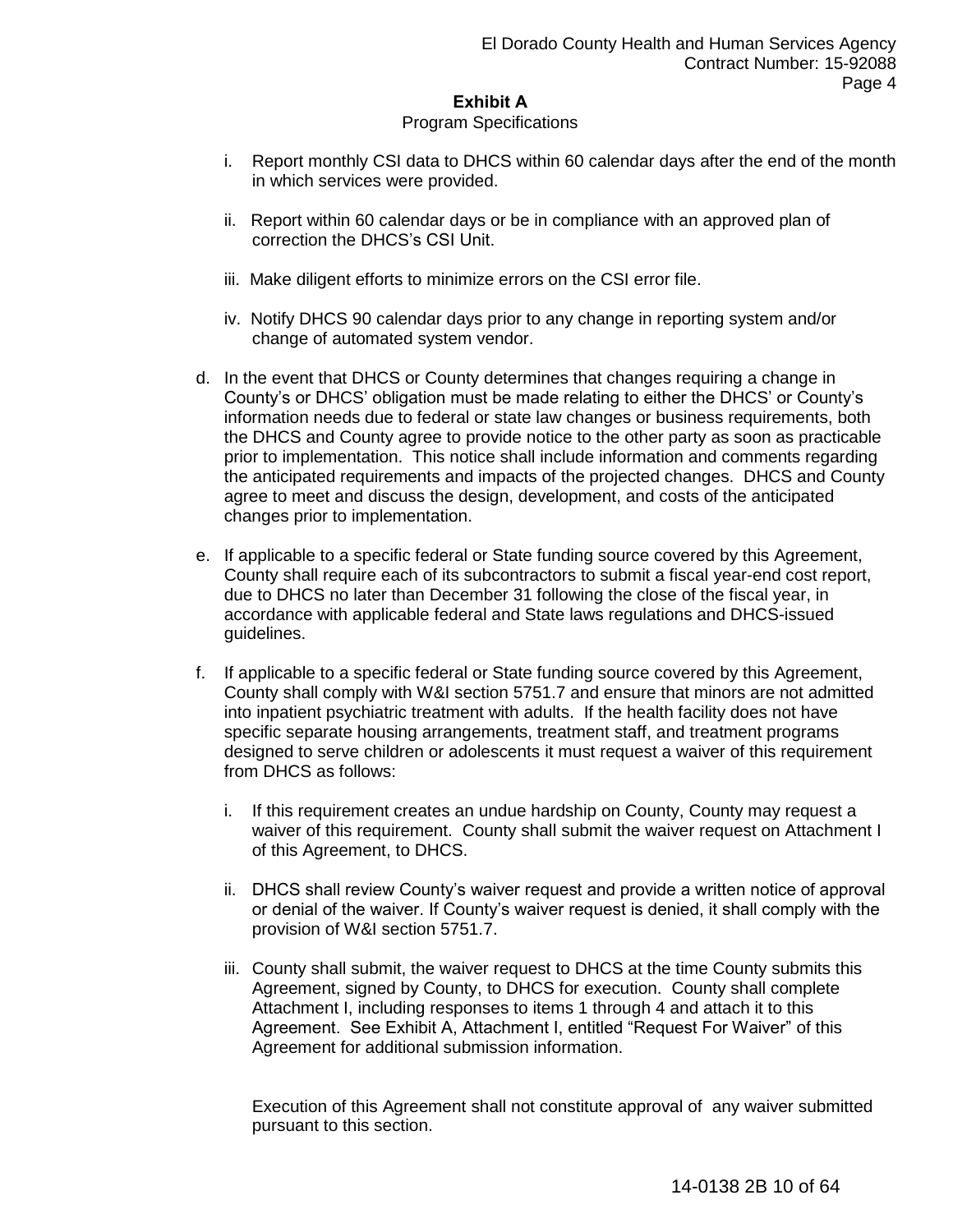**Exhibit A**

Program Specifications

i. Report monthly CSI data to DHCS within 60 calendar days after the end of the month in which services were provided.

ii. Report within 60 calendar days or be in compliance with an approved plan of correction the DHCS's CSI Unit.

iii. Make diligent efforts to minimize errors on the CSI error file.

iv. Notify DHCS 90 calendar days prior to any change in reporting system and/or change of automated system vendor.

d. In the event that DHCS or County determines that changes requiring a change in County's or DHCS' obligation must be made relating to either the DHCS' or County's information needs due to federal or state law changes or business requirements, both the DHCS and County agree to provide notice to the other party as soon as practicable prior to implementation. This notice shall include information and comments regarding the anticipated requirements and impacts of the projected changes. DHCS and County agree to meet and discuss the design, development, and costs of the anticipated changes prior to implementation.

e. If applicable to a specific federal or State funding source covered by this Agreement, County shall require each of its subcontractors to submit a fiscal year-end cost report, due to DHCS no later than December 31 following the close of the fiscal year, in accordance with applicable federal and State laws regulations and DHCS-issued guidelines.

f. If applicable to a specific federal or State funding source covered by this Agreement, County shall comply with W&I section 5751.7 and ensure that minors are not admitted into inpatient psychiatric treatment with adults. If the health facility does not have specific separate housing arrangements, treatment staff, and treatment programs designed to serve children or adolescents it must request a waiver of this requirement from DHCS as follows:

i. If this requirement creates an undue hardship on County, County may request a waiver of this requirement. County shall submit the waiver request on Attachment I of this Agreement, to DHCS.

ii. DHCS shall review County's waiver request and provide a written notice of approval or denial of the waiver. If County's waiver request is denied, it shall comply with the provision of W&I section 5751.7.

iii. County shall submit, the waiver request to DHCS at the time County submits this Agreement, signed by County, to DHCS for execution. County shall complete Attachment I, including responses to items 1 through 4 and attach it to this Agreement. See Exhibit A, Attachment I, entitled "Request For Waiver" of this Agreement for additional submission information.

Execution of this Agreement shall not constitute approval of any waiver submitted pursuant to this section.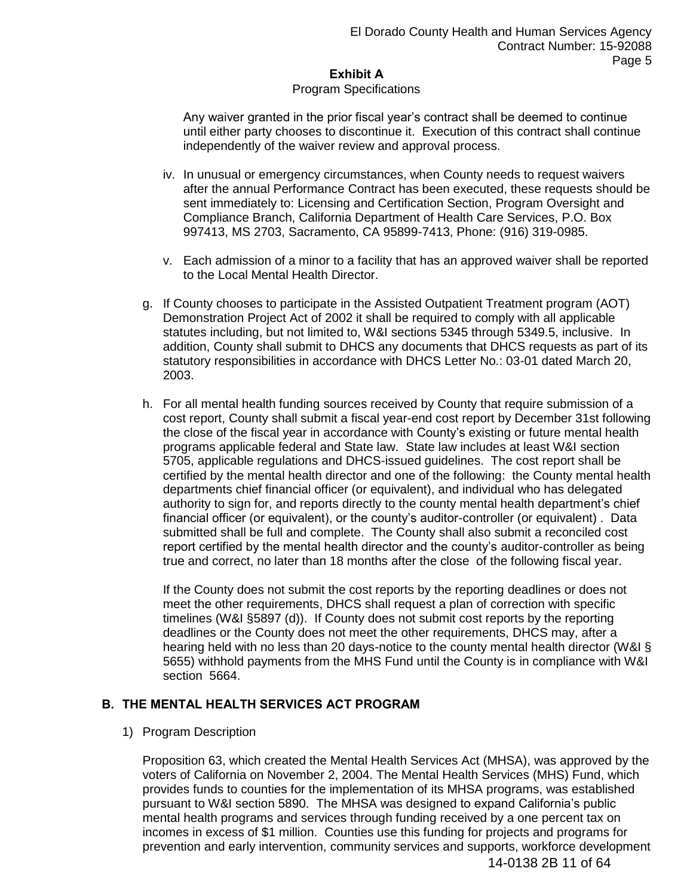## Exhibit A

Program Specifications

Any waiver granted in the prior fiscal year's contract shall be deemed to continue until either party chooses to discontinue it. Execution of this contract shall continue independently of the waiver review and approval process.

iv. In unusual or emergency circumstances, when County needs to request waivers after the annual Performance Contract has been executed, these requests should be sent immediately to: Licensing and Certification Section, Program Oversight and Compliance Branch, California Department of Health Care Services, P.O. Box 997413, MS 2703, Sacramento, CA 95899-7413, Phone: (916) 319-0985.

v. Each admission of a minor to a facility that has an approved waiver shall be reported to the Local Mental Health Director.

g. If County chooses to participate in the Assisted Outpatient Treatment program (AOT) Demonstration Project Act of 2002 it shall be required to comply with all applicable statutes including, but not limited to, W&I sections 5345 through 5349.5, inclusive. In addition, County shall submit to DHCS any documents that DHCS requests as part of its statutory responsibilities in accordance with DHCS Letter No.: 03-01 dated March 20, 2003.

h. For all mental health funding sources received by County that require submission of a cost report, County shall submit a fiscal year-end cost report by December 31st following the close of the fiscal year in accordance with County's existing or future mental health programs applicable federal and State law. State law includes at least W&I section 5705, applicable regulations and DHCS-issued guidelines. The cost report shall be certified by the mental health director and one of the following: the County mental health departments chief financial officer (or equivalent), and individual who has delegated authority to sign for, and reports directly to the county mental health department's chief financial officer (or equivalent), or the county's auditor-controller (or equivalent) . Data submitted shall be full and complete. The County shall also submit a reconciled cost report certified by the mental health director and the county's auditor-controller as being true and correct, no later than 18 months after the close of the following fiscal year.

If the County does not submit the cost reports by the reporting deadlines or does not meet the other requirements, DHCS shall request a plan of correction with specific timelines (W&I §5897 (d)). If County does not submit cost reports by the reporting deadlines or the County does not meet the other requirements, DHCS may, after a hearing held with no less than 20 days-notice to the county mental health director (W&I § 5655) withhold payments from the MHS Fund until the County is in compliance with W&I section 5664.

### B. THE MENTAL HEALTH SERVICES ACT PROGRAM

1) Program Description

Proposition 63, which created the Mental Health Services Act (MHSA), was approved by the voters of California on November 2, 2004. The Mental Health Services (MHS) Fund, which provides funds to counties for the implementation of its MHSA programs, was established pursuant to W&I section 5890. The MHSA was designed to expand California's public mental health programs and services through funding received by a one percent tax on incomes in excess of $1 million. Counties use this funding for projects and programs for prevention and early intervention, community services and supports, workforce development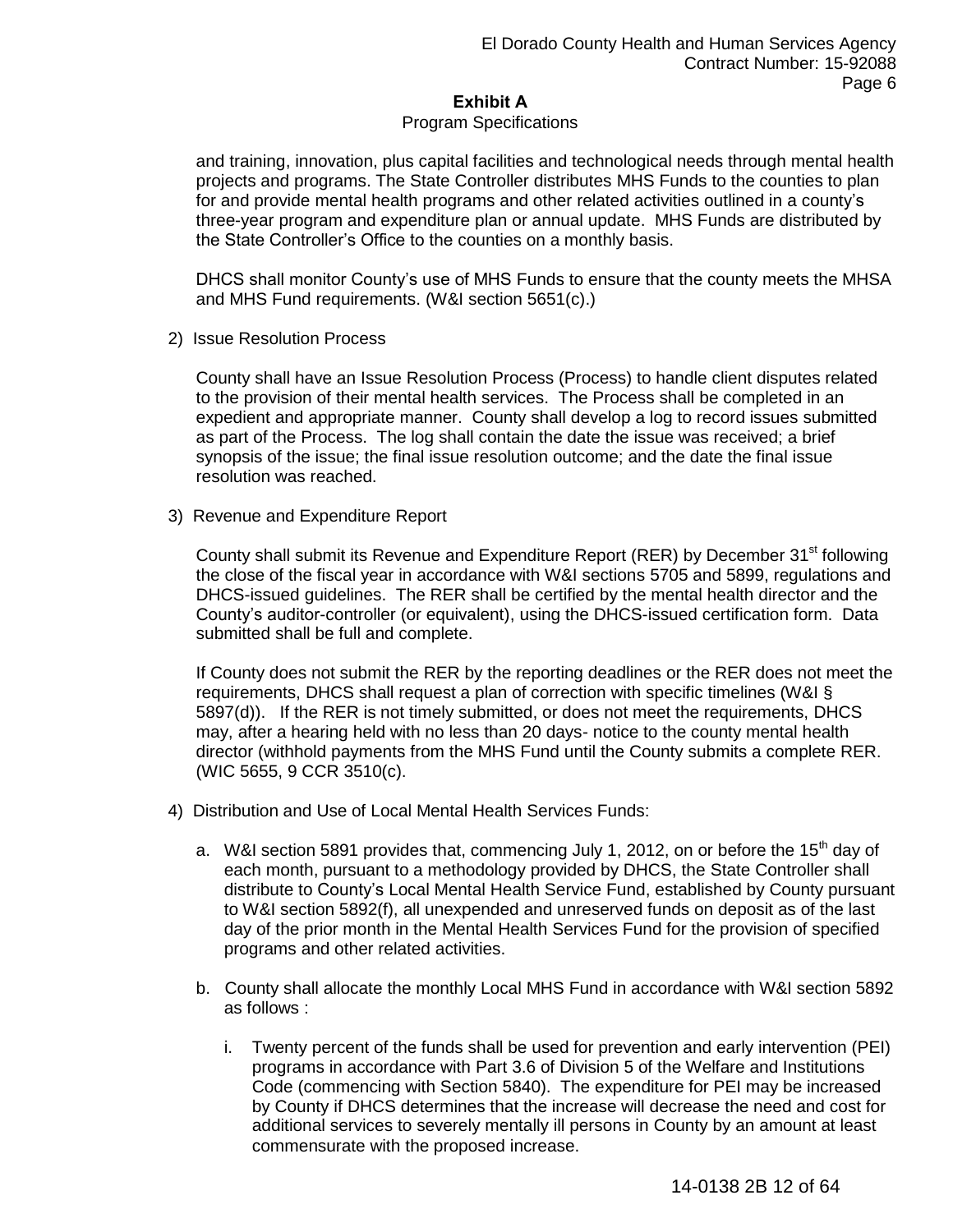and training, innovation, plus capital facilities and technological needs through mental health projects and programs. The State Controller distributes MHS Funds to the counties to plan for and provide mental health programs and other related activities outlined in a county's three-year program and expenditure plan or annual update. MHS Funds are distributed by the State Controller's Office to the counties on a monthly basis.

DHCS shall monitor County's use of MHS Funds to ensure that the county meets the MHSA and MHS Fund requirements. (W&I section 5651(c).)

2) Issue Resolution Process

County shall have an Issue Resolution Process (Process) to handle client disputes related to the provision of their mental health services. The Process shall be completed in an expedient and appropriate manner. County shall develop a log to record issues submitted as part of the Process. The log shall contain the date the issue was received; a brief synopsis of the issue; the final issue resolution outcome; and the date the final issue resolution was reached.

3) Revenue and Expenditure Report

County shall submit its Revenue and Expenditure Report (RER) by December 31st following the close of the fiscal year in accordance with W&I sections 5705 and 5899, regulations and DHCS-issued guidelines. The RER shall be certified by the mental health director and the County's auditor-controller (or equivalent), using the DHCS-issued certification form. Data submitted shall be full and complete.

If County does not submit the RER by the reporting deadlines or the RER does not meet the requirements, DHCS shall request a plan of correction with specific timelines (W&I § 5897(d)). If the RER is not timely submitted, or does not meet the requirements, DHCS may, after a hearing held with no less than 20 days- notice to the county mental health director (withhold payments from the MHS Fund until the County submits a complete RER. (WIC 5655, 9 CCR 3510(c).

4) Distribution and Use of Local Mental Health Services Funds:

a. W&I section 5891 provides that, commencing July 1, 2012, on or before the 15th day of each month, pursuant to a methodology provided by DHCS, the State Controller shall distribute to County's Local Mental Health Service Fund, established by County pursuant to W&I section 5892(f), all unexpended and unreserved funds on deposit as of the last day of the prior month in the Mental Health Services Fund for the provision of specified programs and other related activities.

b. County shall allocate the monthly Local MHS Fund in accordance with W&I section 5892 as follows :

   i. Twenty percent of the funds shall be used for prevention and early intervention (PEI) programs in accordance with Part 3.6 of Division 5 of the Welfare and Institutions Code (commencing with Section 5840). The expenditure for PEI may be increased by County if DHCS determines that the increase will decrease the need and cost for additional services to severely mentally ill persons in County by an amount at least commensurate with the proposed increase.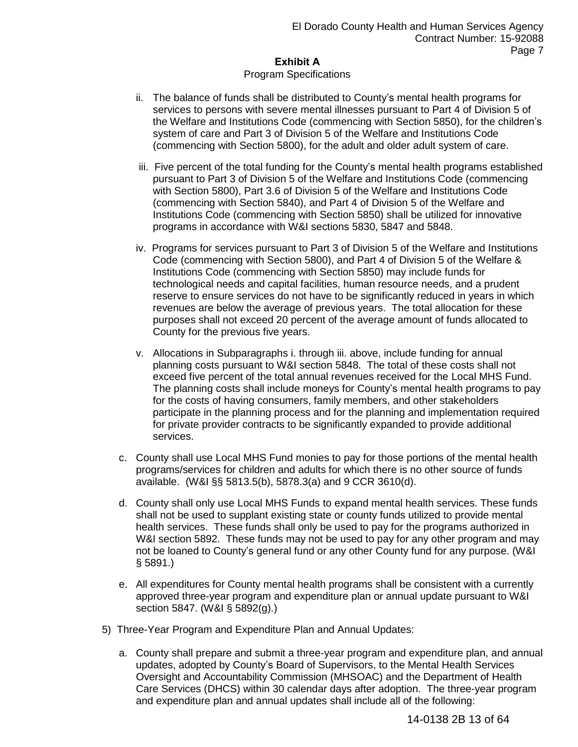**Exhibit A**

Program Specifications

ii. The balance of funds shall be distributed to County's mental health programs for services to persons with severe mental illnesses pursuant to Part 4 of Division 5 of the Welfare and Institutions Code (commencing with Section 5850), for the children's system of care and Part 3 of Division 5 of the Welfare and Institutions Code (commencing with Section 5800), for the adult and older adult system of care.

iii. Five percent of the total funding for the County's mental health programs established pursuant to Part 3 of Division 5 of the Welfare and Institutions Code (commencing with Section 5800), Part 3.6 of Division 5 of the Welfare and Institutions Code (commencing with Section 5840), and Part 4 of Division 5 of the Welfare and Institutions Code (commencing with Section 5850) shall be utilized for innovative programs in accordance with W&I sections 5830, 5847 and 5848.

iv. Programs for services pursuant to Part 3 of Division 5 of the Welfare and Institutions Code (commencing with Section 5800), and Part 4 of Division 5 of the Welfare & Institutions Code (commencing with Section 5850) may include funds for technological needs and capital facilities, human resource needs, and a prudent reserve to ensure services do not have to be significantly reduced in years in which revenues are below the average of previous years. The total allocation for these purposes shall not exceed 20 percent of the average amount of funds allocated to County for the previous five years.

v. Allocations in Subparagraphs i. through iii. above, include funding for annual planning costs pursuant to W&I section 5848. The total of these costs shall not exceed five percent of the total annual revenues received for the Local MHS Fund. The planning costs shall include moneys for County's mental health programs to pay for the costs of having consumers, family members, and other stakeholders participate in the planning process and for the planning and implementation required for private provider contracts to be significantly expanded to provide additional services.

c. County shall use Local MHS Fund monies to pay for those portions of the mental health programs/services for children and adults for which there is no other source of funds available. (W&I §§ 5813.5(b), 5878.3(a) and 9 CCR 3610(d).

d. County shall only use Local MHS Funds to expand mental health services. These funds shall not be used to supplant existing state or county funds utilized to provide mental health services. These funds shall only be used to pay for the programs authorized in W&I section 5892. These funds may not be used to pay for any other program and may not be loaned to County's general fund or any other County fund for any purpose. (W&I § 5891.)

e. All expenditures for County mental health programs shall be consistent with a currently approved three-year program and expenditure plan or annual update pursuant to W&I section 5847. (W&I § 5892(g).)

5) Three-Year Program and Expenditure Plan and Annual Updates:

a. County shall prepare and submit a three-year program and expenditure plan, and annual updates, adopted by County's Board of Supervisors, to the Mental Health Services Oversight and Accountability Commission (MHSOAC) and the Department of Health Care Services (DHCS) within 30 calendar days after adoption. The three-year program and expenditure plan and annual updates shall include all of the following: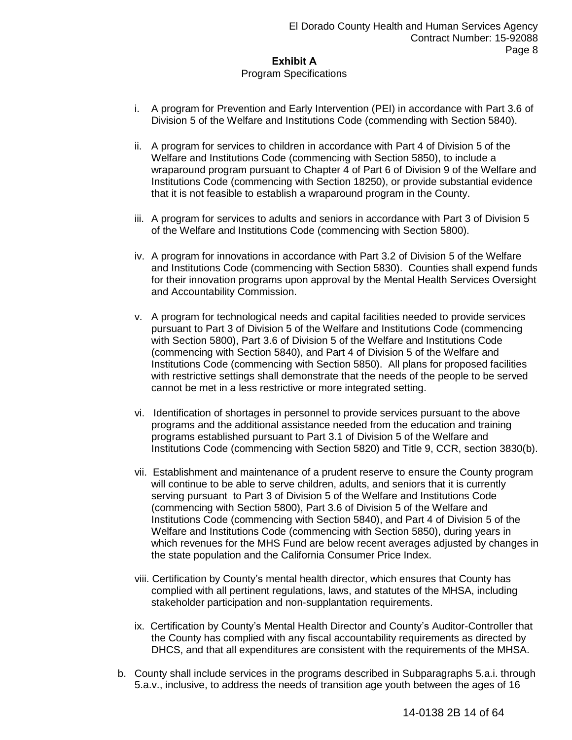**Exhibit A**
Program Specifications

i. A program for Prevention and Early Intervention (PEI) in accordance with Part 3.6 of Division 5 of the Welfare and Institutions Code (commending with Section 5840).

ii. A program for services to children in accordance with Part 4 of Division 5 of the Welfare and Institutions Code (commencing with Section 5850), to include a wraparound program pursuant to Chapter 4 of Part 6 of Division 9 of the Welfare and Institutions Code (commencing with Section 18250), or provide substantial evidence that it is not feasible to establish a wraparound program in the County.

iii. A program for services to adults and seniors in accordance with Part 3 of Division 5 of the Welfare and Institutions Code (commencing with Section 5800).

iv. A program for innovations in accordance with Part 3.2 of Division 5 of the Welfare and Institutions Code (commencing with Section 5830). Counties shall expend funds for their innovation programs upon approval by the Mental Health Services Oversight and Accountability Commission.

v. A program for technological needs and capital facilities needed to provide services pursuant to Part 3 of Division 5 of the Welfare and Institutions Code (commencing with Section 5800), Part 3.6 of Division 5 of the Welfare and Institutions Code (commencing with Section 5840), and Part 4 of Division 5 of the Welfare and Institutions Code (commencing with Section 5850). All plans for proposed facilities with restrictive settings shall demonstrate that the needs of the people to be served cannot be met in a less restrictive or more integrated setting.

vi. Identification of shortages in personnel to provide services pursuant to the above programs and the additional assistance needed from the education and training programs established pursuant to Part 3.1 of Division 5 of the Welfare and Institutions Code (commencing with Section 5820) and Title 9, CCR, section 3830(b).

vii. Establishment and maintenance of a prudent reserve to ensure the County program will continue to be able to serve children, adults, and seniors that it is currently serving pursuant to Part 3 of Division 5 of the Welfare and Institutions Code (commencing with Section 5800), Part 3.6 of Division 5 of the Welfare and Institutions Code (commencing with Section 5840), and Part 4 of Division 5 of the Welfare and Institutions Code (commencing with Section 5850), during years in which revenues for the MHS Fund are below recent averages adjusted by changes in the state population and the California Consumer Price Index.

viii. Certification by County's mental health director, which ensures that County has complied with all pertinent regulations, laws, and statutes of the MHSA, including stakeholder participation and non-supplantation requirements.

ix. Certification by County's Mental Health Director and County's Auditor-Controller that the County has complied with any fiscal accountability requirements as directed by DHCS, and that all expenditures are consistent with the requirements of the MHSA.

b. County shall include services in the programs described in Subparagraphs 5.a.i. through 5.a.v., inclusive, to address the needs of transition age youth between the ages of 16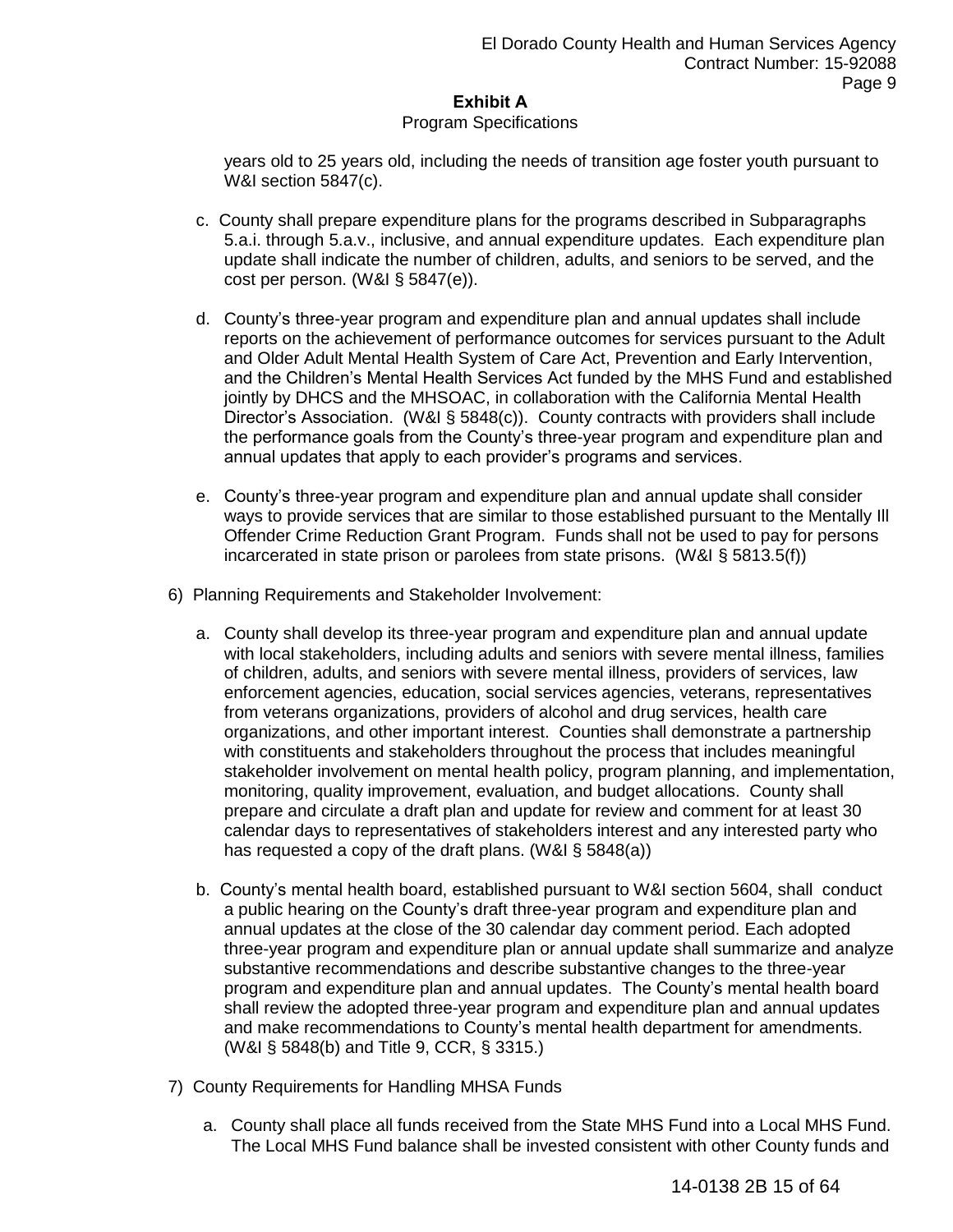years old to 25 years old, including the needs of transition age foster youth pursuant to W&I section 5847(c).

c. County shall prepare expenditure plans for the programs described in Subparagraphs 5.a.i. through 5.a.v., inclusive, and annual expenditure updates. Each expenditure plan update shall indicate the number of children, adults, and seniors to be served, and the cost per person. (W&I § 5847(e)).

d. County's three-year program and expenditure plan and annual updates shall include reports on the achievement of performance outcomes for services pursuant to the Adult and Older Adult Mental Health System of Care Act, Prevention and Early Intervention, and the Children's Mental Health Services Act funded by the MHS Fund and established jointly by DHCS and the MHSOAC, in collaboration with the California Mental Health Director's Association. (W&I § 5848(c)). County contracts with providers shall include the performance goals from the County's three-year program and expenditure plan and annual updates that apply to each provider's programs and services.

e. County's three-year program and expenditure plan and annual update shall consider ways to provide services that are similar to those established pursuant to the Mentally Ill Offender Crime Reduction Grant Program. Funds shall not be used to pay for persons incarcerated in state prison or parolees from state prisons. (W&I § 5813.5(f))

6) Planning Requirements and Stakeholder Involvement:

a. County shall develop its three-year program and expenditure plan and annual update with local stakeholders, including adults and seniors with severe mental illness, families of children, adults, and seniors with severe mental illness, providers of services, law enforcement agencies, education, social services agencies, veterans, representatives from veterans organizations, providers of alcohol and drug services, health care organizations, and other important interest. Counties shall demonstrate a partnership with constituents and stakeholders throughout the process that includes meaningful stakeholder involvement on mental health policy, program planning, and implementation, monitoring, quality improvement, evaluation, and budget allocations. County shall prepare and circulate a draft plan and update for review and comment for at least 30 calendar days to representatives of stakeholders interest and any interested party who has requested a copy of the draft plans. (W&I § 5848(a))

b. County's mental health board, established pursuant to W&I section 5604, shall conduct a public hearing on the County's draft three-year program and expenditure plan and annual updates at the close of the 30 calendar day comment period. Each adopted three-year program and expenditure plan or annual update shall summarize and analyze substantive recommendations and describe substantive changes to the three-year program and expenditure plan and annual updates. The County's mental health board shall review the adopted three-year program and expenditure plan and annual updates and make recommendations to County's mental health department for amendments. (W&I § 5848(b) and Title 9, CCR, § 3315.)

7) County Requirements for Handling MHSA Funds

a. County shall place all funds received from the State MHS Fund into a Local MHS Fund. The Local MHS Fund balance shall be invested consistent with other County funds and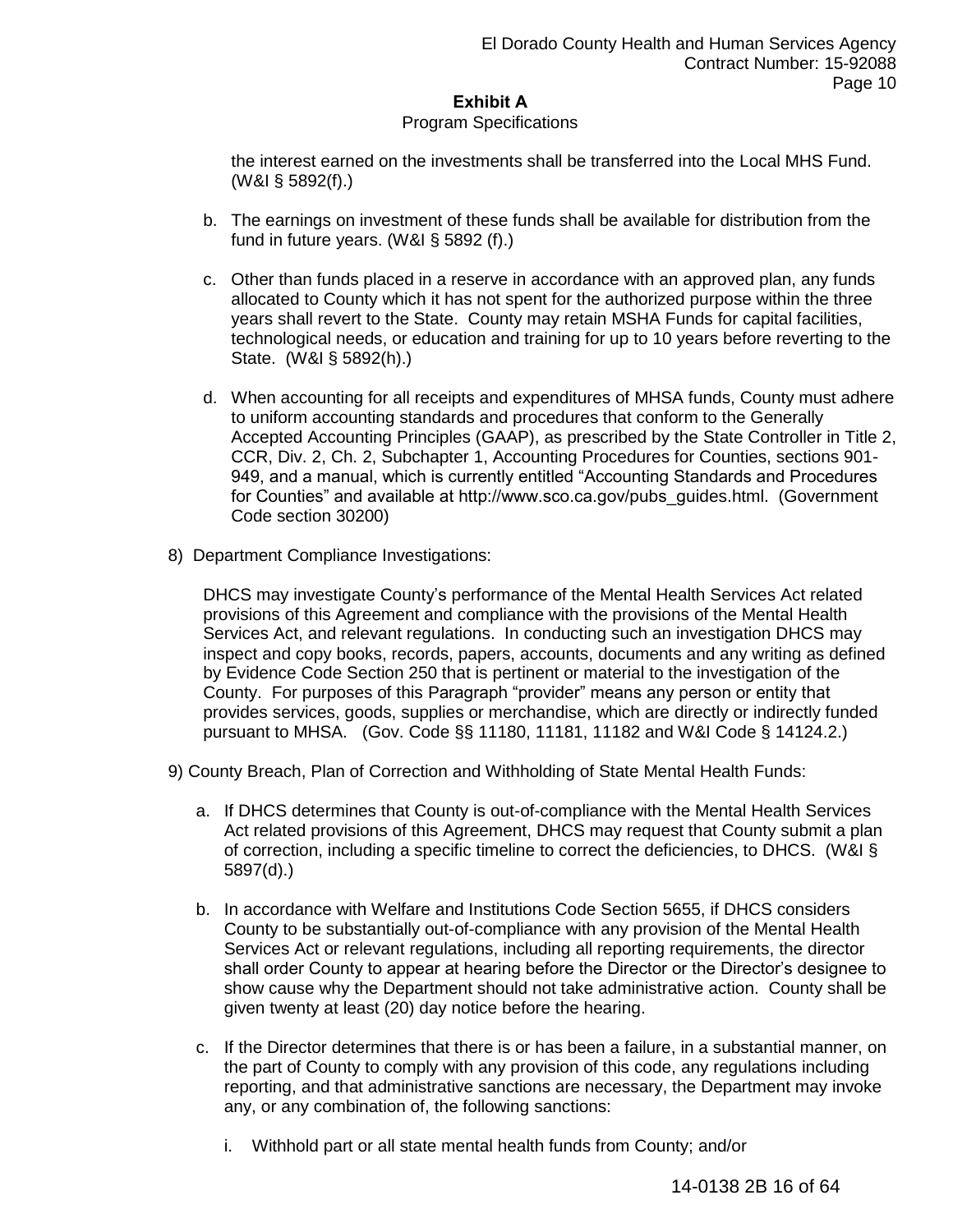## Exhibit A

Program Specifications

the interest earned on the investments shall be transferred into the Local MHS Fund. (W&I § 5892(f).)

b. The earnings on investment of these funds shall be available for distribution from the fund in future years. (W&I § 5892 (f).)

c. Other than funds placed in a reserve in accordance with an approved plan, any funds allocated to County which it has not spent for the authorized purpose within the three years shall revert to the State. County may retain MSHA Funds for capital facilities, technological needs, or education and training for up to 10 years before reverting to the State. (W&I § 5892(h).)

d. When accounting for all receipts and expenditures of MHSA funds, County must adhere to uniform accounting standards and procedures that conform to the Generally Accepted Accounting Principles (GAAP), as prescribed by the State Controller in Title 2, CCR, Div. 2, Ch. 2, Subchapter 1, Accounting Procedures for Counties, sections 901-949, and a manual, which is currently entitled "Accounting Standards and Procedures for Counties" and available at http://www.sco.ca.gov/pubs_guides.html. (Government Code section 30200)

8) Department Compliance Investigations:

DHCS may investigate County's performance of the Mental Health Services Act related provisions of this Agreement and compliance with the provisions of the Mental Health Services Act, and relevant regulations. In conducting such an investigation DHCS may inspect and copy books, records, papers, accounts, documents and any writing as defined by Evidence Code Section 250 that is pertinent or material to the investigation of the County. For purposes of this Paragraph "provider" means any person or entity that provides services, goods, supplies or merchandise, which are directly or indirectly funded pursuant to MHSA. (Gov. Code §§ 11180, 11181, 11182 and W&I Code § 14124.2.)

9) County Breach, Plan of Correction and Withholding of State Mental Health Funds:

a. If DHCS determines that County is out-of-compliance with the Mental Health Services Act related provisions of this Agreement, DHCS may request that County submit a plan of correction, including a specific timeline to correct the deficiencies, to DHCS. (W&I § 5897(d).)

b. In accordance with Welfare and Institutions Code Section 5655, if DHCS considers County to be substantially out-of-compliance with any provision of the Mental Health Services Act or relevant regulations, including all reporting requirements, the director shall order County to appear at hearing before the Director or the Director's designee to show cause why the Department should not take administrative action. County shall be given twenty at least (20) day notice before the hearing.

c. If the Director determines that there is or has been a failure, in a substantial manner, on the part of County to comply with any provision of this code, any regulations including reporting, and that administrative sanctions are necessary, the Department may invoke any, or any combination of, the following sanctions:

   i. Withhold part or all state mental health funds from County; and/or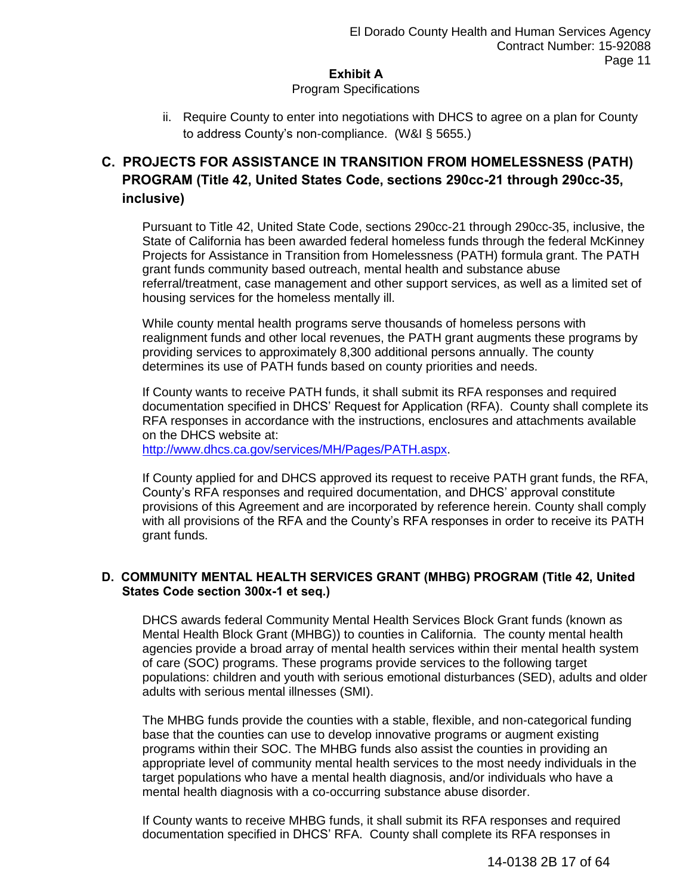**Exhibit A**

Program Specifications

ii. Require County to enter into negotiations with DHCS to agree on a plan for County to address County's non-compliance. (W&I § 5655.)

## C. PROJECTS FOR ASSISTANCE IN TRANSITION FROM HOMELESSNESS (PATH) PROGRAM (Title 42, United States Code, sections 290cc-21 through 290cc-35, inclusive)

Pursuant to Title 42, United State Code, sections 290cc-21 through 290cc-35, inclusive, the State of California has been awarded federal homeless funds through the federal McKinney Projects for Assistance in Transition from Homelessness (PATH) formula grant. The PATH grant funds community based outreach, mental health and substance abuse referral/treatment, case management and other support services, as well as a limited set of housing services for the homeless mentally ill.

While county mental health programs serve thousands of homeless persons with realignment funds and other local revenues, the PATH grant augments these programs by providing services to approximately 8,300 additional persons annually. The county determines its use of PATH funds based on county priorities and needs.

If County wants to receive PATH funds, it shall submit its RFA responses and required documentation specified in DHCS' Request for Application (RFA). County shall complete its RFA responses in accordance with the instructions, enclosures and attachments available on the DHCS website at:
http://www.dhcs.ca.gov/services/MH/Pages/PATH.aspx.

If County applied for and DHCS approved its request to receive PATH grant funds, the RFA, County's RFA responses and required documentation, and DHCS' approval constitute provisions of this Agreement and are incorporated by reference herein. County shall comply with all provisions of the RFA and the County's RFA responses in order to receive its PATH grant funds.

## D. COMMUNITY MENTAL HEALTH SERVICES GRANT (MHBG) PROGRAM (Title 42, United States Code section 300x-1 et seq.)

DHCS awards federal Community Mental Health Services Block Grant funds (known as Mental Health Block Grant (MHBG)) to counties in California. The county mental health agencies provide a broad array of mental health services within their mental health system of care (SOC) programs. These programs provide services to the following target populations: children and youth with serious emotional disturbances (SED), adults and older adults with serious mental illnesses (SMI).

The MHBG funds provide the counties with a stable, flexible, and non-categorical funding base that the counties can use to develop innovative programs or augment existing programs within their SOC. The MHBG funds also assist the counties in providing an appropriate level of community mental health services to the most needy individuals in the target populations who have a mental health diagnosis, and/or individuals who have a mental health diagnosis with a co-occurring substance abuse disorder.

If County wants to receive MHBG funds, it shall submit its RFA responses and required documentation specified in DHCS' RFA. County shall complete its RFA responses in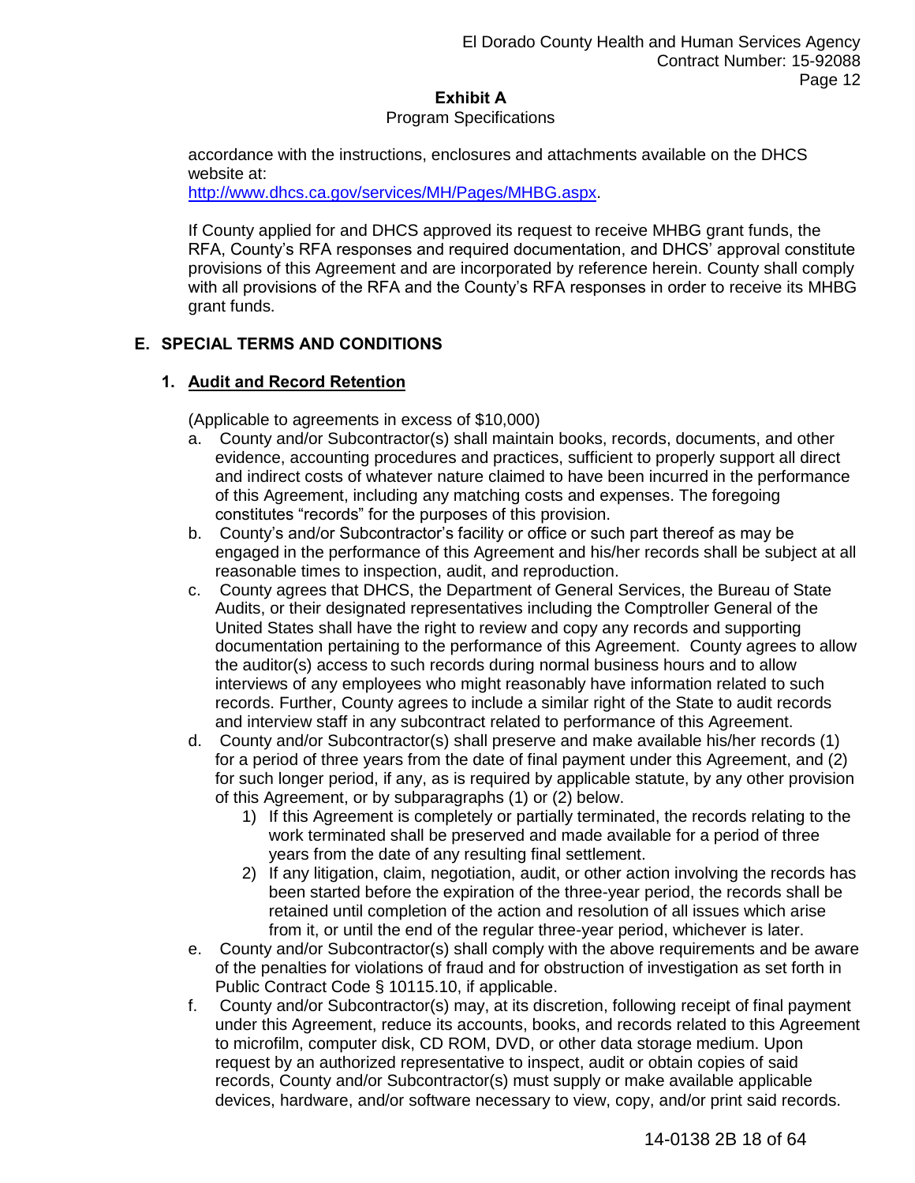accordance with the instructions, enclosures and attachments available on the DHCS website at:
http://www.dhcs.ca.gov/services/MH/Pages/MHBG.aspx.

If County applied for and DHCS approved its request to receive MHBG grant funds, the RFA, County's RFA responses and required documentation, and DHCS' approval constitute provisions of this Agreement and are incorporated by reference herein. County shall comply with all provisions of the RFA and the County's RFA responses in order to receive its MHBG grant funds.

## E. SPECIAL TERMS AND CONDITIONS

### 1. Audit and Record Retention

(Applicable to agreements in excess of $10,000)

a. County and/or Subcontractor(s) shall maintain books, records, documents, and other evidence, accounting procedures and practices, sufficient to properly support all direct and indirect costs of whatever nature claimed to have been incurred in the performance of this Agreement, including any matching costs and expenses. The foregoing constitutes "records" for the purposes of this provision.

b. County's and/or Subcontractor's facility or office or such part thereof as may be engaged in the performance of this Agreement and his/her records shall be subject at all reasonable times to inspection, audit, and reproduction.

c. County agrees that DHCS, the Department of General Services, the Bureau of State Audits, or their designated representatives including the Comptroller General of the United States shall have the right to review and copy any records and supporting documentation pertaining to the performance of this Agreement. County agrees to allow the auditor(s) access to such records during normal business hours and to allow interviews of any employees who might reasonably have information related to such records. Further, County agrees to include a similar right of the State to audit records and interview staff in any subcontract related to performance of this Agreement.

d. County and/or Subcontractor(s) shall preserve and make available his/her records (1) for a period of three years from the date of final payment under this Agreement, and (2) for such longer period, if any, as is required by applicable statute, by any other provision of this Agreement, or by subparagraphs (1) or (2) below.

    1) If this Agreement is completely or partially terminated, the records relating to the work terminated shall be preserved and made available for a period of three years from the date of any resulting final settlement.

    2) If any litigation, claim, negotiation, audit, or other action involving the records has been started before the expiration of the three-year period, the records shall be retained until completion of the action and resolution of all issues which arise from it, or until the end of the regular three-year period, whichever is later.

e. County and/or Subcontractor(s) shall comply with the above requirements and be aware of the penalties for violations of fraud and for obstruction of investigation as set forth in Public Contract Code § 10115.10, if applicable.

f. County and/or Subcontractor(s) may, at its discretion, following receipt of final payment under this Agreement, reduce its accounts, books, and records related to this Agreement to microfilm, computer disk, CD ROM, DVD, or other data storage medium. Upon request by an authorized representative to inspect, audit or obtain copies of said records, County and/or Subcontractor(s) must supply or make available applicable devices, hardware, and/or software necessary to view, copy, and/or print said records.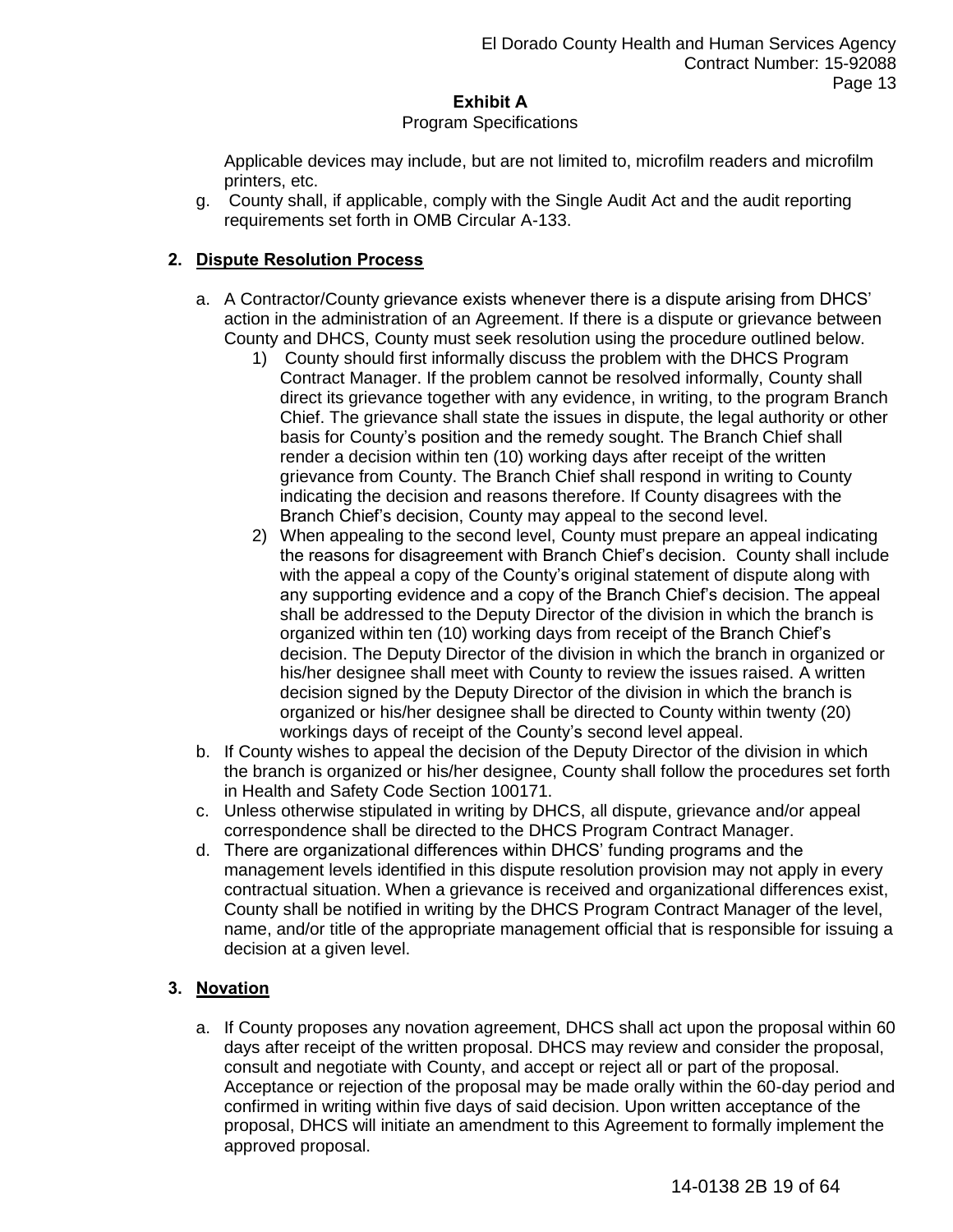**Exhibit A**

Program Specifications

Applicable devices may include, but are not limited to, microfilm readers and microfilm printers, etc.

g. County shall, if applicable, comply with the Single Audit Act and the audit reporting requirements set forth in OMB Circular A-133.

## 2. Dispute Resolution Process

a. A Contractor/County grievance exists whenever there is a dispute arising from DHCS' action in the administration of an Agreement. If there is a dispute or grievance between County and DHCS, County must seek resolution using the procedure outlined below.

   1) County should first informally discuss the problem with the DHCS Program Contract Manager. If the problem cannot be resolved informally, County shall direct its grievance together with any evidence, in writing, to the program Branch Chief. The grievance shall state the issues in dispute, the legal authority or other basis for County's position and the remedy sought. The Branch Chief shall render a decision within ten (10) working days after receipt of the written grievance from County. The Branch Chief shall respond in writing to County indicating the decision and reasons therefore. If County disagrees with the Branch Chief's decision, County may appeal to the second level.

   2) When appealing to the second level, County must prepare an appeal indicating the reasons for disagreement with Branch Chief's decision. County shall include with the appeal a copy of the County's original statement of dispute along with any supporting evidence and a copy of the Branch Chief's decision. The appeal shall be addressed to the Deputy Director of the division in which the branch is organized within ten (10) working days from receipt of the Branch Chief's decision. The Deputy Director of the division in which the branch in organized or his/her designee shall meet with County to review the issues raised. A written decision signed by the Deputy Director of the division in which the branch is organized or his/her designee shall be directed to County within twenty (20) workings days of receipt of the County's second level appeal.

b. If County wishes to appeal the decision of the Deputy Director of the division in which the branch is organized or his/her designee, County shall follow the procedures set forth in Health and Safety Code Section 100171.

c. Unless otherwise stipulated in writing by DHCS, all dispute, grievance and/or appeal correspondence shall be directed to the DHCS Program Contract Manager.

d. There are organizational differences within DHCS' funding programs and the management levels identified in this dispute resolution provision may not apply in every contractual situation. When a grievance is received and organizational differences exist, County shall be notified in writing by the DHCS Program Contract Manager of the level, name, and/or title of the appropriate management official that is responsible for issuing a decision at a given level.

## 3. Novation

a. If County proposes any novation agreement, DHCS shall act upon the proposal within 60 days after receipt of the written proposal. DHCS may review and consider the proposal, consult and negotiate with County, and accept or reject all or part of the proposal. Acceptance or rejection of the proposal may be made orally within the 60-day period and confirmed in writing within five days of said decision. Upon written acceptance of the proposal, DHCS will initiate an amendment to this Agreement to formally implement the approved proposal.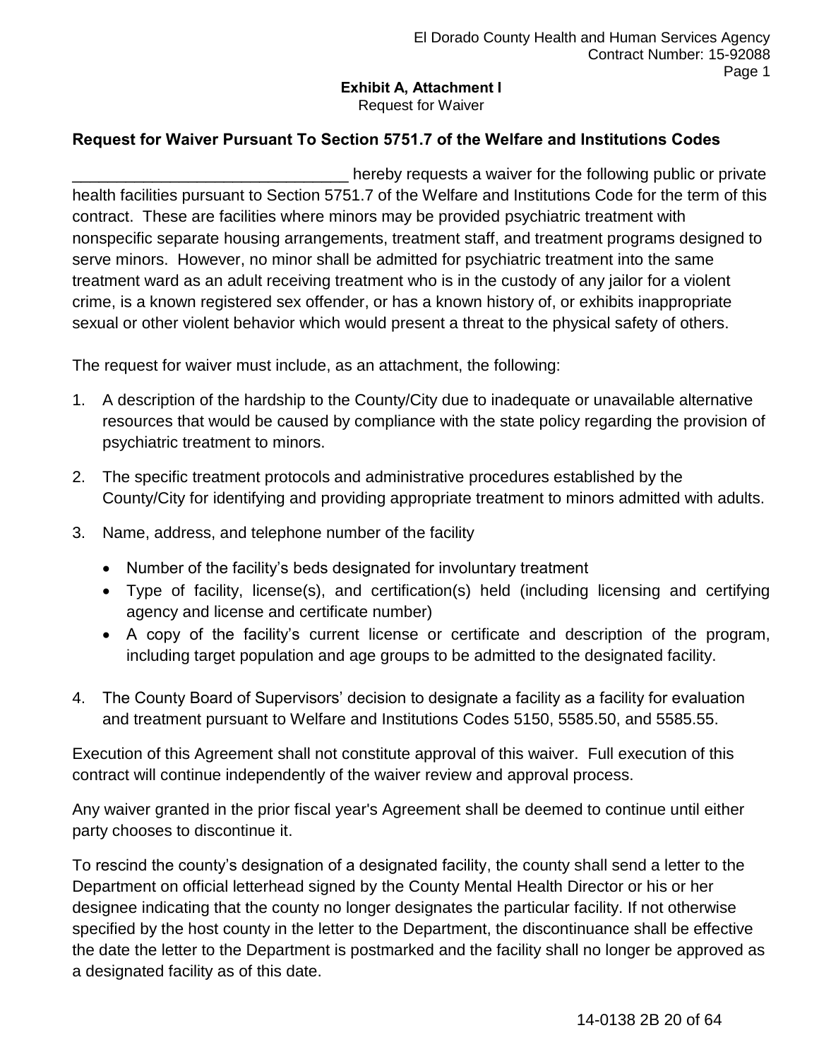**Exhibit A, Attachment I**
Request for Waiver

## Request for Waiver Pursuant To Section 5751.7 of the Welfare and Institutions Codes

________________________________ hereby requests a waiver for the following public or private health facilities pursuant to Section 5751.7 of the Welfare and Institutions Code for the term of this contract. These are facilities where minors may be provided psychiatric treatment with nonspecific separate housing arrangements, treatment staff, and treatment programs designed to serve minors. However, no minor shall be admitted for psychiatric treatment into the same treatment ward as an adult receiving treatment who is in the custody of any jailor for a violent crime, is a known registered sex offender, or has a known history of, or exhibits inappropriate sexual or other violent behavior which would present a threat to the physical safety of others.

The request for waiver must include, as an attachment, the following:

1. A description of the hardship to the County/City due to inadequate or unavailable alternative resources that would be caused by compliance with the state policy regarding the provision of psychiatric treatment to minors.
2. The specific treatment protocols and administrative procedures established by the County/City for identifying and providing appropriate treatment to minors admitted with adults.
3. Name, address, and telephone number of the facility
   - Number of the facility's beds designated for involuntary treatment
   - Type of facility, license(s), and certification(s) held (including licensing and certifying agency and license and certificate number)
   - A copy of the facility's current license or certificate and description of the program, including target population and age groups to be admitted to the designated facility.
4. The County Board of Supervisors' decision to designate a facility as a facility for evaluation and treatment pursuant to Welfare and Institutions Codes 5150, 5585.50, and 5585.55.

Execution of this Agreement shall not constitute approval of this waiver. Full execution of this contract will continue independently of the waiver review and approval process.

Any waiver granted in the prior fiscal year's Agreement shall be deemed to continue until either party chooses to discontinue it.

To rescind the county's designation of a designated facility, the county shall send a letter to the Department on official letterhead signed by the County Mental Health Director or his or her designee indicating that the county no longer designates the particular facility. If not otherwise specified by the host county in the letter to the Department, the discontinuance shall be effective the date the letter to the Department is postmarked and the facility shall no longer be approved as a designated facility as of this date.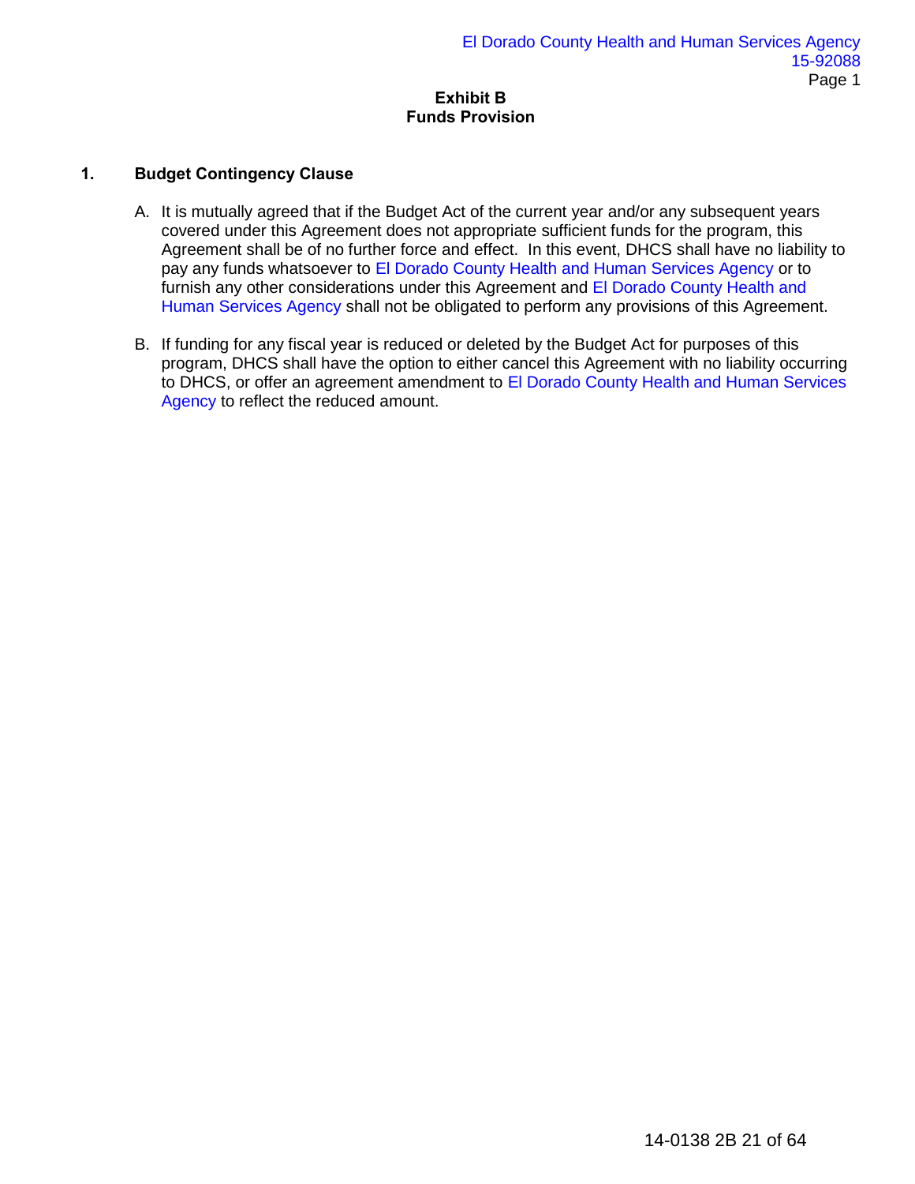# Exhibit B
## Funds Provision

### 1. Budget Contingency Clause

A. It is mutually agreed that if the Budget Act of the current year and/or any subsequent years covered under this Agreement does not appropriate sufficient funds for the program, this Agreement shall be of no further force and effect. In this event, DHCS shall have no liability to pay any funds whatsoever to El Dorado County Health and Human Services Agency or to furnish any other considerations under this Agreement and El Dorado County Health and Human Services Agency shall not be obligated to perform any provisions of this Agreement.

B. If funding for any fiscal year is reduced or deleted by the Budget Act for purposes of this program, DHCS shall have the option to either cancel this Agreement with no liability occurring to DHCS, or offer an agreement amendment to El Dorado County Health and Human Services Agency to reflect the reduced amount.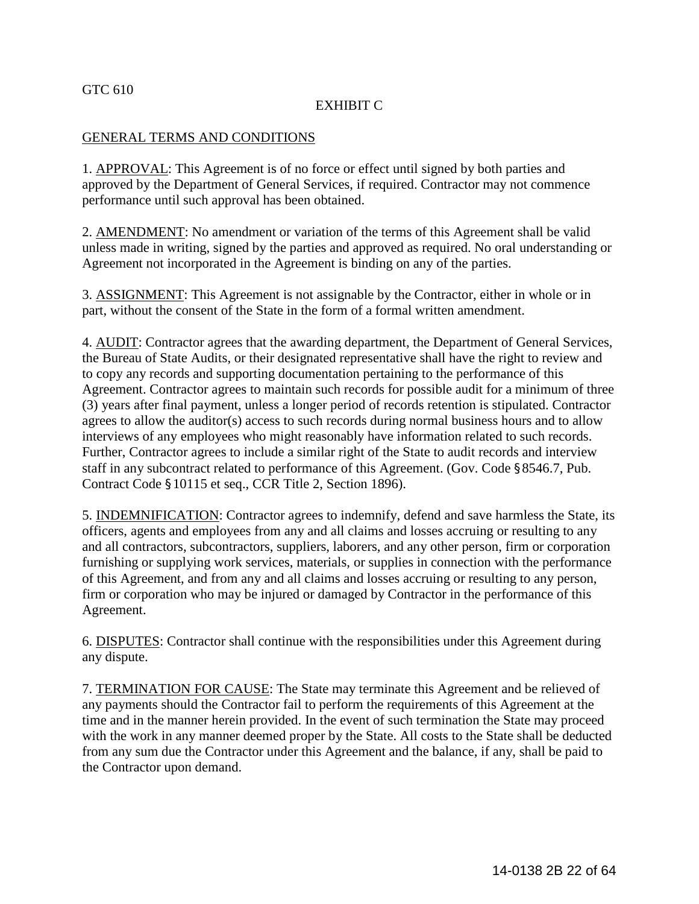GTC 610

EXHIBIT C

GENERAL TERMS AND CONDITIONS

1. APPROVAL: This Agreement is of no force or effect until signed by both parties and approved by the Department of General Services, if required. Contractor may not commence performance until such approval has been obtained.

2. AMENDMENT: No amendment or variation of the terms of this Agreement shall be valid unless made in writing, signed by the parties and approved as required. No oral understanding or Agreement not incorporated in the Agreement is binding on any of the parties.

3. ASSIGNMENT: This Agreement is not assignable by the Contractor, either in whole or in part, without the consent of the State in the form of a formal written amendment.

4. AUDIT: Contractor agrees that the awarding department, the Department of General Services, the Bureau of State Audits, or their designated representative shall have the right to review and to copy any records and supporting documentation pertaining to the performance of this Agreement. Contractor agrees to maintain such records for possible audit for a minimum of three (3) years after final payment, unless a longer period of records retention is stipulated. Contractor agrees to allow the auditor(s) access to such records during normal business hours and to allow interviews of any employees who might reasonably have information related to such records. Further, Contractor agrees to include a similar right of the State to audit records and interview staff in any subcontract related to performance of this Agreement. (Gov. Code §8546.7, Pub. Contract Code §10115 et seq., CCR Title 2, Section 1896).

5. INDEMNIFICATION: Contractor agrees to indemnify, defend and save harmless the State, its officers, agents and employees from any and all claims and losses accruing or resulting to any and all contractors, subcontractors, suppliers, laborers, and any other person, firm or corporation furnishing or supplying work services, materials, or supplies in connection with the performance of this Agreement, and from any and all claims and losses accruing or resulting to any person, firm or corporation who may be injured or damaged by Contractor in the performance of this Agreement.

6. DISPUTES: Contractor shall continue with the responsibilities under this Agreement during any dispute.

7. TERMINATION FOR CAUSE: The State may terminate this Agreement and be relieved of any payments should the Contractor fail to perform the requirements of this Agreement at the time and in the manner herein provided. In the event of such termination the State may proceed with the work in any manner deemed proper by the State. All costs to the State shall be deducted from any sum due the Contractor under this Agreement and the balance, if any, shall be paid to the Contractor upon demand.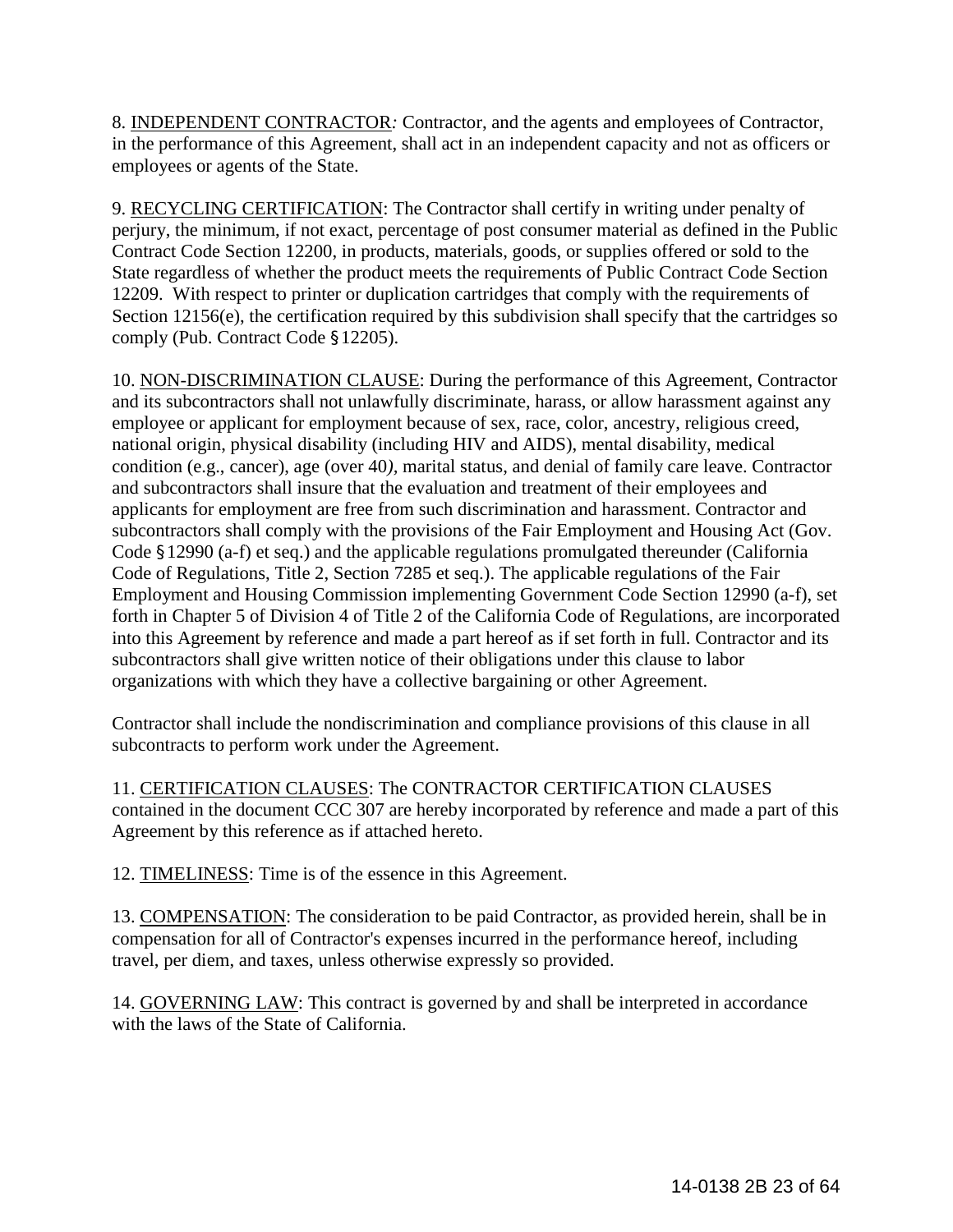8. <u>INDEPENDENT CONTRACTOR</u>*:* Contractor, and the agents and employees of Contractor, in the performance of this Agreement, shall act in an independent capacity and not as officers or employees or agents of the State.

9. <u>RECYCLING CERTIFICATION</u>: The Contractor shall certify in writing under penalty of perjury, the minimum, if not exact, percentage of post consumer material as defined in the Public Contract Code Section 12200, in products, materials, goods, or supplies offered or sold to the State regardless of whether the product meets the requirements of Public Contract Code Section 12209. With respect to printer or duplication cartridges that comply with the requirements of Section 12156(e), the certification required by this subdivision shall specify that the cartridges so comply (Pub. Contract Code §12205).

10. <u>NON-DISCRIMINATION CLAUSE</u>: During the performance of this Agreement, Contractor and its subcontractors shall not unlawfully discriminate, harass, or allow harassment against any employee or applicant for employment because of sex, race, color, ancestry, religious creed, national origin, physical disability (including HIV and AIDS), mental disability, medical condition (e.g., cancer), age (over 40*)*, marital status, and denial of family care leave. Contractor and subcontractors shall insure that the evaluation and treatment of their employees and applicants for employment are free from such discrimination and harassment. Contractor and subcontractors shall comply with the provisions of the Fair Employment and Housing Act (Gov. Code §12990 (a-f) et seq.) and the applicable regulations promulgated thereunder (California Code of Regulations, Title 2, Section 7285 et seq.). The applicable regulations of the Fair Employment and Housing Commission implementing Government Code Section 12990 (a-f), set forth in Chapter 5 of Division 4 of Title 2 of the California Code of Regulations, are incorporated into this Agreement by reference and made a part hereof as if set forth in full. Contractor and its subcontractors shall give written notice of their obligations under this clause to labor organizations with which they have a collective bargaining or other Agreement.

Contractor shall include the nondiscrimination and compliance provisions of this clause in all subcontracts to perform work under the Agreement.

11. <u>CERTIFICATION CLAUSES</u>: The CONTRACTOR CERTIFICATION CLAUSES contained in the document CCC 307 are hereby incorporated by reference and made a part of this Agreement by this reference as if attached hereto.

12. <u>TIMELINESS</u>: Time is of the essence in this Agreement.

13. <u>COMPENSATION</u>: The consideration to be paid Contractor, as provided herein, shall be in compensation for all of Contractor's expenses incurred in the performance hereof, including travel, per diem, and taxes, unless otherwise expressly so provided.

14. <u>GOVERNING LAW</u>: This contract is governed by and shall be interpreted in accordance with the laws of the State of California.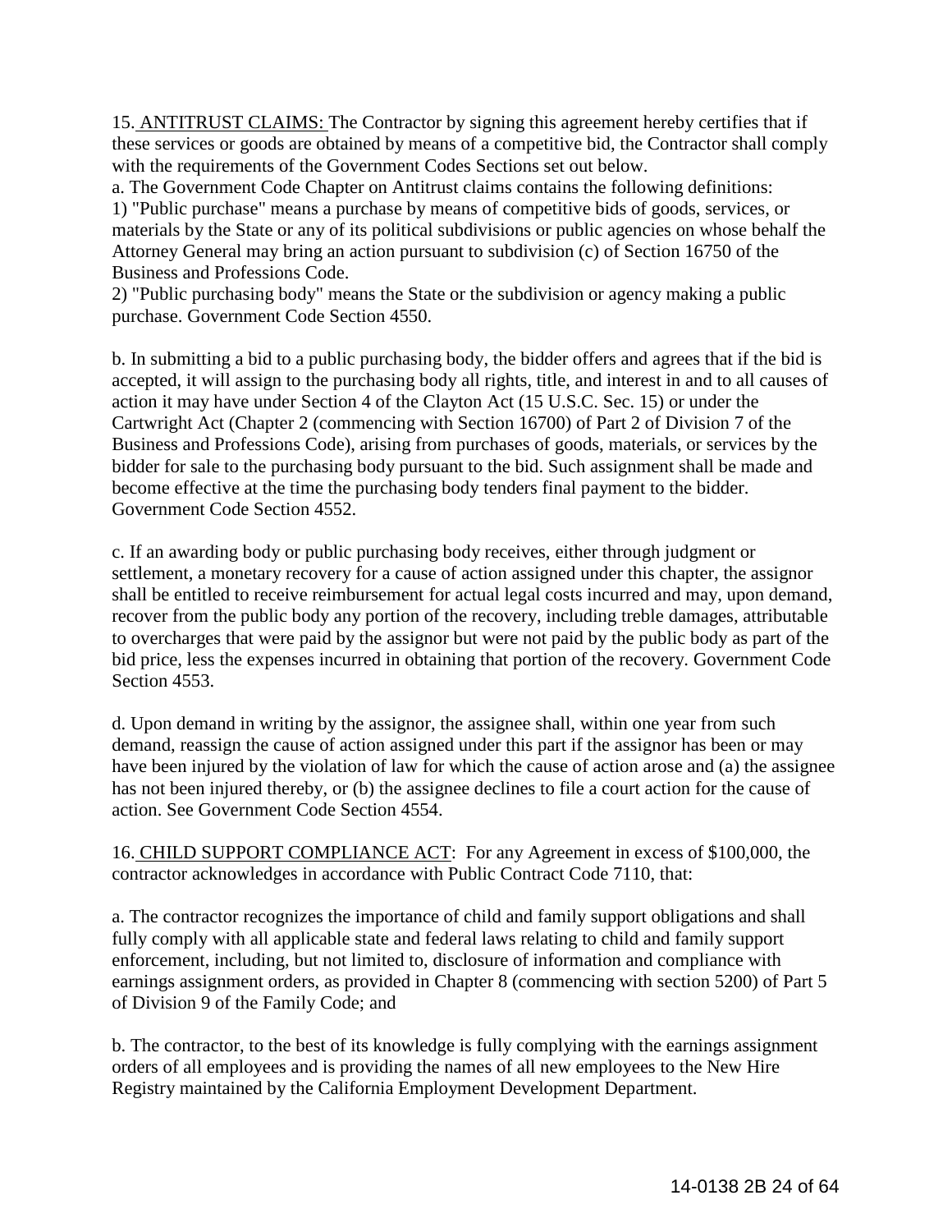15. ANTITRUST CLAIMS: The Contractor by signing this agreement hereby certifies that if these services or goods are obtained by means of a competitive bid, the Contractor shall comply with the requirements of the Government Codes Sections set out below.

a. The Government Code Chapter on Antitrust claims contains the following definitions:

1) "Public purchase" means a purchase by means of competitive bids of goods, services, or materials by the State or any of its political subdivisions or public agencies on whose behalf the Attorney General may bring an action pursuant to subdivision (c) of Section 16750 of the Business and Professions Code.

2) "Public purchasing body" means the State or the subdivision or agency making a public purchase. Government Code Section 4550.

b. In submitting a bid to a public purchasing body, the bidder offers and agrees that if the bid is accepted, it will assign to the purchasing body all rights, title, and interest in and to all causes of action it may have under Section 4 of the Clayton Act (15 U.S.C. Sec. 15) or under the Cartwright Act (Chapter 2 (commencing with Section 16700) of Part 2 of Division 7 of the Business and Professions Code), arising from purchases of goods, materials, or services by the bidder for sale to the purchasing body pursuant to the bid. Such assignment shall be made and become effective at the time the purchasing body tenders final payment to the bidder. Government Code Section 4552.

c. If an awarding body or public purchasing body receives, either through judgment or settlement, a monetary recovery for a cause of action assigned under this chapter, the assignor shall be entitled to receive reimbursement for actual legal costs incurred and may, upon demand, recover from the public body any portion of the recovery, including treble damages, attributable to overcharges that were paid by the assignor but were not paid by the public body as part of the bid price, less the expenses incurred in obtaining that portion of the recovery. Government Code Section 4553.

d. Upon demand in writing by the assignor, the assignee shall, within one year from such demand, reassign the cause of action assigned under this part if the assignor has been or may have been injured by the violation of law for which the cause of action arose and (a) the assignee has not been injured thereby, or (b) the assignee declines to file a court action for the cause of action. See Government Code Section 4554.

16. CHILD SUPPORT COMPLIANCE ACT: For any Agreement in excess of $100,000, the contractor acknowledges in accordance with Public Contract Code 7110, that:

a. The contractor recognizes the importance of child and family support obligations and shall fully comply with all applicable state and federal laws relating to child and family support enforcement, including, but not limited to, disclosure of information and compliance with earnings assignment orders, as provided in Chapter 8 (commencing with section 5200) of Part 5 of Division 9 of the Family Code; and

b. The contractor, to the best of its knowledge is fully complying with the earnings assignment orders of all employees and is providing the names of all new employees to the New Hire Registry maintained by the California Employment Development Department.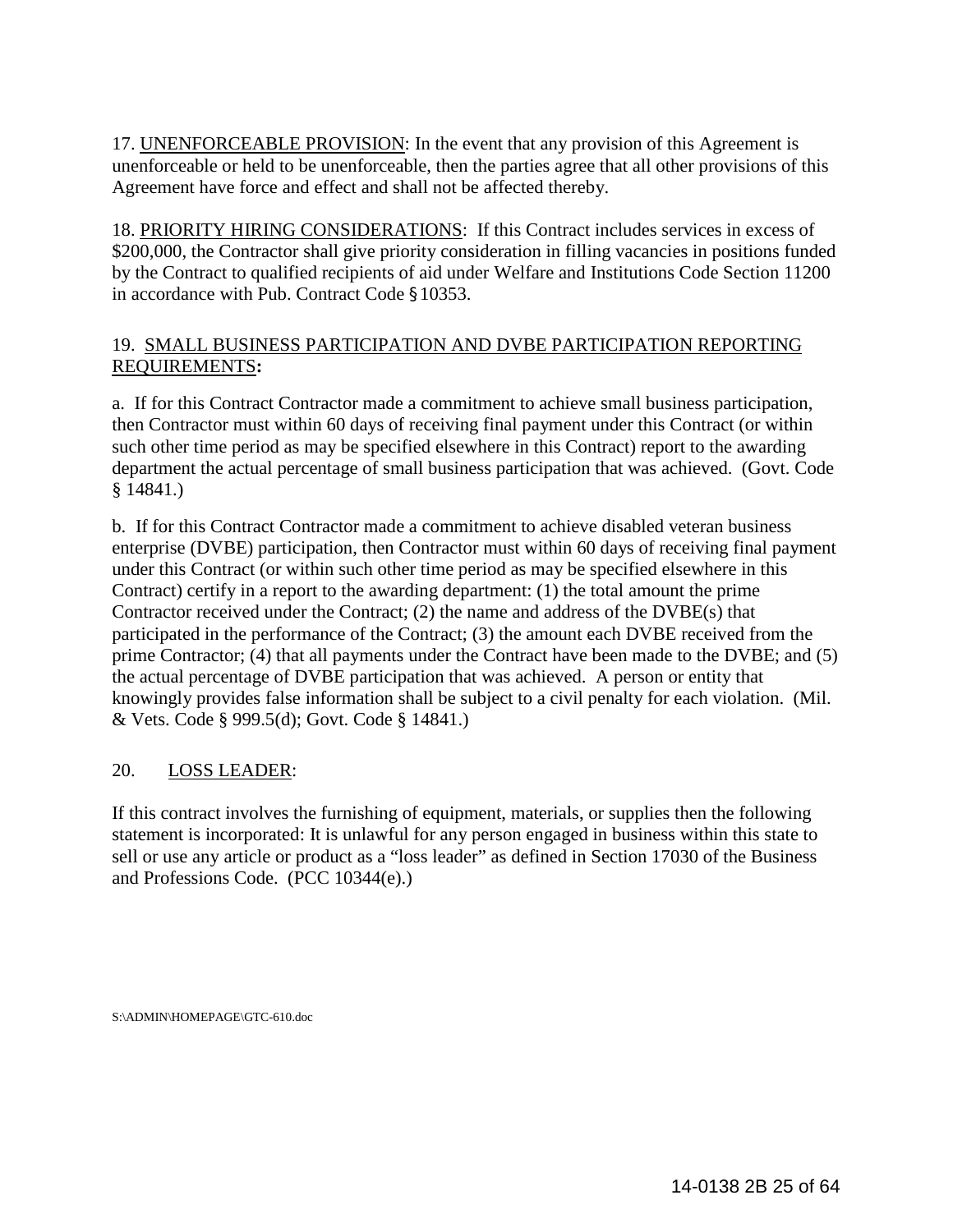17. UNENFORCEABLE PROVISION: In the event that any provision of this Agreement is unenforceable or held to be unenforceable, then the parties agree that all other provisions of this Agreement have force and effect and shall not be affected thereby.

18. PRIORITY HIRING CONSIDERATIONS: If this Contract includes services in excess of $200,000, the Contractor shall give priority consideration in filling vacancies in positions funded by the Contract to qualified recipients of aid under Welfare and Institutions Code Section 11200 in accordance with Pub. Contract Code §10353.

19. SMALL BUSINESS PARTICIPATION AND DVBE PARTICIPATION REPORTING REQUIREMENTS**:**

a. If for this Contract Contractor made a commitment to achieve small business participation, then Contractor must within 60 days of receiving final payment under this Contract (or within such other time period as may be specified elsewhere in this Contract) report to the awarding department the actual percentage of small business participation that was achieved. (Govt. Code § 14841.)

b. If for this Contract Contractor made a commitment to achieve disabled veteran business enterprise (DVBE) participation, then Contractor must within 60 days of receiving final payment under this Contract (or within such other time period as may be specified elsewhere in this Contract) certify in a report to the awarding department: (1) the total amount the prime Contractor received under the Contract; (2) the name and address of the DVBE(s) that participated in the performance of the Contract; (3) the amount each DVBE received from the prime Contractor; (4) that all payments under the Contract have been made to the DVBE; and (5) the actual percentage of DVBE participation that was achieved. A person or entity that knowingly provides false information shall be subject to a civil penalty for each violation. (Mil. & Vets. Code § 999.5(d); Govt. Code § 14841.)

20. LOSS LEADER:

If this contract involves the furnishing of equipment, materials, or supplies then the following statement is incorporated: It is unlawful for any person engaged in business within this state to sell or use any article or product as a "loss leader" as defined in Section 17030 of the Business and Professions Code. (PCC 10344(e).)

S:\ADMIN\HOMEPAGE\GTC-610.doc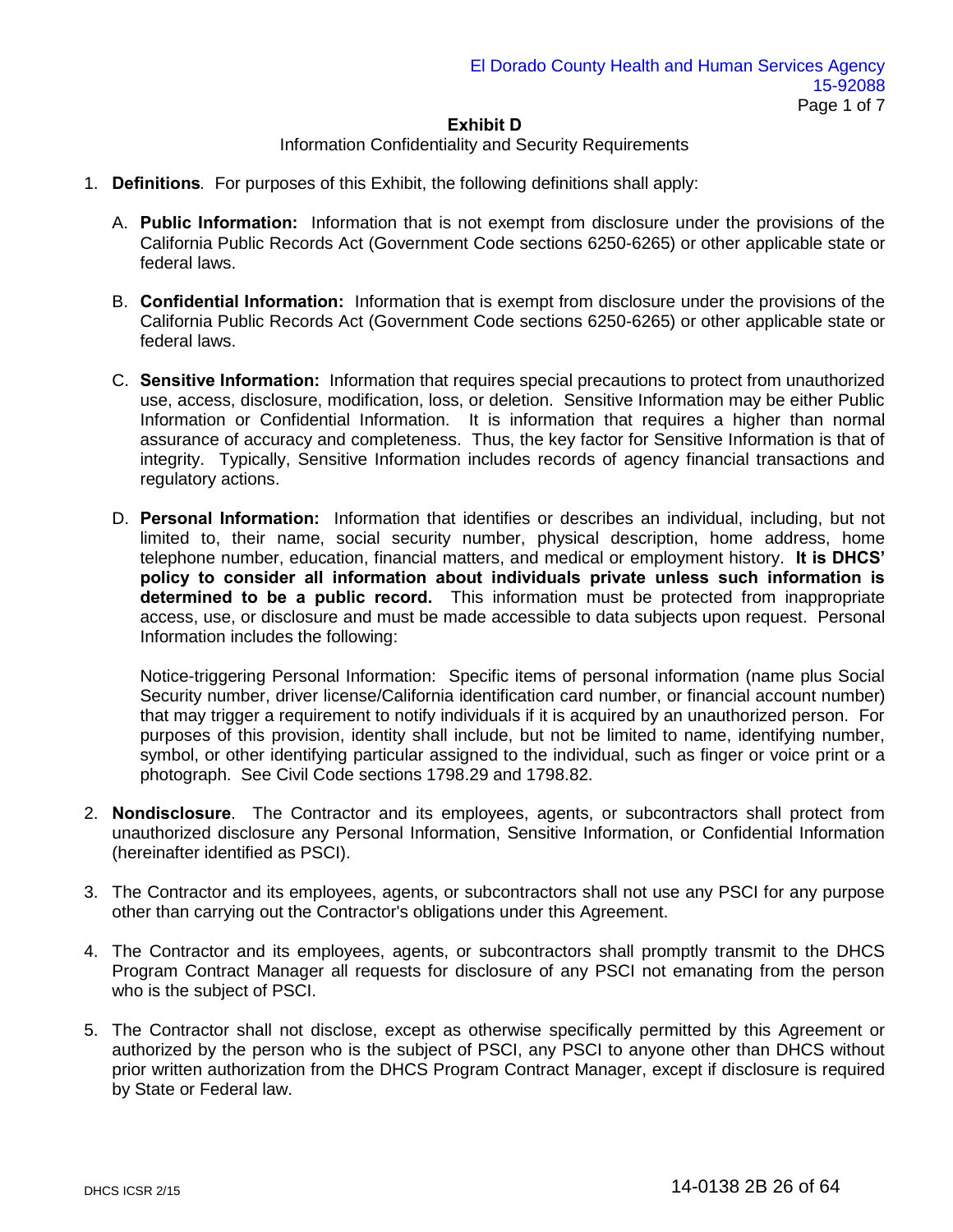**Exhibit D**

Information Confidentiality and Security Requirements

1. **Definitions**. For purposes of this Exhibit, the following definitions shall apply:

   A. **Public Information:** Information that is not exempt from disclosure under the provisions of the California Public Records Act (Government Code sections 6250-6265) or other applicable state or federal laws.

   B. **Confidential Information:** Information that is exempt from disclosure under the provisions of the California Public Records Act (Government Code sections 6250-6265) or other applicable state or federal laws.

   C. **Sensitive Information:** Information that requires special precautions to protect from unauthorized use, access, disclosure, modification, loss, or deletion. Sensitive Information may be either Public Information or Confidential Information. It is information that requires a higher than normal assurance of accuracy and completeness. Thus, the key factor for Sensitive Information is that of integrity. Typically, Sensitive Information includes records of agency financial transactions and regulatory actions.

   D. **Personal Information:** Information that identifies or describes an individual, including, but not limited to, their name, social security number, physical description, home address, home telephone number, education, financial matters, and medical or employment history. **It is DHCS' policy to consider all information about individuals private unless such information is determined to be a public record.** This information must be protected from inappropriate access, use, or disclosure and must be made accessible to data subjects upon request. Personal Information includes the following:

      Notice-triggering Personal Information: Specific items of personal information (name plus Social Security number, driver license/California identification card number, or financial account number) that may trigger a requirement to notify individuals if it is acquired by an unauthorized person. For purposes of this provision, identity shall include, but not be limited to name, identifying number, symbol, or other identifying particular assigned to the individual, such as finger or voice print or a photograph. See Civil Code sections 1798.29 and 1798.82.

2. **Nondisclosure**. The Contractor and its employees, agents, or subcontractors shall protect from unauthorized disclosure any Personal Information, Sensitive Information, or Confidential Information (hereinafter identified as PSCI).

3. The Contractor and its employees, agents, or subcontractors shall not use any PSCI for any purpose other than carrying out the Contractor's obligations under this Agreement.

4. The Contractor and its employees, agents, or subcontractors shall promptly transmit to the DHCS Program Contract Manager all requests for disclosure of any PSCI not emanating from the person who is the subject of PSCI.

5. The Contractor shall not disclose, except as otherwise specifically permitted by this Agreement or authorized by the person who is the subject of PSCI, any PSCI to anyone other than DHCS without prior written authorization from the DHCS Program Contract Manager, except if disclosure is required by State or Federal law.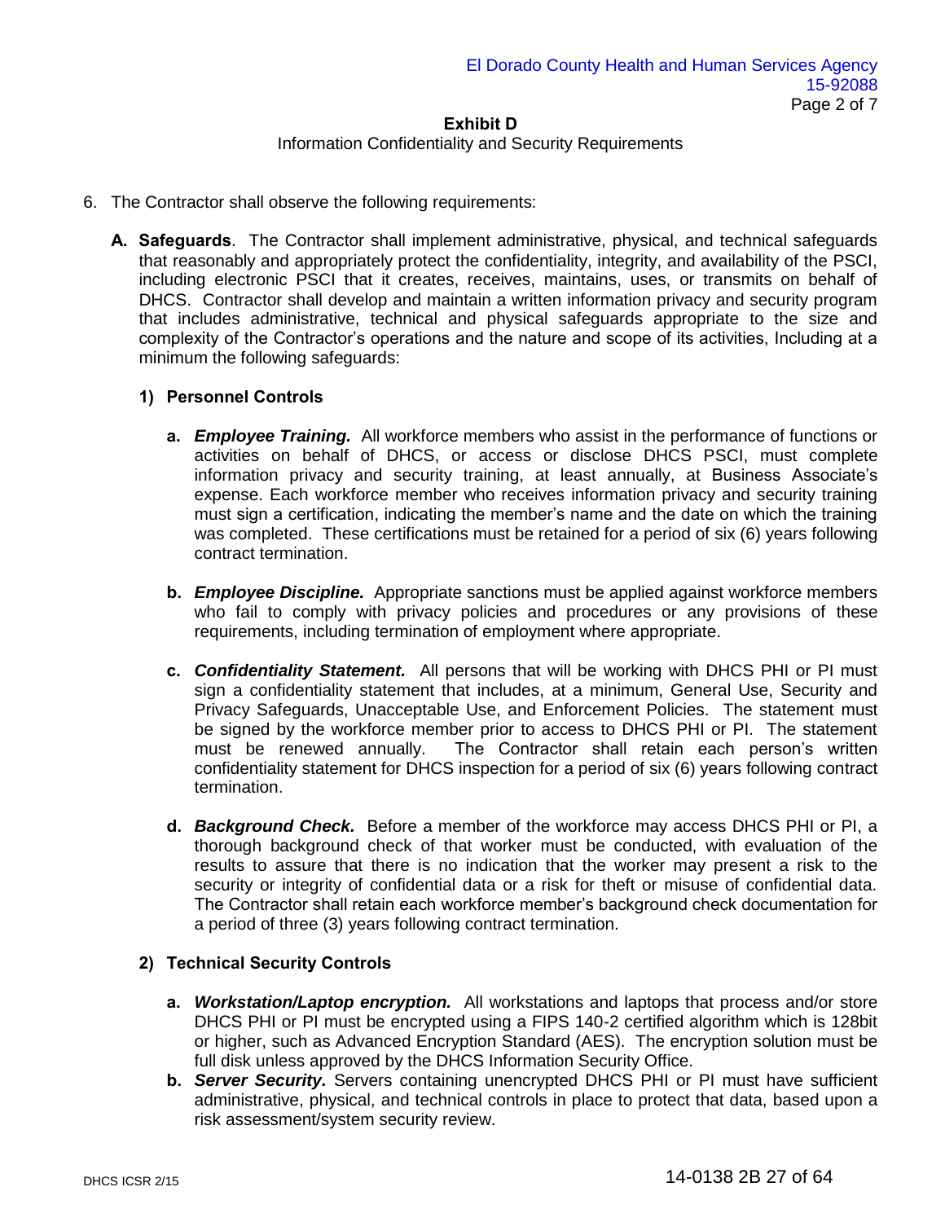## Exhibit D

Information Confidentiality and Security Requirements

6. The Contractor shall observe the following requirements:

   **A. Safeguards**. The Contractor shall implement administrative, physical, and technical safeguards that reasonably and appropriately protect the confidentiality, integrity, and availability of the PSCI, including electronic PSCI that it creates, receives, maintains, uses, or transmits on behalf of DHCS. Contractor shall develop and maintain a written information privacy and security program that includes administrative, technical and physical safeguards appropriate to the size and complexity of the Contractor's operations and the nature and scope of its activities, Including at a minimum the following safeguards:

   **1) Personnel Controls**

   **a.** ***Employee Training.*** All workforce members who assist in the performance of functions or activities on behalf of DHCS, or access or disclose DHCS PSCI, must complete information privacy and security training, at least annually, at Business Associate's expense. Each workforce member who receives information privacy and security training must sign a certification, indicating the member's name and the date on which the training was completed. These certifications must be retained for a period of six (6) years following contract termination.

   **b.** ***Employee Discipline.*** Appropriate sanctions must be applied against workforce members who fail to comply with privacy policies and procedures or any provisions of these requirements, including termination of employment where appropriate.

   **c.** ***Confidentiality Statement.*** All persons that will be working with DHCS PHI or PI must sign a confidentiality statement that includes, at a minimum, General Use, Security and Privacy Safeguards, Unacceptable Use, and Enforcement Policies. The statement must be signed by the workforce member prior to access to DHCS PHI or PI. The statement must be renewed annually. The Contractor shall retain each person's written confidentiality statement for DHCS inspection for a period of six (6) years following contract termination.

   **d.** ***Background Check.*** Before a member of the workforce may access DHCS PHI or PI, a thorough background check of that worker must be conducted, with evaluation of the results to assure that there is no indication that the worker may present a risk to the security or integrity of confidential data or a risk for theft or misuse of confidential data. The Contractor shall retain each workforce member's background check documentation for a period of three (3) years following contract termination.

   **2) Technical Security Controls**

   **a.** ***Workstation/Laptop encryption.*** All workstations and laptops that process and/or store DHCS PHI or PI must be encrypted using a FIPS 140-2 certified algorithm which is 128bit or higher, such as Advanced Encryption Standard (AES). The encryption solution must be full disk unless approved by the DHCS Information Security Office.

   **b.** ***Server Security.*** Servers containing unencrypted DHCS PHI or PI must have sufficient administrative, physical, and technical controls in place to protect that data, based upon a risk assessment/system security review.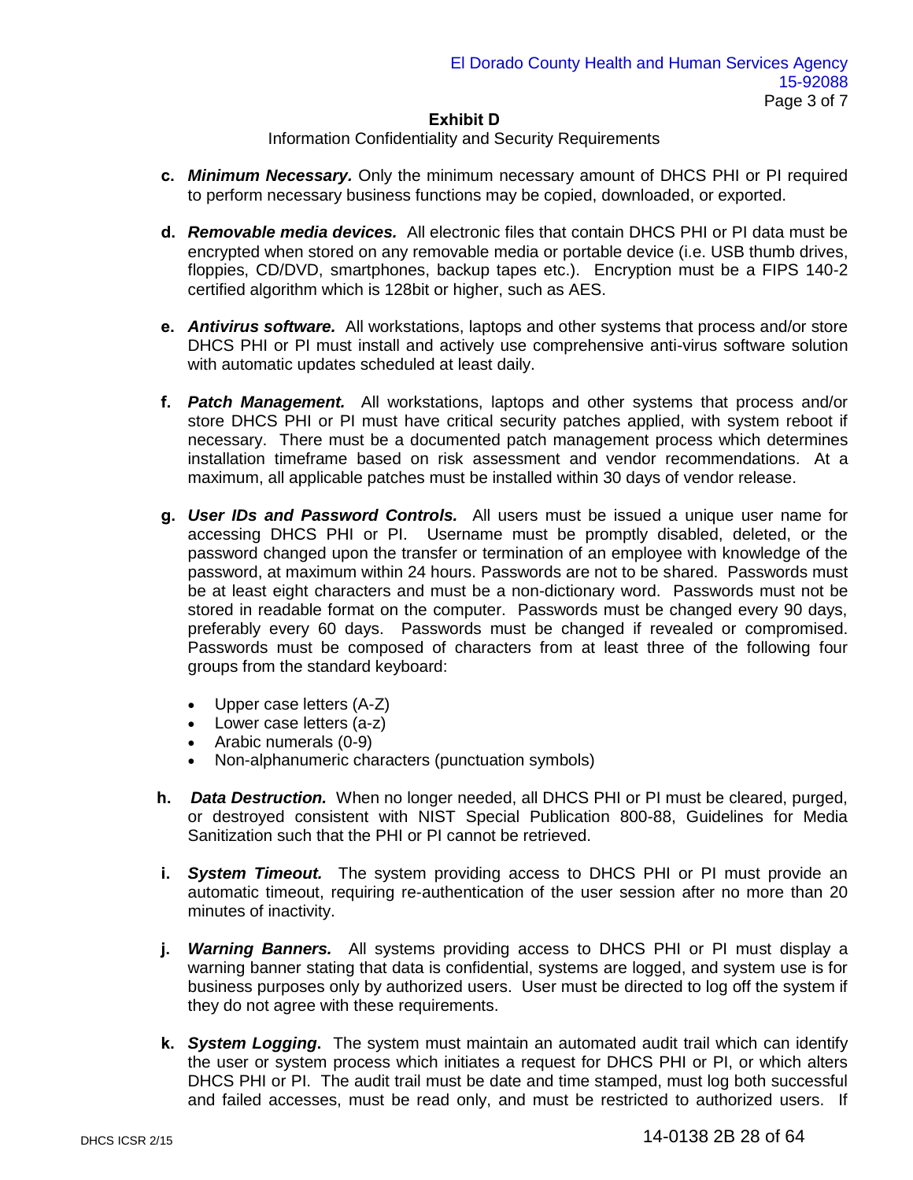**Exhibit D**

Information Confidentiality and Security Requirements

**c.** ***Minimum Necessary.*** Only the minimum necessary amount of DHCS PHI or PI required to perform necessary business functions may be copied, downloaded, or exported.

**d.** ***Removable media devices.*** All electronic files that contain DHCS PHI or PI data must be encrypted when stored on any removable media or portable device (i.e. USB thumb drives, floppies, CD/DVD, smartphones, backup tapes etc.). Encryption must be a FIPS 140-2 certified algorithm which is 128bit or higher, such as AES.

**e.** ***Antivirus software.*** All workstations, laptops and other systems that process and/or store DHCS PHI or PI must install and actively use comprehensive anti-virus software solution with automatic updates scheduled at least daily.

**f.** ***Patch Management.*** All workstations, laptops and other systems that process and/or store DHCS PHI or PI must have critical security patches applied, with system reboot if necessary. There must be a documented patch management process which determines installation timeframe based on risk assessment and vendor recommendations. At a maximum, all applicable patches must be installed within 30 days of vendor release.

**g.** ***User IDs and Password Controls.*** All users must be issued a unique user name for accessing DHCS PHI or PI. Username must be promptly disabled, deleted, or the password changed upon the transfer or termination of an employee with knowledge of the password, at maximum within 24 hours. Passwords are not to be shared. Passwords must be at least eight characters and must be a non-dictionary word. Passwords must not be stored in readable format on the computer. Passwords must be changed every 90 days, preferably every 60 days. Passwords must be changed if revealed or compromised. Passwords must be composed of characters from at least three of the following four groups from the standard keyboard:

- Upper case letters (A-Z)
- Lower case letters (a-z)
- Arabic numerals (0-9)
- Non-alphanumeric characters (punctuation symbols)

**h.** ***Data Destruction.*** When no longer needed, all DHCS PHI or PI must be cleared, purged, or destroyed consistent with NIST Special Publication 800-88, Guidelines for Media Sanitization such that the PHI or PI cannot be retrieved.

**i.** ***System Timeout.*** The system providing access to DHCS PHI or PI must provide an automatic timeout, requiring re-authentication of the user session after no more than 20 minutes of inactivity.

**j.** ***Warning Banners.*** All systems providing access to DHCS PHI or PI must display a warning banner stating that data is confidential, systems are logged, and system use is for business purposes only by authorized users. User must be directed to log off the system if they do not agree with these requirements.

**k.** ***System Logging***. The system must maintain an automated audit trail which can identify the user or system process which initiates a request for DHCS PHI or PI, or which alters DHCS PHI or PI. The audit trail must be date and time stamped, must log both successful and failed accesses, must be read only, and must be restricted to authorized users. If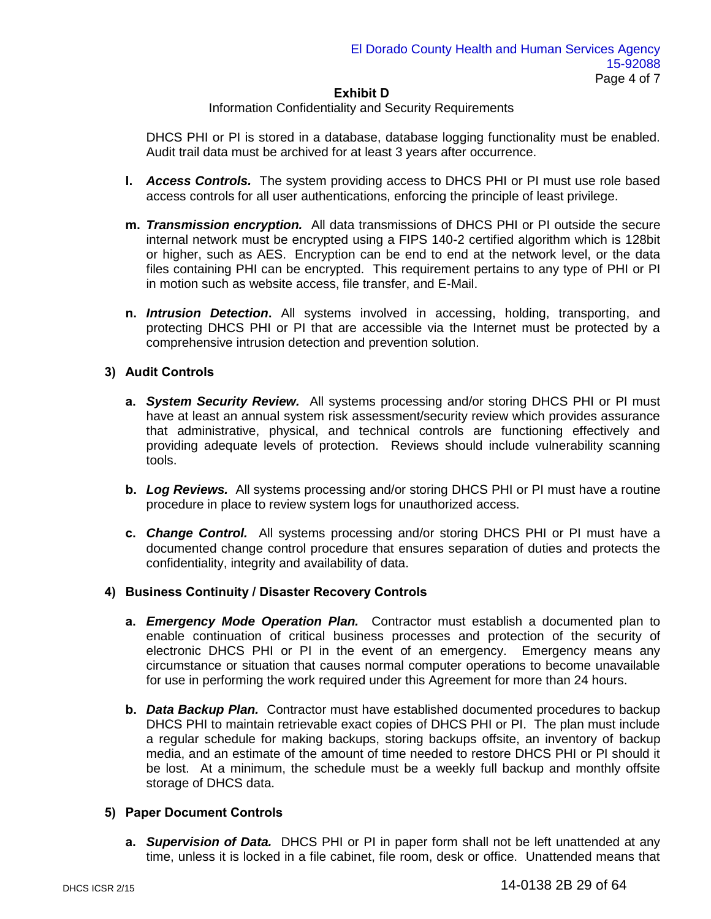DHCS PHI or PI is stored in a database, database logging functionality must be enabled. Audit trail data must be archived for at least 3 years after occurrence.

**l.** ***Access Controls.*** The system providing access to DHCS PHI or PI must use role based access controls for all user authentications, enforcing the principle of least privilege.

**m.** ***Transmission encryption.*** All data transmissions of DHCS PHI or PI outside the secure internal network must be encrypted using a FIPS 140-2 certified algorithm which is 128bit or higher, such as AES. Encryption can be end to end at the network level, or the data files containing PHI can be encrypted. This requirement pertains to any type of PHI or PI in motion such as website access, file transfer, and E-Mail.

**n.** ***Intrusion Detection*****.** All systems involved in accessing, holding, transporting, and protecting DHCS PHI or PI that are accessible via the Internet must be protected by a comprehensive intrusion detection and prevention solution.

**3) Audit Controls**

**a.** ***System Security Review.*** All systems processing and/or storing DHCS PHI or PI must have at least an annual system risk assessment/security review which provides assurance that administrative, physical, and technical controls are functioning effectively and providing adequate levels of protection. Reviews should include vulnerability scanning tools.

**b.** ***Log Reviews.*** All systems processing and/or storing DHCS PHI or PI must have a routine procedure in place to review system logs for unauthorized access.

**c.** ***Change Control.*** All systems processing and/or storing DHCS PHI or PI must have a documented change control procedure that ensures separation of duties and protects the confidentiality, integrity and availability of data.

**4) Business Continuity / Disaster Recovery Controls**

**a.** ***Emergency Mode Operation Plan.*** Contractor must establish a documented plan to enable continuation of critical business processes and protection of the security of electronic DHCS PHI or PI in the event of an emergency. Emergency means any circumstance or situation that causes normal computer operations to become unavailable for use in performing the work required under this Agreement for more than 24 hours.

**b.** ***Data Backup Plan.*** Contractor must have established documented procedures to backup DHCS PHI to maintain retrievable exact copies of DHCS PHI or PI. The plan must include a regular schedule for making backups, storing backups offsite, an inventory of backup media, and an estimate of the amount of time needed to restore DHCS PHI or PI should it be lost. At a minimum, the schedule must be a weekly full backup and monthly offsite storage of DHCS data.

**5) Paper Document Controls**

**a.** ***Supervision of Data.*** DHCS PHI or PI in paper form shall not be left unattended at any time, unless it is locked in a file cabinet, file room, desk or office. Unattended means that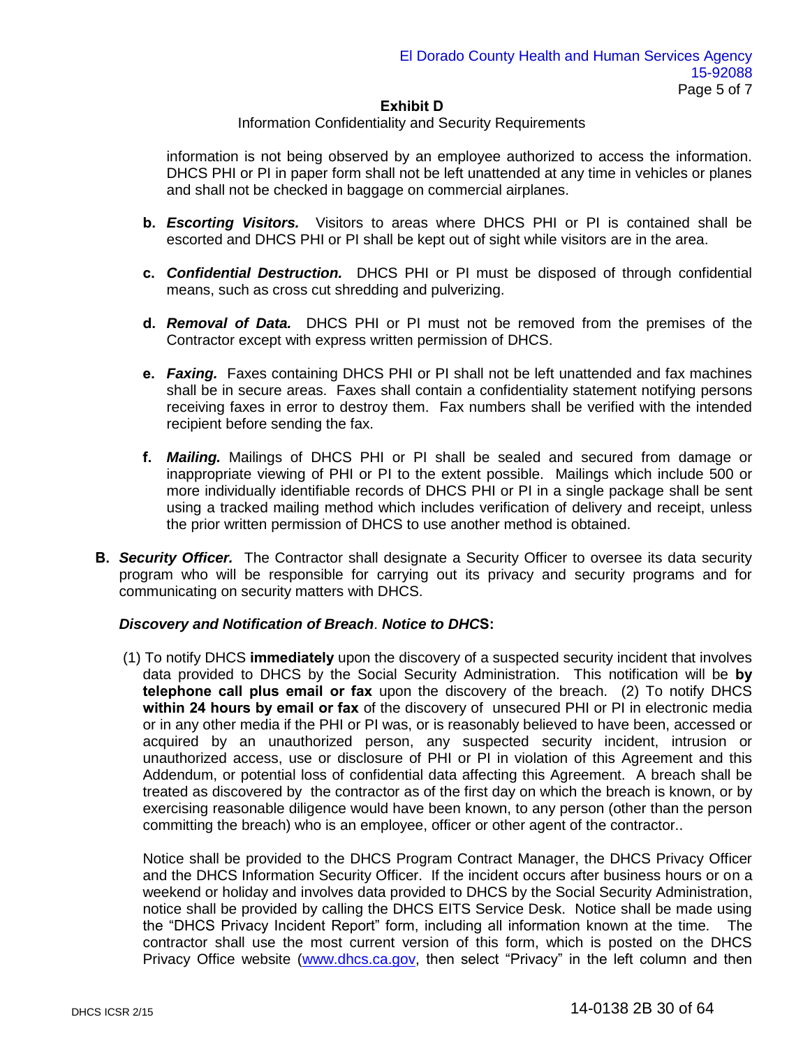## Exhibit D

Information Confidentiality and Security Requirements

information is not being observed by an employee authorized to access the information. DHCS PHI or PI in paper form shall not be left unattended at any time in vehicles or planes and shall not be checked in baggage on commercial airplanes.

**b.** ***Escorting Visitors.*** Visitors to areas where DHCS PHI or PI is contained shall be escorted and DHCS PHI or PI shall be kept out of sight while visitors are in the area.

**c.** ***Confidential Destruction.*** DHCS PHI or PI must be disposed of through confidential means, such as cross cut shredding and pulverizing.

**d.** ***Removal of Data.*** DHCS PHI or PI must not be removed from the premises of the Contractor except with express written permission of DHCS.

**e.** ***Faxing.*** Faxes containing DHCS PHI or PI shall not be left unattended and fax machines shall be in secure areas. Faxes shall contain a confidentiality statement notifying persons receiving faxes in error to destroy them. Fax numbers shall be verified with the intended recipient before sending the fax.

**f.** ***Mailing.*** Mailings of DHCS PHI or PI shall be sealed and secured from damage or inappropriate viewing of PHI or PI to the extent possible. Mailings which include 500 or more individually identifiable records of DHCS PHI or PI in a single package shall be sent using a tracked mailing method which includes verification of delivery and receipt, unless the prior written permission of DHCS to use another method is obtained.

**B.** ***Security Officer.*** The Contractor shall designate a Security Officer to oversee its data security program who will be responsible for carrying out its privacy and security programs and for communicating on security matters with DHCS.

***Discovery and Notification of Breach*. *Notice to DHC*S:**

(1) To notify DHCS **immediately** upon the discovery of a suspected security incident that involves data provided to DHCS by the Social Security Administration. This notification will be **by telephone call plus email or fax** upon the discovery of the breach. (2) To notify DHCS **within 24 hours by email or fax** of the discovery of unsecured PHI or PI in electronic media or in any other media if the PHI or PI was, or is reasonably believed to have been, accessed or acquired by an unauthorized person, any suspected security incident, intrusion or unauthorized access, use or disclosure of PHI or PI in violation of this Agreement and this Addendum, or potential loss of confidential data affecting this Agreement. A breach shall be treated as discovered by the contractor as of the first day on which the breach is known, or by exercising reasonable diligence would have been known, to any person (other than the person committing the breach) who is an employee, officer or other agent of the contractor..

Notice shall be provided to the DHCS Program Contract Manager, the DHCS Privacy Officer and the DHCS Information Security Officer. If the incident occurs after business hours or on a weekend or holiday and involves data provided to DHCS by the Social Security Administration, notice shall be provided by calling the DHCS EITS Service Desk. Notice shall be made using the "DHCS Privacy Incident Report" form, including all information known at the time. The contractor shall use the most current version of this form, which is posted on the DHCS Privacy Office website (www.dhcs.ca.gov, then select "Privacy" in the left column and then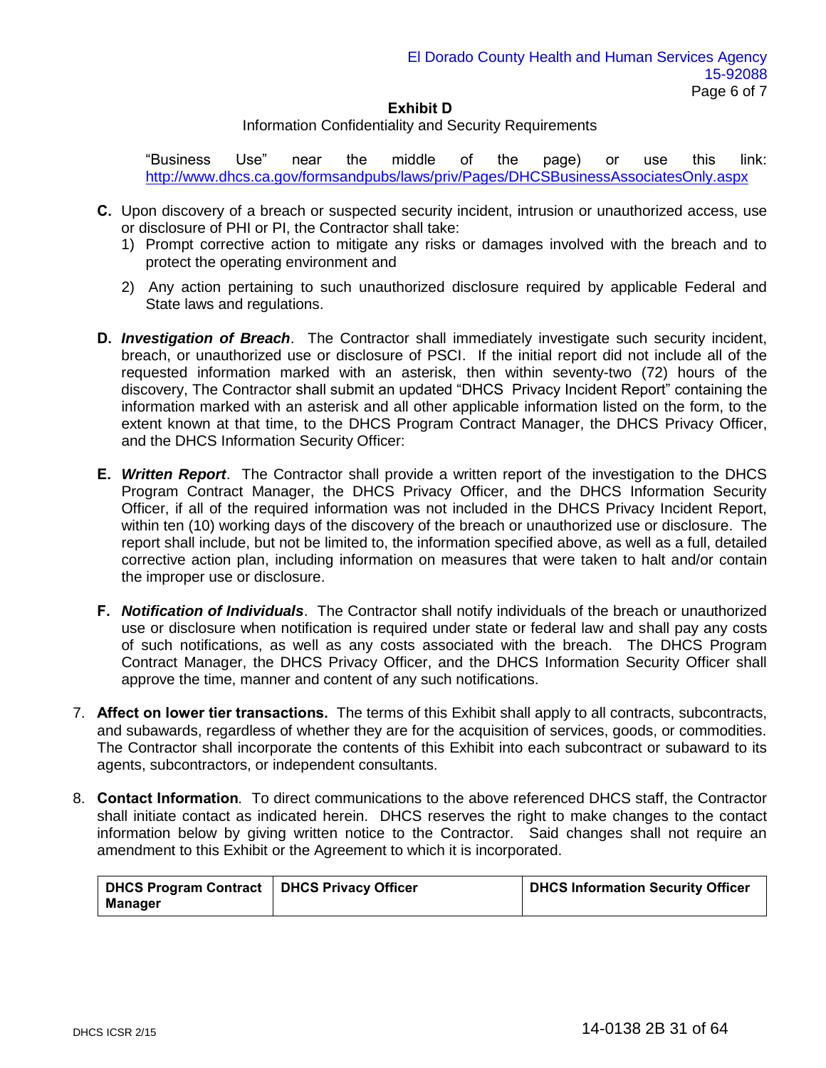"Business Use" near the middle of the page) or use this link: http://www.dhcs.ca.gov/formsandpubs/laws/priv/Pages/DHCSBusinessAssociatesOnly.aspx

**C.** Upon discovery of a breach or suspected security incident, intrusion or unauthorized access, use or disclosure of PHI or PI, the Contractor shall take:

1) Prompt corrective action to mitigate any risks or damages involved with the breach and to protect the operating environment and
2) Any action pertaining to such unauthorized disclosure required by applicable Federal and State laws and regulations.

**D.** ***Investigation of Breach***. The Contractor shall immediately investigate such security incident, breach, or unauthorized use or disclosure of PSCI. If the initial report did not include all of the requested information marked with an asterisk, then within seventy-two (72) hours of the discovery, The Contractor shall submit an updated "DHCS Privacy Incident Report" containing the information marked with an asterisk and all other applicable information listed on the form, to the extent known at that time, to the DHCS Program Contract Manager, the DHCS Privacy Officer, and the DHCS Information Security Officer:

**E.** ***Written Report***. The Contractor shall provide a written report of the investigation to the DHCS Program Contract Manager, the DHCS Privacy Officer, and the DHCS Information Security Officer, if all of the required information was not included in the DHCS Privacy Incident Report, within ten (10) working days of the discovery of the breach or unauthorized use or disclosure. The report shall include, but not be limited to, the information specified above, as well as a full, detailed corrective action plan, including information on measures that were taken to halt and/or contain the improper use or disclosure.

**F.** ***Notification of Individuals***. The Contractor shall notify individuals of the breach or unauthorized use or disclosure when notification is required under state or federal law and shall pay any costs of such notifications, as well as any costs associated with the breach. The DHCS Program Contract Manager, the DHCS Privacy Officer, and the DHCS Information Security Officer shall approve the time, manner and content of any such notifications.

7. **Affect on lower tier transactions.** The terms of this Exhibit shall apply to all contracts, subcontracts, and subawards, regardless of whether they are for the acquisition of services, goods, or commodities. The Contractor shall incorporate the contents of this Exhibit into each subcontract or subaward to its agents, subcontractors, or independent consultants.

8. **Contact Information**. To direct communications to the above referenced DHCS staff, the Contractor shall initiate contact as indicated herein. DHCS reserves the right to make changes to the contact information below by giving written notice to the Contractor. Said changes shall not require an amendment to this Exhibit or the Agreement to which it is incorporated.

| DHCS Program Contract Manager | DHCS Privacy Officer | DHCS Information Security Officer |
| --- | --- | --- |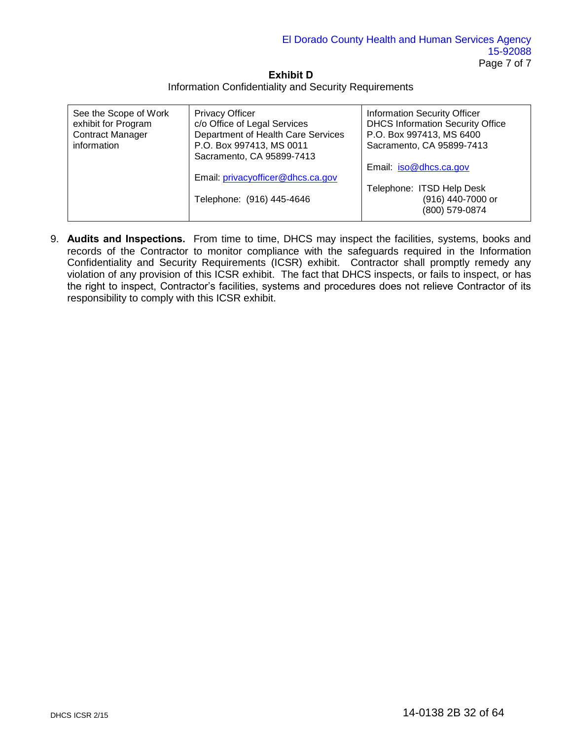## Exhibit D

Information Confidentiality and Security Requirements

| | | |
|---|---|---|
| See the Scope of Work exhibit for Program Contract Manager information | Privacy Officer<br>c/o Office of Legal Services<br>Department of Health Care Services<br>P.O. Box 997413, MS 0011<br>Sacramento, CA 95899-7413<br><br>Email: privacyofficer@dhcs.ca.gov<br><br>Telephone: (916) 445-4646 | Information Security Officer<br>DHCS Information Security Office<br>P.O. Box 997413, MS 6400<br>Sacramento, CA 95899-7413<br><br>Email: iso@dhcs.ca.gov<br><br>Telephone: ITSD Help Desk<br>(916) 440-7000 or<br>(800) 579-0874 |

9. **Audits and Inspections.** From time to time, DHCS may inspect the facilities, systems, books and records of the Contractor to monitor compliance with the safeguards required in the Information Confidentiality and Security Requirements (ICSR) exhibit. Contractor shall promptly remedy any violation of any provision of this ICSR exhibit. The fact that DHCS inspects, or fails to inspect, or has the right to inspect, Contractor's facilities, systems and procedures does not relieve Contractor of its responsibility to comply with this ICSR exhibit.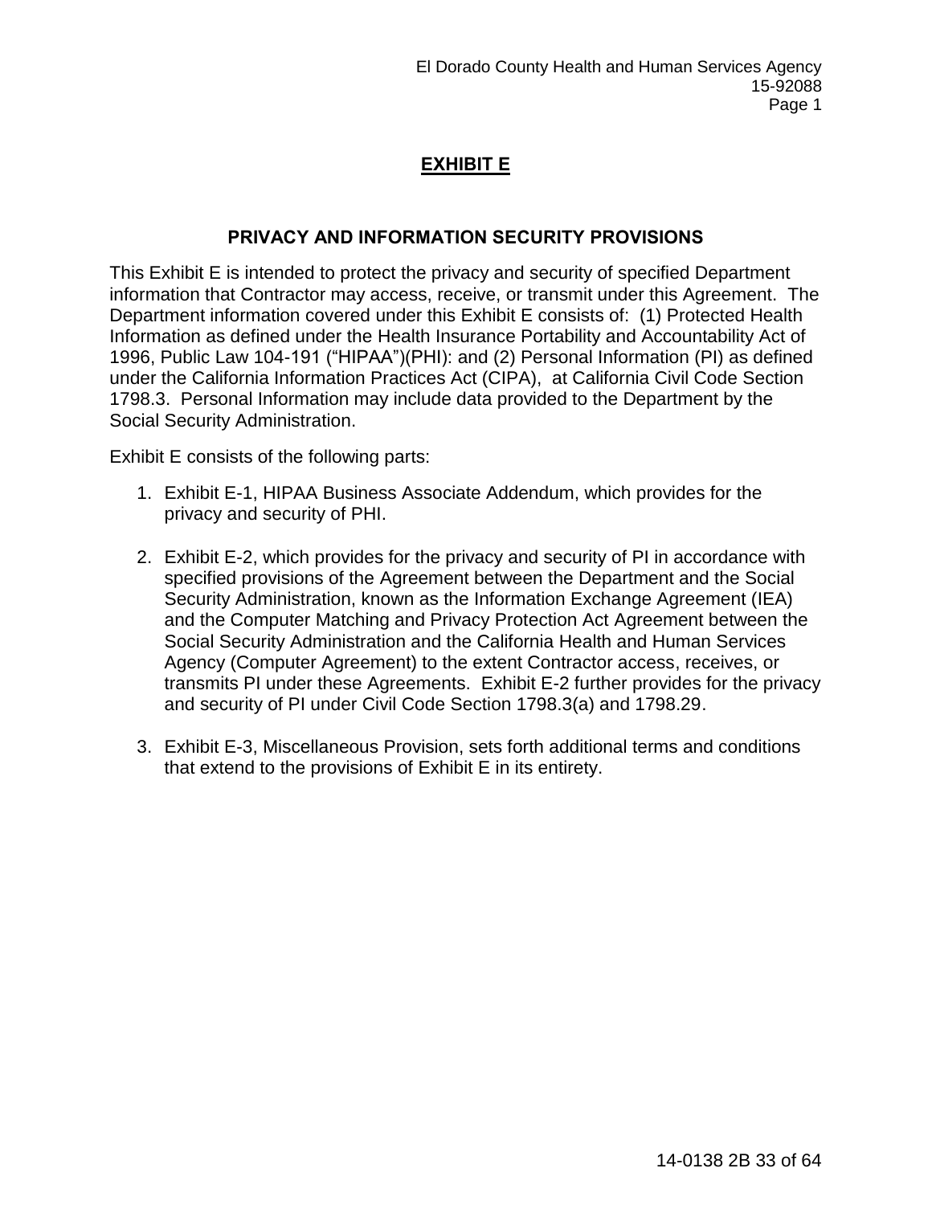# EXHIBIT E

## PRIVACY AND INFORMATION SECURITY PROVISIONS

This Exhibit E is intended to protect the privacy and security of specified Department information that Contractor may access, receive, or transmit under this Agreement. The Department information covered under this Exhibit E consists of: (1) Protected Health Information as defined under the Health Insurance Portability and Accountability Act of 1996, Public Law 104-191 (“HIPAA”)(PHI): and (2) Personal Information (PI) as defined under the California Information Practices Act (CIPA), at California Civil Code Section 1798.3. Personal Information may include data provided to the Department by the Social Security Administration.

Exhibit E consists of the following parts:

1. Exhibit E-1, HIPAA Business Associate Addendum, which provides for the privacy and security of PHI.

2. Exhibit E-2, which provides for the privacy and security of PI in accordance with specified provisions of the Agreement between the Department and the Social Security Administration, known as the Information Exchange Agreement (IEA) and the Computer Matching and Privacy Protection Act Agreement between the Social Security Administration and the California Health and Human Services Agency (Computer Agreement) to the extent Contractor access, receives, or transmits PI under these Agreements. Exhibit E-2 further provides for the privacy and security of PI under Civil Code Section 1798.3(a) and 1798.29.

3. Exhibit E-3, Miscellaneous Provision, sets forth additional terms and conditions that extend to the provisions of Exhibit E in its entirety.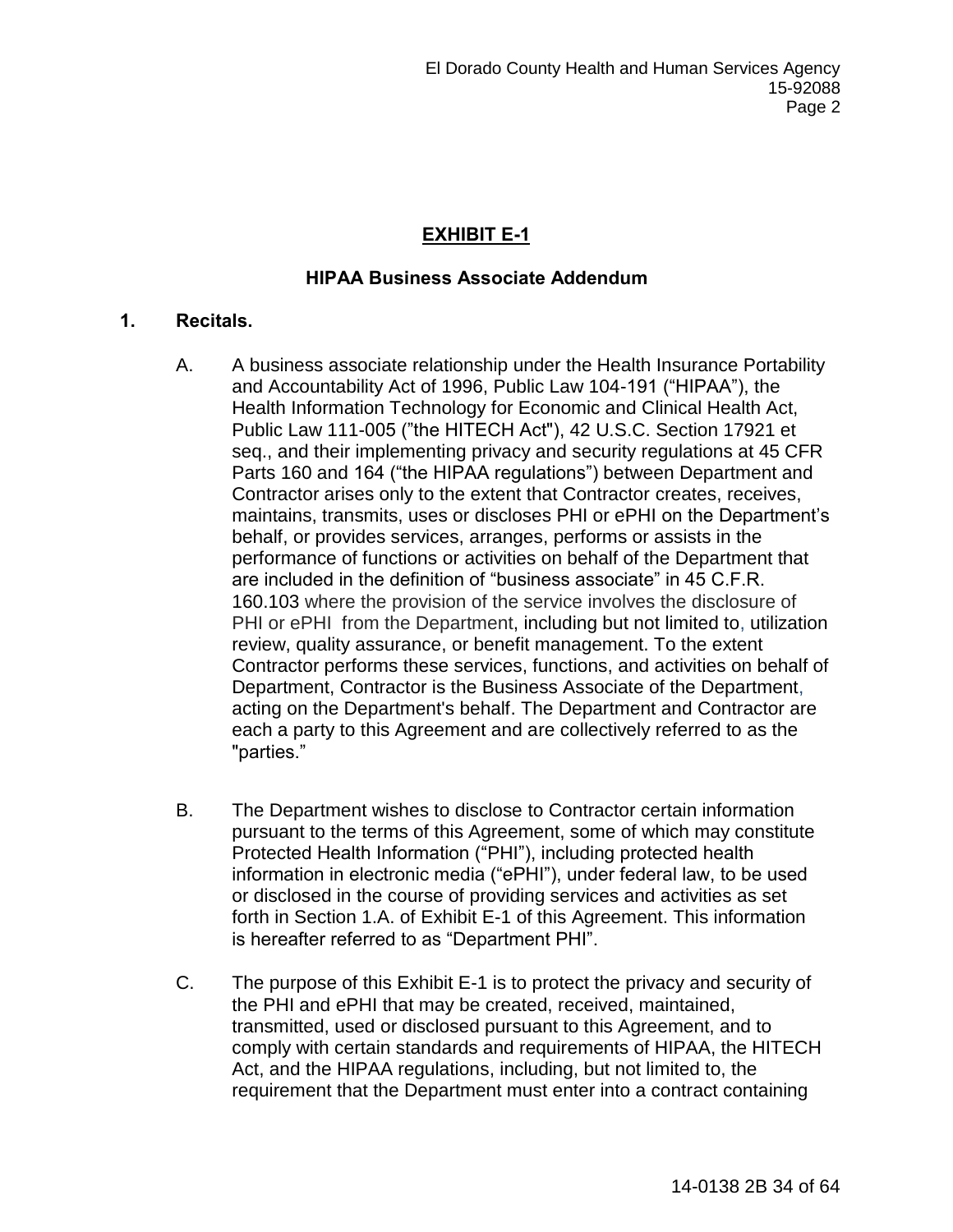## EXHIBIT E-1

### HIPAA Business Associate Addendum

**1. Recitals.**

A. A business associate relationship under the Health Insurance Portability and Accountability Act of 1996, Public Law 104-191 ("HIPAA"), the Health Information Technology for Economic and Clinical Health Act, Public Law 111-005 ("the HITECH Act"), 42 U.S.C. Section 17921 et seq., and their implementing privacy and security regulations at 45 CFR Parts 160 and 164 ("the HIPAA regulations") between Department and Contractor arises only to the extent that Contractor creates, receives, maintains, transmits, uses or discloses PHI or ePHI on the Department's behalf, or provides services, arranges, performs or assists in the performance of functions or activities on behalf of the Department that are included in the definition of "business associate" in 45 C.F.R. 160.103 where the provision of the service involves the disclosure of PHI or ePHI from the Department, including but not limited to, utilization review, quality assurance, or benefit management. To the extent Contractor performs these services, functions, and activities on behalf of Department, Contractor is the Business Associate of the Department, acting on the Department's behalf. The Department and Contractor are each a party to this Agreement and are collectively referred to as the "parties."

B. The Department wishes to disclose to Contractor certain information pursuant to the terms of this Agreement, some of which may constitute Protected Health Information ("PHI"), including protected health information in electronic media ("ePHI"), under federal law, to be used or disclosed in the course of providing services and activities as set forth in Section 1.A. of Exhibit E-1 of this Agreement. This information is hereafter referred to as "Department PHI".

C. The purpose of this Exhibit E-1 is to protect the privacy and security of the PHI and ePHI that may be created, received, maintained, transmitted, used or disclosed pursuant to this Agreement, and to comply with certain standards and requirements of HIPAA, the HITECH Act, and the HIPAA regulations, including, but not limited to, the requirement that the Department must enter into a contract containing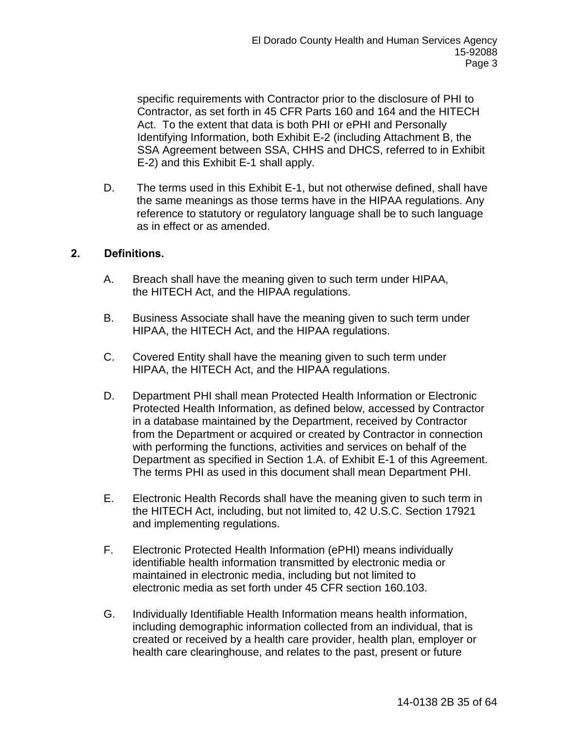specific requirements with Contractor prior to the disclosure of PHI to Contractor, as set forth in 45 CFR Parts 160 and 164 and the HITECH Act. To the extent that data is both PHI or ePHI and Personally Identifying Information, both Exhibit E-2 (including Attachment B, the SSA Agreement between SSA, CHHS and DHCS, referred to in Exhibit E-2) and this Exhibit E-1 shall apply.

D. The terms used in this Exhibit E-1, but not otherwise defined, shall have the same meanings as those terms have in the HIPAA regulations. Any reference to statutory or regulatory language shall be to such language as in effect or as amended.

**2. Definitions.**

A. Breach shall have the meaning given to such term under HIPAA, the HITECH Act, and the HIPAA regulations.

B. Business Associate shall have the meaning given to such term under HIPAA, the HITECH Act, and the HIPAA regulations.

C. Covered Entity shall have the meaning given to such term under HIPAA, the HITECH Act, and the HIPAA regulations.

D. Department PHI shall mean Protected Health Information or Electronic Protected Health Information, as defined below, accessed by Contractor in a database maintained by the Department, received by Contractor from the Department or acquired or created by Contractor in connection with performing the functions, activities and services on behalf of the Department as specified in Section 1.A. of Exhibit E-1 of this Agreement. The terms PHI as used in this document shall mean Department PHI.

E. Electronic Health Records shall have the meaning given to such term in the HITECH Act, including, but not limited to, 42 U.S.C. Section 17921 and implementing regulations.

F. Electronic Protected Health Information (ePHI) means individually identifiable health information transmitted by electronic media or maintained in electronic media, including but not limited to electronic media as set forth under 45 CFR section 160.103.

G. Individually Identifiable Health Information means health information, including demographic information collected from an individual, that is created or received by a health care provider, health plan, employer or health care clearinghouse, and relates to the past, present or future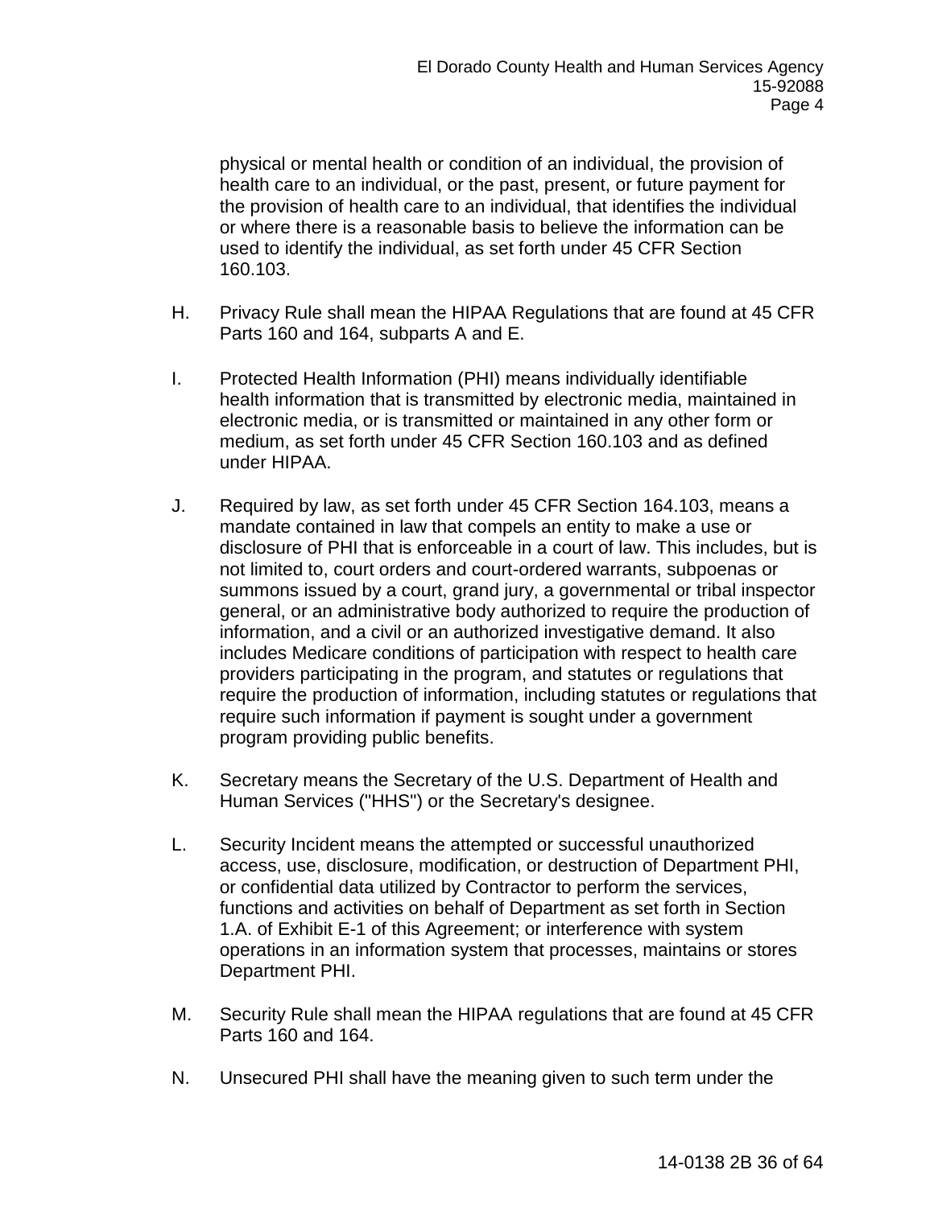physical or mental health or condition of an individual, the provision of health care to an individual, or the past, present, or future payment for the provision of health care to an individual, that identifies the individual or where there is a reasonable basis to believe the information can be used to identify the individual, as set forth under 45 CFR Section 160.103.

H. Privacy Rule shall mean the HIPAA Regulations that are found at 45 CFR Parts 160 and 164, subparts A and E.

I. Protected Health Information (PHI) means individually identifiable health information that is transmitted by electronic media, maintained in electronic media, or is transmitted or maintained in any other form or medium, as set forth under 45 CFR Section 160.103 and as defined under HIPAA.

J. Required by law, as set forth under 45 CFR Section 164.103, means a mandate contained in law that compels an entity to make a use or disclosure of PHI that is enforceable in a court of law. This includes, but is not limited to, court orders and court-ordered warrants, subpoenas or summons issued by a court, grand jury, a governmental or tribal inspector general, or an administrative body authorized to require the production of information, and a civil or an authorized investigative demand. It also includes Medicare conditions of participation with respect to health care providers participating in the program, and statutes or regulations that require the production of information, including statutes or regulations that require such information if payment is sought under a government program providing public benefits.

K. Secretary means the Secretary of the U.S. Department of Health and Human Services ("HHS") or the Secretary's designee.

L. Security Incident means the attempted or successful unauthorized access, use, disclosure, modification, or destruction of Department PHI, or confidential data utilized by Contractor to perform the services, functions and activities on behalf of Department as set forth in Section 1.A. of Exhibit E-1 of this Agreement; or interference with system operations in an information system that processes, maintains or stores Department PHI.

M. Security Rule shall mean the HIPAA regulations that are found at 45 CFR Parts 160 and 164.

N. Unsecured PHI shall have the meaning given to such term under the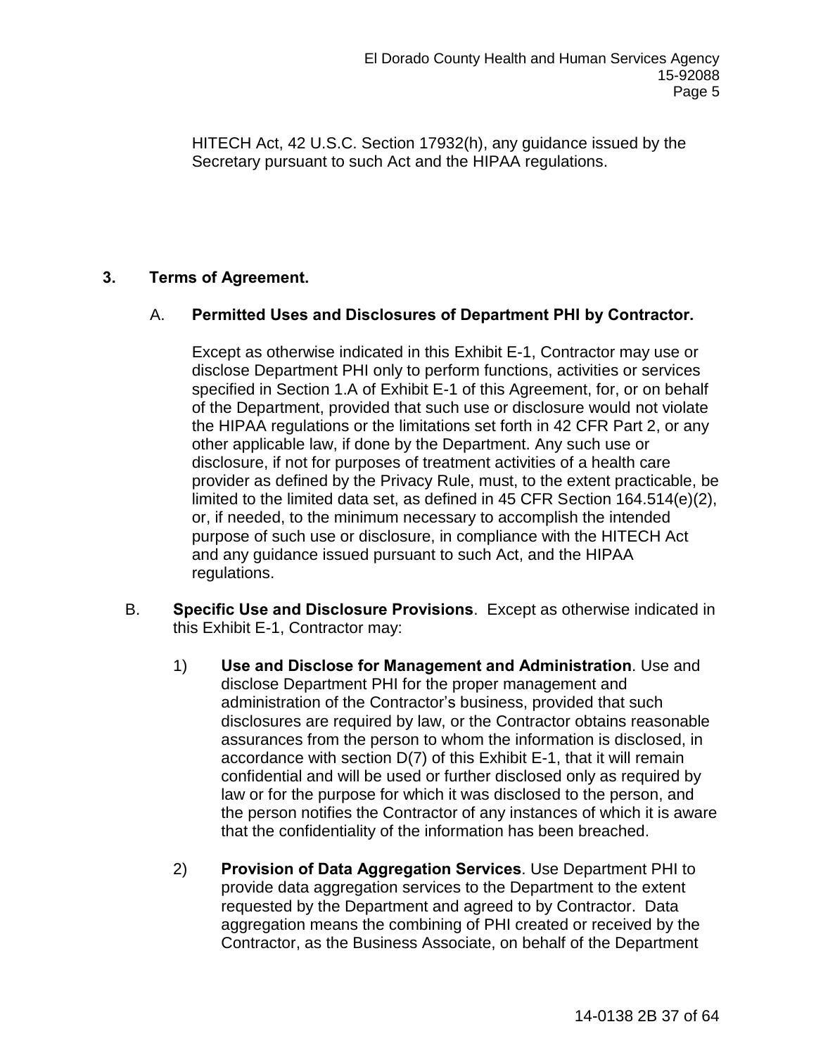HITECH Act, 42 U.S.C. Section 17932(h), any guidance issued by the Secretary pursuant to such Act and the HIPAA regulations.

**3. Terms of Agreement.**

A. **Permitted Uses and Disclosures of Department PHI by Contractor.**

Except as otherwise indicated in this Exhibit E-1, Contractor may use or disclose Department PHI only to perform functions, activities or services specified in Section 1.A of Exhibit E-1 of this Agreement, for, or on behalf of the Department, provided that such use or disclosure would not violate the HIPAA regulations or the limitations set forth in 42 CFR Part 2, or any other applicable law, if done by the Department. Any such use or disclosure, if not for purposes of treatment activities of a health care provider as defined by the Privacy Rule, must, to the extent practicable, be limited to the limited data set, as defined in 45 CFR Section 164.514(e)(2), or, if needed, to the minimum necessary to accomplish the intended purpose of such use or disclosure, in compliance with the HITECH Act and any guidance issued pursuant to such Act, and the HIPAA regulations.

B. **Specific Use and Disclosure Provisions**. Except as otherwise indicated in this Exhibit E-1, Contractor may:

1) **Use and Disclose for Management and Administration**. Use and disclose Department PHI for the proper management and administration of the Contractor's business, provided that such disclosures are required by law, or the Contractor obtains reasonable assurances from the person to whom the information is disclosed, in accordance with section D(7) of this Exhibit E-1, that it will remain confidential and will be used or further disclosed only as required by law or for the purpose for which it was disclosed to the person, and the person notifies the Contractor of any instances of which it is aware that the confidentiality of the information has been breached.

2) **Provision of Data Aggregation Services**. Use Department PHI to provide data aggregation services to the Department to the extent requested by the Department and agreed to by Contractor. Data aggregation means the combining of PHI created or received by the Contractor, as the Business Associate, on behalf of the Department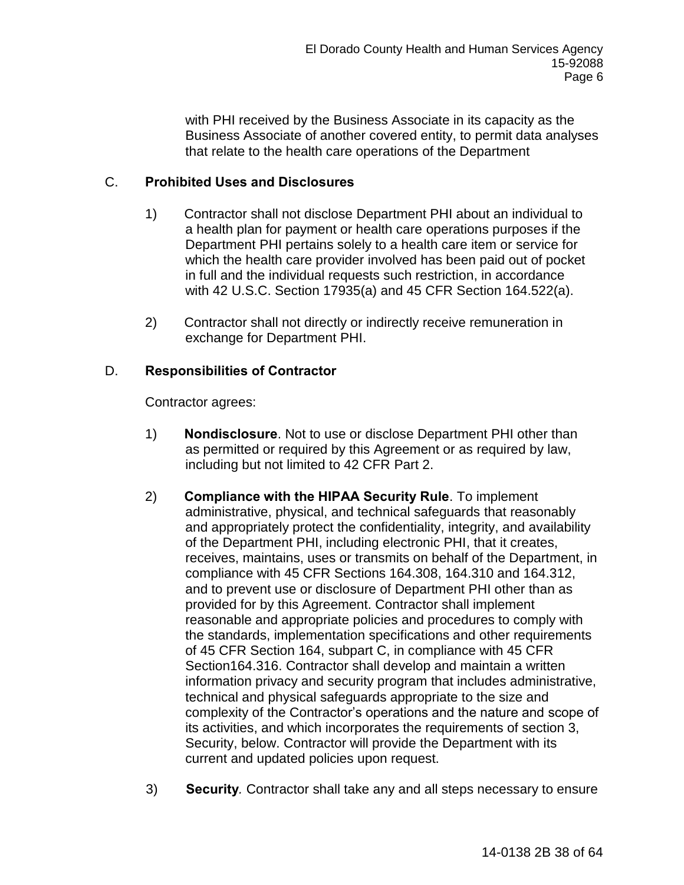with PHI received by the Business Associate in its capacity as the Business Associate of another covered entity, to permit data analyses that relate to the health care operations of the Department

C. **Prohibited Uses and Disclosures**

1) Contractor shall not disclose Department PHI about an individual to a health plan for payment or health care operations purposes if the Department PHI pertains solely to a health care item or service for which the health care provider involved has been paid out of pocket in full and the individual requests such restriction, in accordance with 42 U.S.C. Section 17935(a) and 45 CFR Section 164.522(a).

2) Contractor shall not directly or indirectly receive remuneration in exchange for Department PHI.

D. **Responsibilities of Contractor**

Contractor agrees:

1) **Nondisclosure**. Not to use or disclose Department PHI other than as permitted or required by this Agreement or as required by law, including but not limited to 42 CFR Part 2.

2) **Compliance with the HIPAA Security Rule**. To implement administrative, physical, and technical safeguards that reasonably and appropriately protect the confidentiality, integrity, and availability of the Department PHI, including electronic PHI, that it creates, receives, maintains, uses or transmits on behalf of the Department, in compliance with 45 CFR Sections 164.308, 164.310 and 164.312, and to prevent use or disclosure of Department PHI other than as provided for by this Agreement. Contractor shall implement reasonable and appropriate policies and procedures to comply with the standards, implementation specifications and other requirements of 45 CFR Section 164, subpart C, in compliance with 45 CFR Section164.316. Contractor shall develop and maintain a written information privacy and security program that includes administrative, technical and physical safeguards appropriate to the size and complexity of the Contractor's operations and the nature and scope of its activities, and which incorporates the requirements of section 3, Security, below. Contractor will provide the Department with its current and updated policies upon request.

3) ***Security***. Contractor shall take any and all steps necessary to ensure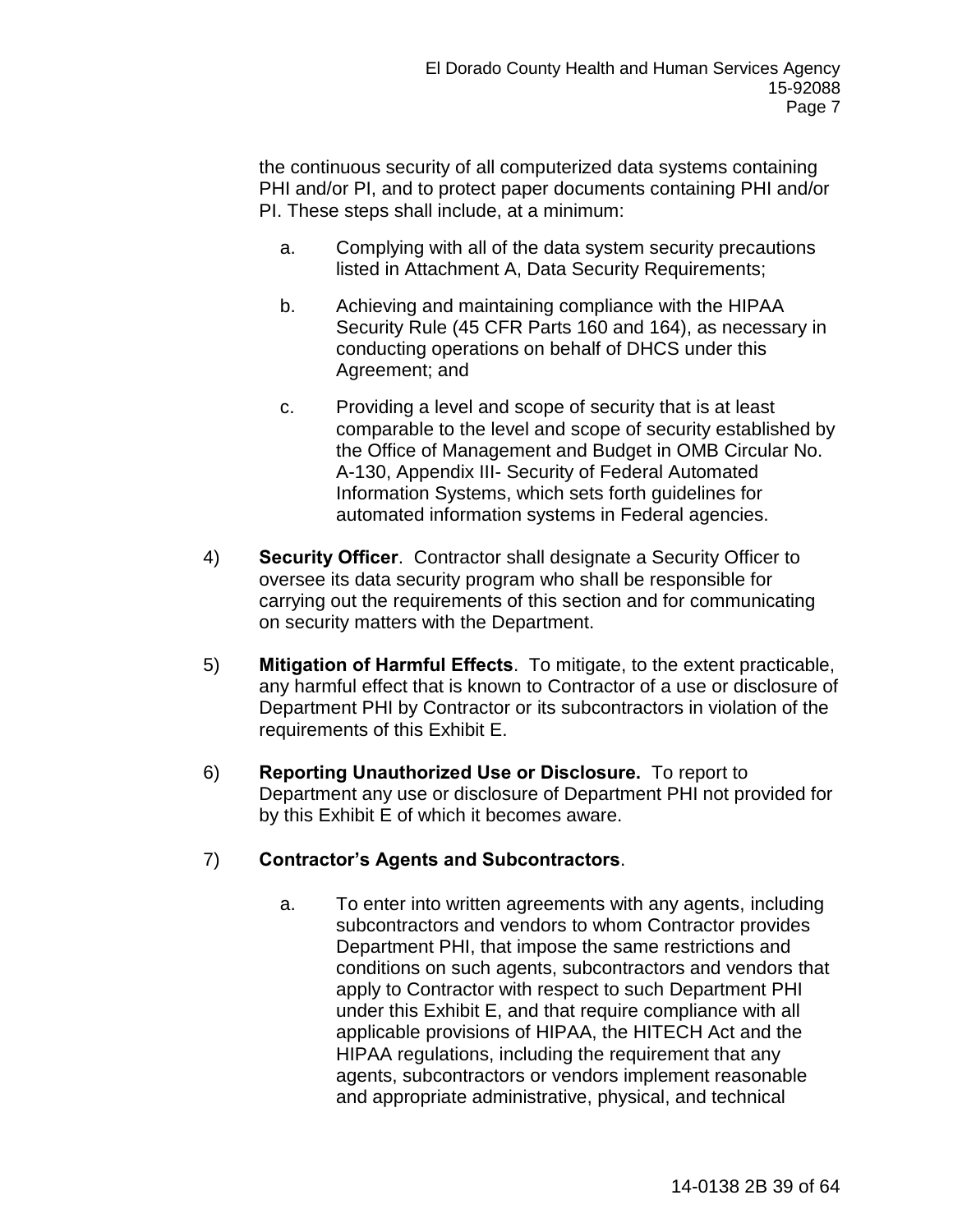the continuous security of all computerized data systems containing PHI and/or PI, and to protect paper documents containing PHI and/or PI. These steps shall include, at a minimum:

a. Complying with all of the data system security precautions listed in Attachment A, Data Security Requirements;

b. Achieving and maintaining compliance with the HIPAA Security Rule (45 CFR Parts 160 and 164), as necessary in conducting operations on behalf of DHCS under this Agreement; and

c. Providing a level and scope of security that is at least comparable to the level and scope of security established by the Office of Management and Budget in OMB Circular No. A-130, Appendix III- Security of Federal Automated Information Systems, which sets forth guidelines for automated information systems in Federal agencies.

4) **Security Officer**. Contractor shall designate a Security Officer to oversee its data security program who shall be responsible for carrying out the requirements of this section and for communicating on security matters with the Department.

5) **Mitigation of Harmful Effects**. To mitigate, to the extent practicable, any harmful effect that is known to Contractor of a use or disclosure of Department PHI by Contractor or its subcontractors in violation of the requirements of this Exhibit E.

6) **Reporting Unauthorized Use or Disclosure.** To report to Department any use or disclosure of Department PHI not provided for by this Exhibit E of which it becomes aware.

7) **Contractor's Agents and Subcontractors**.

a. To enter into written agreements with any agents, including subcontractors and vendors to whom Contractor provides Department PHI, that impose the same restrictions and conditions on such agents, subcontractors and vendors that apply to Contractor with respect to such Department PHI under this Exhibit E, and that require compliance with all applicable provisions of HIPAA, the HITECH Act and the HIPAA regulations, including the requirement that any agents, subcontractors or vendors implement reasonable and appropriate administrative, physical, and technical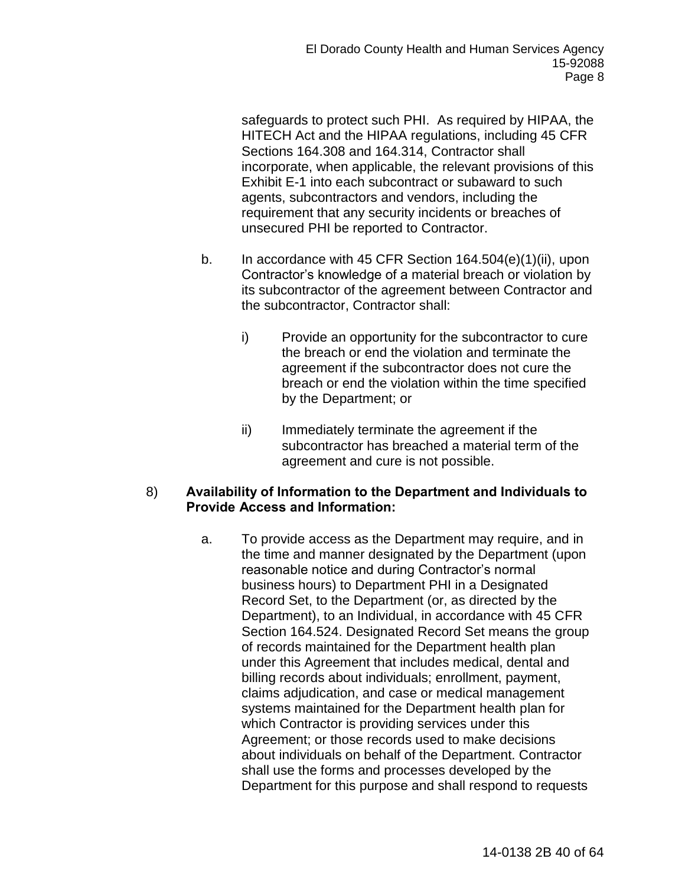safeguards to protect such PHI. As required by HIPAA, the HITECH Act and the HIPAA regulations, including 45 CFR Sections 164.308 and 164.314, Contractor shall incorporate, when applicable, the relevant provisions of this Exhibit E-1 into each subcontract or subaward to such agents, subcontractors and vendors, including the requirement that any security incidents or breaches of unsecured PHI be reported to Contractor.

b. In accordance with 45 CFR Section 164.504(e)(1)(ii), upon Contractor's knowledge of a material breach or violation by its subcontractor of the agreement between Contractor and the subcontractor, Contractor shall:

   i) Provide an opportunity for the subcontractor to cure the breach or end the violation and terminate the agreement if the subcontractor does not cure the breach or end the violation within the time specified by the Department; or

   ii) Immediately terminate the agreement if the subcontractor has breached a material term of the agreement and cure is not possible.

8) **Availability of Information to the Department and Individuals to Provide Access and Information:**

   a. To provide access as the Department may require, and in the time and manner designated by the Department (upon reasonable notice and during Contractor's normal business hours) to Department PHI in a Designated Record Set, to the Department (or, as directed by the Department), to an Individual, in accordance with 45 CFR Section 164.524. Designated Record Set means the group of records maintained for the Department health plan under this Agreement that includes medical, dental and billing records about individuals; enrollment, payment, claims adjudication, and case or medical management systems maintained for the Department health plan for which Contractor is providing services under this Agreement; or those records used to make decisions about individuals on behalf of the Department. Contractor shall use the forms and processes developed by the Department for this purpose and shall respond to requests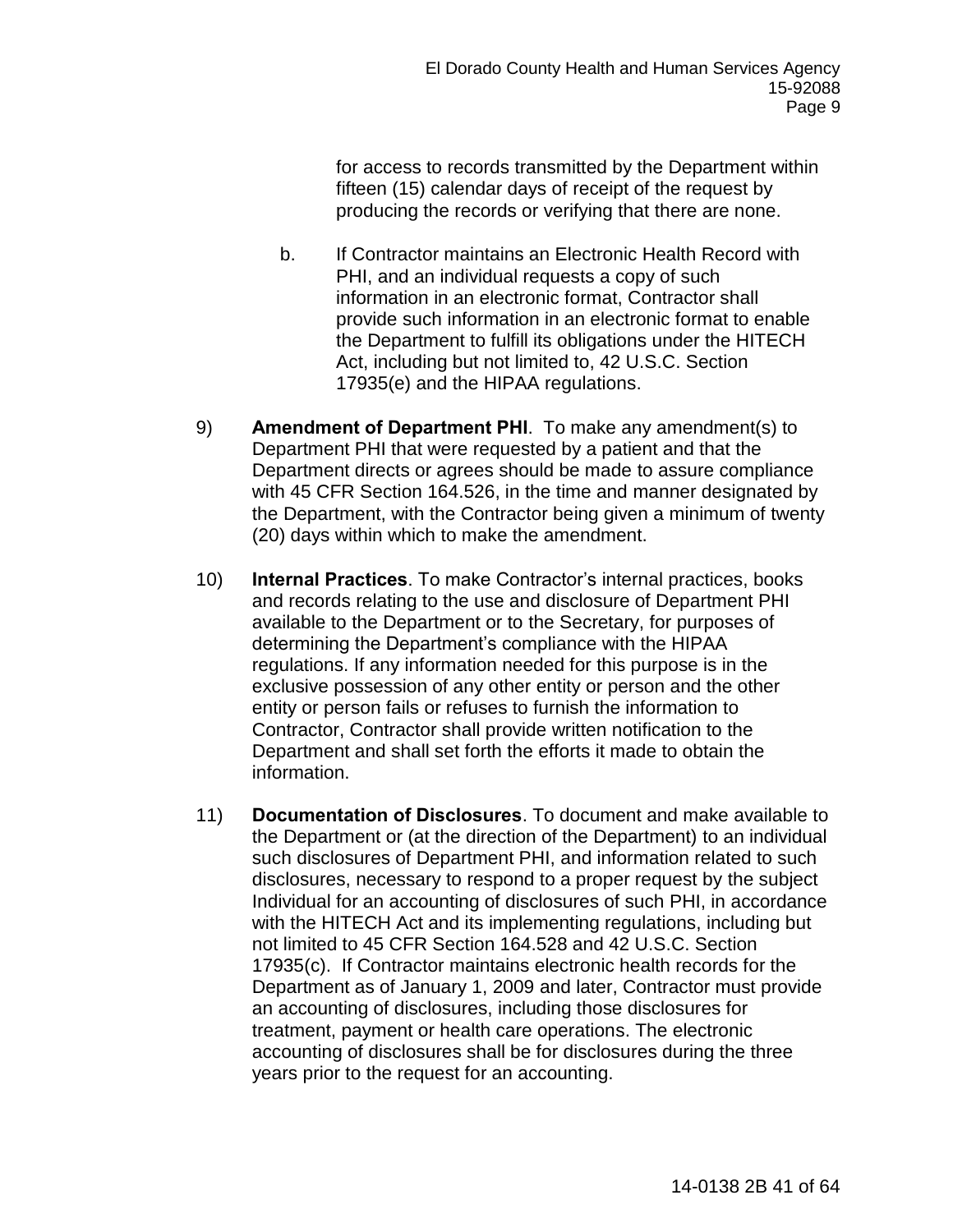for access to records transmitted by the Department within fifteen (15) calendar days of receipt of the request by producing the records or verifying that there are none.

b. If Contractor maintains an Electronic Health Record with PHI, and an individual requests a copy of such information in an electronic format, Contractor shall provide such information in an electronic format to enable the Department to fulfill its obligations under the HITECH Act, including but not limited to, 42 U.S.C. Section 17935(e) and the HIPAA regulations.

9) **Amendment of Department PHI**. To make any amendment(s) to Department PHI that were requested by a patient and that the Department directs or agrees should be made to assure compliance with 45 CFR Section 164.526, in the time and manner designated by the Department, with the Contractor being given a minimum of twenty (20) days within which to make the amendment.

10) **Internal Practices**. To make Contractor's internal practices, books and records relating to the use and disclosure of Department PHI available to the Department or to the Secretary, for purposes of determining the Department's compliance with the HIPAA regulations. If any information needed for this purpose is in the exclusive possession of any other entity or person and the other entity or person fails or refuses to furnish the information to Contractor, Contractor shall provide written notification to the Department and shall set forth the efforts it made to obtain the information.

11) **Documentation of Disclosures**. To document and make available to the Department or (at the direction of the Department) to an individual such disclosures of Department PHI, and information related to such disclosures, necessary to respond to a proper request by the subject Individual for an accounting of disclosures of such PHI, in accordance with the HITECH Act and its implementing regulations, including but not limited to 45 CFR Section 164.528 and 42 U.S.C. Section 17935(c). If Contractor maintains electronic health records for the Department as of January 1, 2009 and later, Contractor must provide an accounting of disclosures, including those disclosures for treatment, payment or health care operations. The electronic accounting of disclosures shall be for disclosures during the three years prior to the request for an accounting.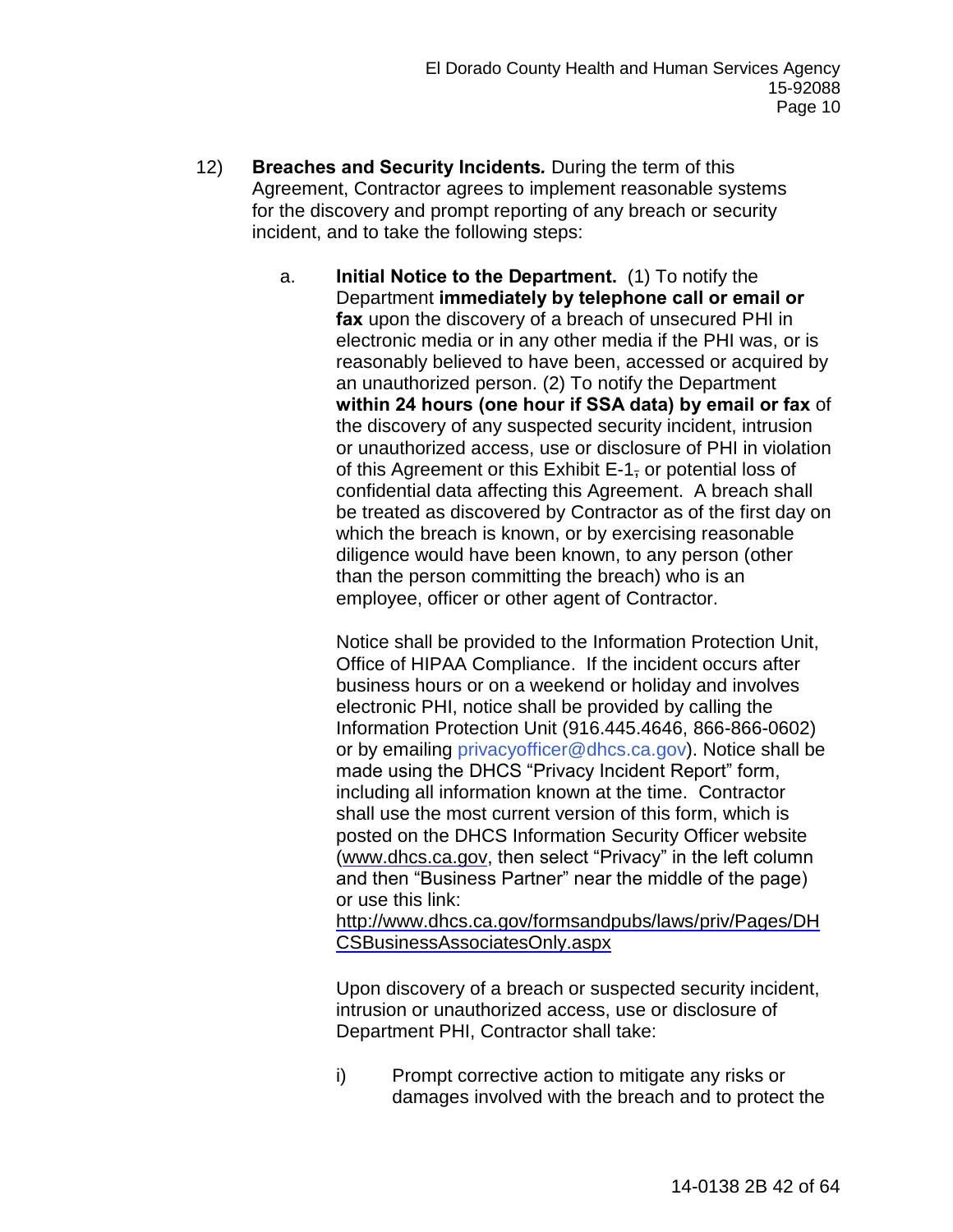12) **Breaches and Security Incidents.** During the term of this Agreement, Contractor agrees to implement reasonable systems for the discovery and prompt reporting of any breach or security incident, and to take the following steps:

   a. **Initial Notice to the Department.** (1) To notify the Department **immediately by telephone call or email or fax** upon the discovery of a breach of unsecured PHI in electronic media or in any other media if the PHI was, or is reasonably believed to have been, accessed or acquired by an unauthorized person. (2) To notify the Department **within 24 hours (one hour if SSA data) by email or fax** of the discovery of any suspected security incident, intrusion or unauthorized access, use or disclosure of PHI in violation of this Agreement or this Exhibit E-1, or potential loss of confidential data affecting this Agreement. A breach shall be treated as discovered by Contractor as of the first day on which the breach is known, or by exercising reasonable diligence would have been known, to any person (other than the person committing the breach) who is an employee, officer or other agent of Contractor.

   Notice shall be provided to the Information Protection Unit, Office of HIPAA Compliance. If the incident occurs after business hours or on a weekend or holiday and involves electronic PHI, notice shall be provided by calling the Information Protection Unit (916.445.4646, 866-866-0602) or by emailing privacyofficer@dhcs.ca.gov). Notice shall be made using the DHCS "Privacy Incident Report" form, including all information known at the time. Contractor shall use the most current version of this form, which is posted on the DHCS Information Security Officer website (www.dhcs.ca.gov, then select "Privacy" in the left column and then "Business Partner" near the middle of the page) or use this link: http://www.dhcs.ca.gov/formsandpubs/laws/priv/Pages/DHCSBusinessAssociatesOnly.aspx

   Upon discovery of a breach or suspected security incident, intrusion or unauthorized access, use or disclosure of Department PHI, Contractor shall take:

   i) Prompt corrective action to mitigate any risks or damages involved with the breach and to protect the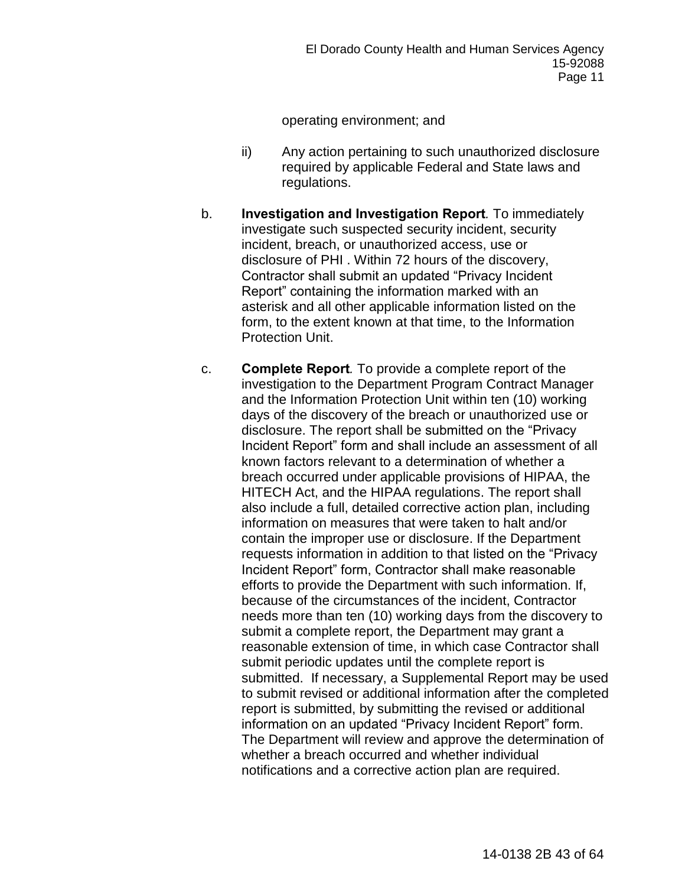operating environment; and

ii) Any action pertaining to such unauthorized disclosure required by applicable Federal and State laws and regulations.

b. **Investigation and Investigation Report**. To immediately investigate such suspected security incident, security incident, breach, or unauthorized access, use or disclosure of PHI . Within 72 hours of the discovery, Contractor shall submit an updated "Privacy Incident Report" containing the information marked with an asterisk and all other applicable information listed on the form, to the extent known at that time, to the Information Protection Unit.

c. **Complete Report**. To provide a complete report of the investigation to the Department Program Contract Manager and the Information Protection Unit within ten (10) working days of the discovery of the breach or unauthorized use or disclosure. The report shall be submitted on the "Privacy Incident Report" form and shall include an assessment of all known factors relevant to a determination of whether a breach occurred under applicable provisions of HIPAA, the HITECH Act, and the HIPAA regulations. The report shall also include a full, detailed corrective action plan, including information on measures that were taken to halt and/or contain the improper use or disclosure. If the Department requests information in addition to that listed on the "Privacy Incident Report" form, Contractor shall make reasonable efforts to provide the Department with such information. If, because of the circumstances of the incident, Contractor needs more than ten (10) working days from the discovery to submit a complete report, the Department may grant a reasonable extension of time, in which case Contractor shall submit periodic updates until the complete report is submitted. If necessary, a Supplemental Report may be used to submit revised or additional information after the completed report is submitted, by submitting the revised or additional information on an updated "Privacy Incident Report" form. The Department will review and approve the determination of whether a breach occurred and whether individual notifications and a corrective action plan are required.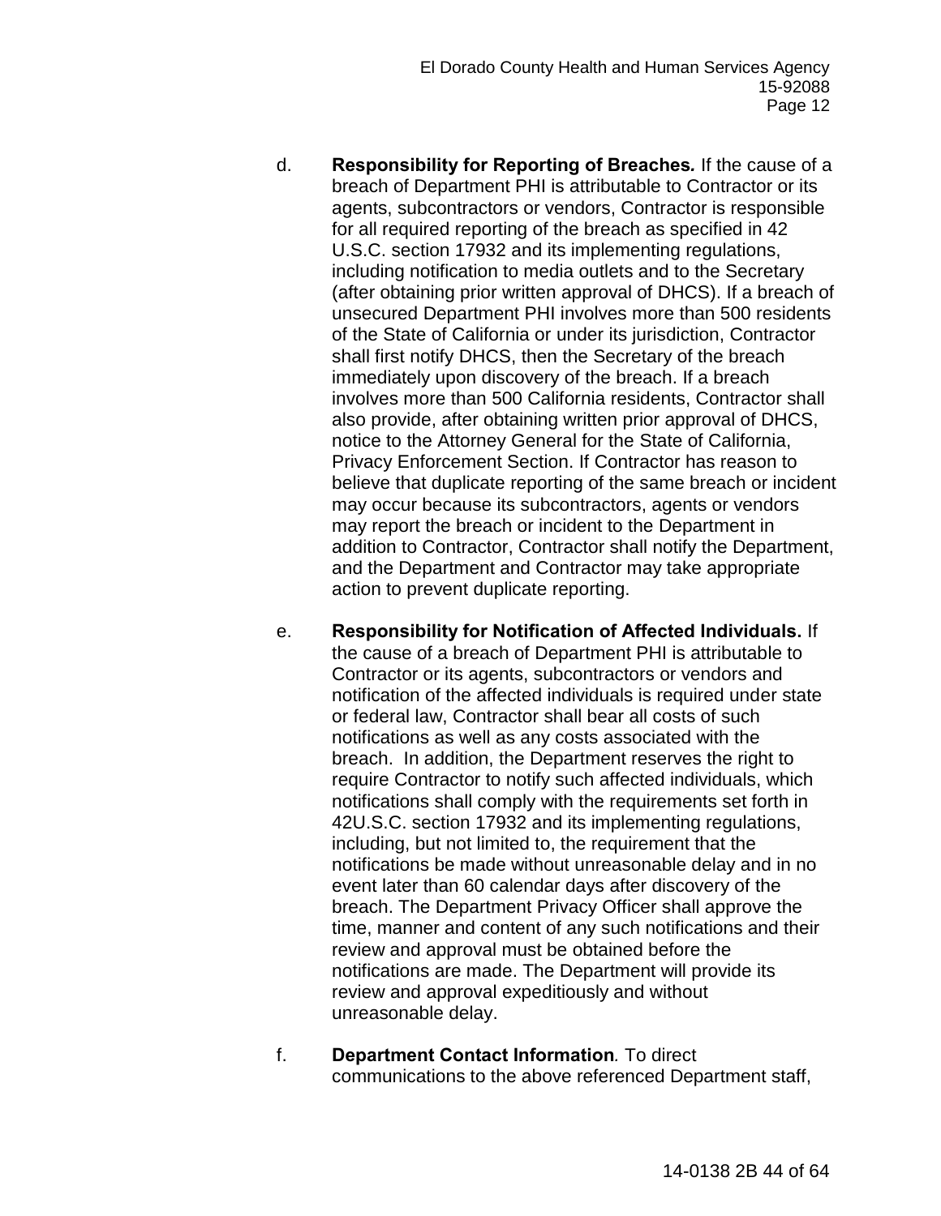d. **Responsibility for Reporting of Breaches*.*** If the cause of a breach of Department PHI is attributable to Contractor or its agents, subcontractors or vendors, Contractor is responsible for all required reporting of the breach as specified in 42 U.S.C. section 17932 and its implementing regulations, including notification to media outlets and to the Secretary (after obtaining prior written approval of DHCS). If a breach of unsecured Department PHI involves more than 500 residents of the State of California or under its jurisdiction, Contractor shall first notify DHCS, then the Secretary of the breach immediately upon discovery of the breach. If a breach involves more than 500 California residents, Contractor shall also provide, after obtaining written prior approval of DHCS, notice to the Attorney General for the State of California, Privacy Enforcement Section. If Contractor has reason to believe that duplicate reporting of the same breach or incident may occur because its subcontractors, agents or vendors may report the breach or incident to the Department in addition to Contractor, Contractor shall notify the Department, and the Department and Contractor may take appropriate action to prevent duplicate reporting.

e. **Responsibility for Notification of Affected Individuals.** If the cause of a breach of Department PHI is attributable to Contractor or its agents, subcontractors or vendors and notification of the affected individuals is required under state or federal law, Contractor shall bear all costs of such notifications as well as any costs associated with the breach. In addition, the Department reserves the right to require Contractor to notify such affected individuals, which notifications shall comply with the requirements set forth in 42U.S.C. section 17932 and its implementing regulations, including, but not limited to, the requirement that the notifications be made without unreasonable delay and in no event later than 60 calendar days after discovery of the breach. The Department Privacy Officer shall approve the time, manner and content of any such notifications and their review and approval must be obtained before the notifications are made. The Department will provide its review and approval expeditiously and without unreasonable delay.

f. **Department Contact Information***.* To direct communications to the above referenced Department staff,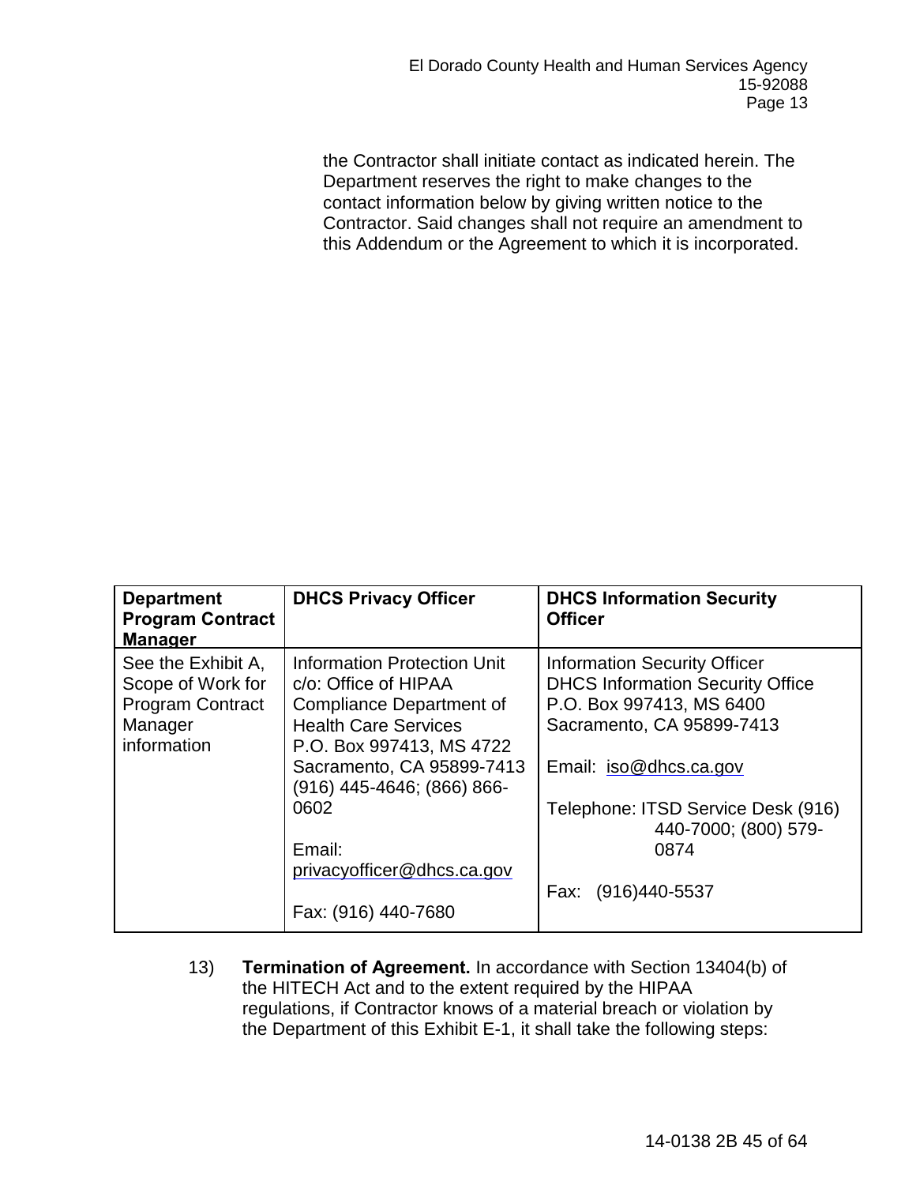the Contractor shall initiate contact as indicated herein. The Department reserves the right to make changes to the contact information below by giving written notice to the Contractor. Said changes shall not require an amendment to this Addendum or the Agreement to which it is incorporated.

| **Department Program Contract Manager** | **DHCS Privacy Officer** | **DHCS Information Security Officer** |
|---|---|---|
| See the Exhibit A, Scope of Work for Program Contract Manager information | Information Protection Unit c/o: Office of HIPAA Compliance Department of Health Care Services P.O. Box 997413, MS 4722 Sacramento, CA 95899-7413 (916) 445-4646; (866) 866-0602<br><br>Email: privacyofficer@dhcs.ca.gov<br><br>Fax: (916) 440-7680 | Information Security Officer DHCS Information Security Office P.O. Box 997413, MS 6400 Sacramento, CA 95899-7413<br><br>Email: iso@dhcs.ca.gov<br><br>Telephone: ITSD Service Desk (916) 440-7000; (800) 579-0874<br><br>Fax: (916)440-5537 |

13) **Termination of Agreement.** In accordance with Section 13404(b) of the HITECH Act and to the extent required by the HIPAA regulations, if Contractor knows of a material breach or violation by the Department of this Exhibit E-1, it shall take the following steps: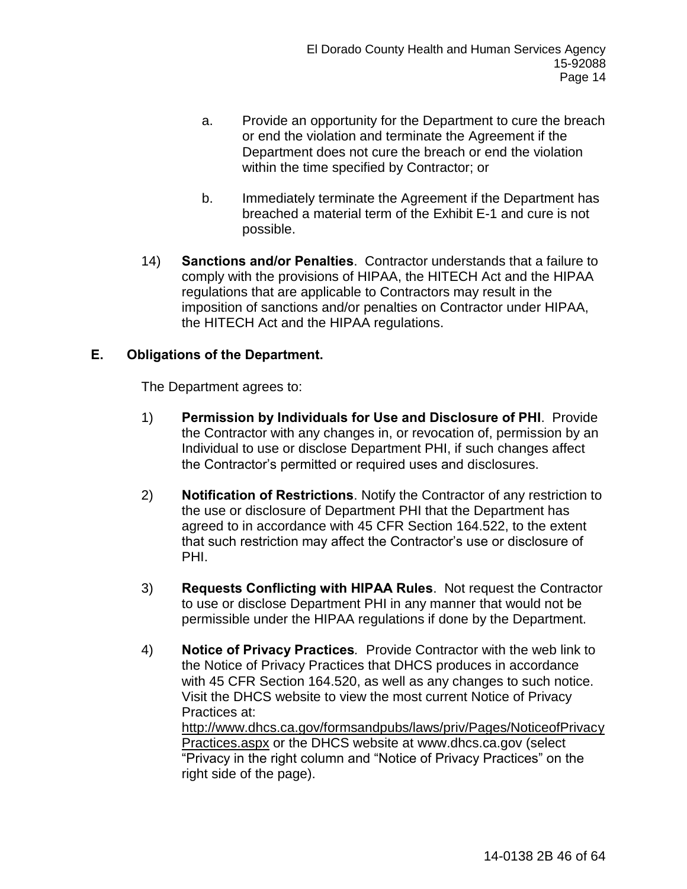a. Provide an opportunity for the Department to cure the breach or end the violation and terminate the Agreement if the Department does not cure the breach or end the violation within the time specified by Contractor; or

b. Immediately terminate the Agreement if the Department has breached a material term of the Exhibit E-1 and cure is not possible.

14) **Sanctions and/or Penalties**. Contractor understands that a failure to comply with the provisions of HIPAA, the HITECH Act and the HIPAA regulations that are applicable to Contractors may result in the imposition of sanctions and/or penalties on Contractor under HIPAA, the HITECH Act and the HIPAA regulations.

**E. Obligations of the Department.**

The Department agrees to:

1) **Permission by Individuals for Use and Disclosure of PHI**. Provide the Contractor with any changes in, or revocation of, permission by an Individual to use or disclose Department PHI, if such changes affect the Contractor's permitted or required uses and disclosures.

2) **Notification of Restrictions**. Notify the Contractor of any restriction to the use or disclosure of Department PHI that the Department has agreed to in accordance with 45 CFR Section 164.522, to the extent that such restriction may affect the Contractor's use or disclosure of PHI.

3) **Requests Conflicting with HIPAA Rules**. Not request the Contractor to use or disclose Department PHI in any manner that would not be permissible under the HIPAA regulations if done by the Department.

4) **Notice of Privacy Practices**. Provide Contractor with the web link to the Notice of Privacy Practices that DHCS produces in accordance with 45 CFR Section 164.520, as well as any changes to such notice. Visit the DHCS website to view the most current Notice of Privacy Practices at: http://www.dhcs.ca.gov/formsandpubs/laws/priv/Pages/NoticeofPrivacyPractices.aspx or the DHCS website at www.dhcs.ca.gov (select "Privacy in the right column and "Notice of Privacy Practices" on the right side of the page).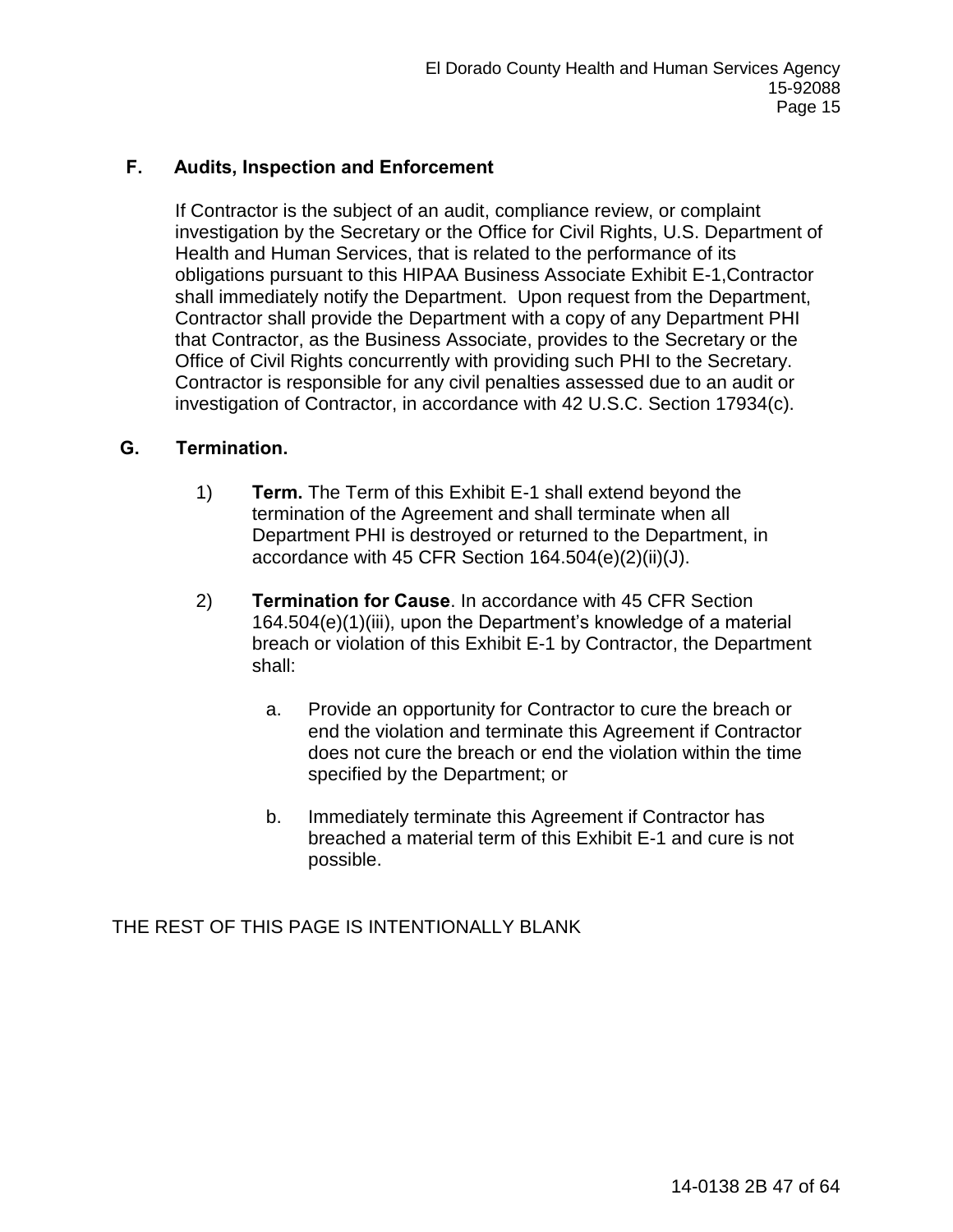**F. Audits, Inspection and Enforcement**

If Contractor is the subject of an audit, compliance review, or complaint investigation by the Secretary or the Office for Civil Rights, U.S. Department of Health and Human Services, that is related to the performance of its obligations pursuant to this HIPAA Business Associate Exhibit E-1,Contractor shall immediately notify the Department. Upon request from the Department, Contractor shall provide the Department with a copy of any Department PHI that Contractor, as the Business Associate, provides to the Secretary or the Office of Civil Rights concurrently with providing such PHI to the Secretary. Contractor is responsible for any civil penalties assessed due to an audit or investigation of Contractor, in accordance with 42 U.S.C. Section 17934(c).

**G. Termination.**

1) **Term.** The Term of this Exhibit E-1 shall extend beyond the termination of the Agreement and shall terminate when all Department PHI is destroyed or returned to the Department, in accordance with 45 CFR Section 164.504(e)(2)(ii)(J).

2) **Termination for Cause**. In accordance with 45 CFR Section 164.504(e)(1)(iii), upon the Department's knowledge of a material breach or violation of this Exhibit E-1 by Contractor, the Department shall:

   a. Provide an opportunity for Contractor to cure the breach or end the violation and terminate this Agreement if Contractor does not cure the breach or end the violation within the time specified by the Department; or

   b. Immediately terminate this Agreement if Contractor has breached a material term of this Exhibit E-1 and cure is not possible.

THE REST OF THIS PAGE IS INTENTIONALLY BLANK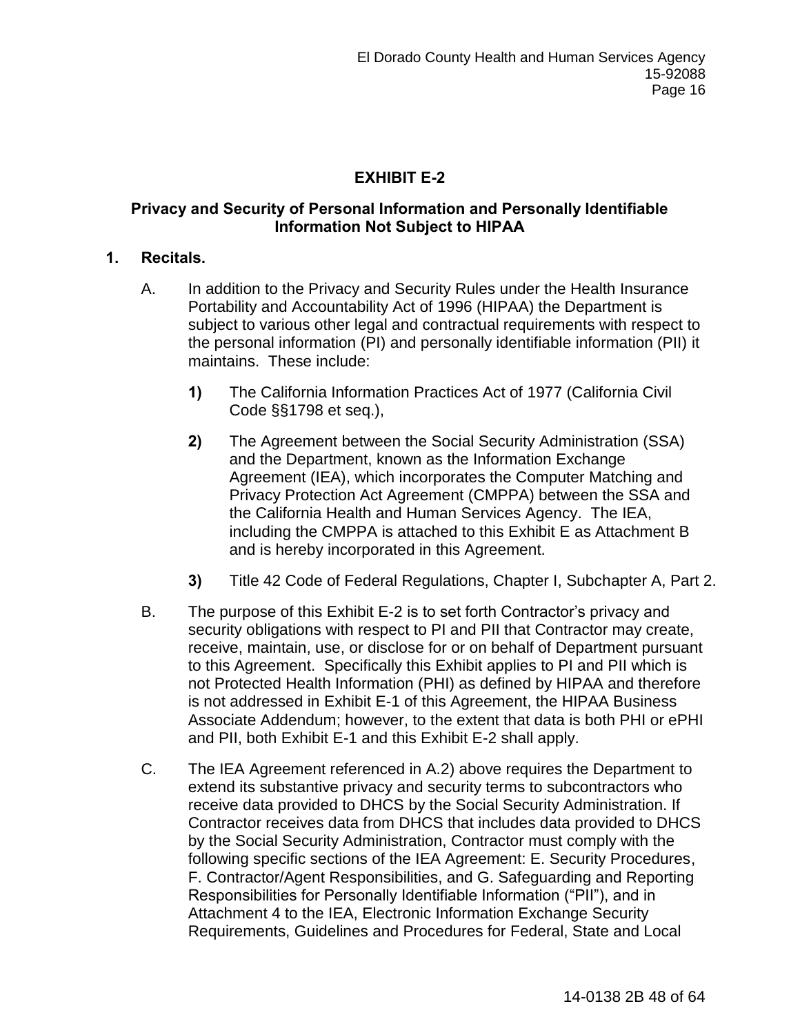## EXHIBIT E-2

### Privacy and Security of Personal Information and Personally Identifiable Information Not Subject to HIPAA

**1. Recitals.**

A. In addition to the Privacy and Security Rules under the Health Insurance Portability and Accountability Act of 1996 (HIPAA) the Department is subject to various other legal and contractual requirements with respect to the personal information (PI) and personally identifiable information (PII) it maintains. These include:

**1)** The California Information Practices Act of 1977 (California Civil Code §§1798 et seq.),

**2)** The Agreement between the Social Security Administration (SSA) and the Department, known as the Information Exchange Agreement (IEA), which incorporates the Computer Matching and Privacy Protection Act Agreement (CMPPA) between the SSA and the California Health and Human Services Agency. The IEA, including the CMPPA is attached to this Exhibit E as Attachment B and is hereby incorporated in this Agreement.

**3)** Title 42 Code of Federal Regulations, Chapter I, Subchapter A, Part 2.

B. The purpose of this Exhibit E-2 is to set forth Contractor's privacy and security obligations with respect to PI and PII that Contractor may create, receive, maintain, use, or disclose for or on behalf of Department pursuant to this Agreement. Specifically this Exhibit applies to PI and PII which is not Protected Health Information (PHI) as defined by HIPAA and therefore is not addressed in Exhibit E-1 of this Agreement, the HIPAA Business Associate Addendum; however, to the extent that data is both PHI or ePHI and PII, both Exhibit E-1 and this Exhibit E-2 shall apply.

C. The IEA Agreement referenced in A.2) above requires the Department to extend its substantive privacy and security terms to subcontractors who receive data provided to DHCS by the Social Security Administration. If Contractor receives data from DHCS that includes data provided to DHCS by the Social Security Administration, Contractor must comply with the following specific sections of the IEA Agreement: E. Security Procedures, F. Contractor/Agent Responsibilities, and G. Safeguarding and Reporting Responsibilities for Personally Identifiable Information ("PII"), and in Attachment 4 to the IEA, Electronic Information Exchange Security Requirements, Guidelines and Procedures for Federal, State and Local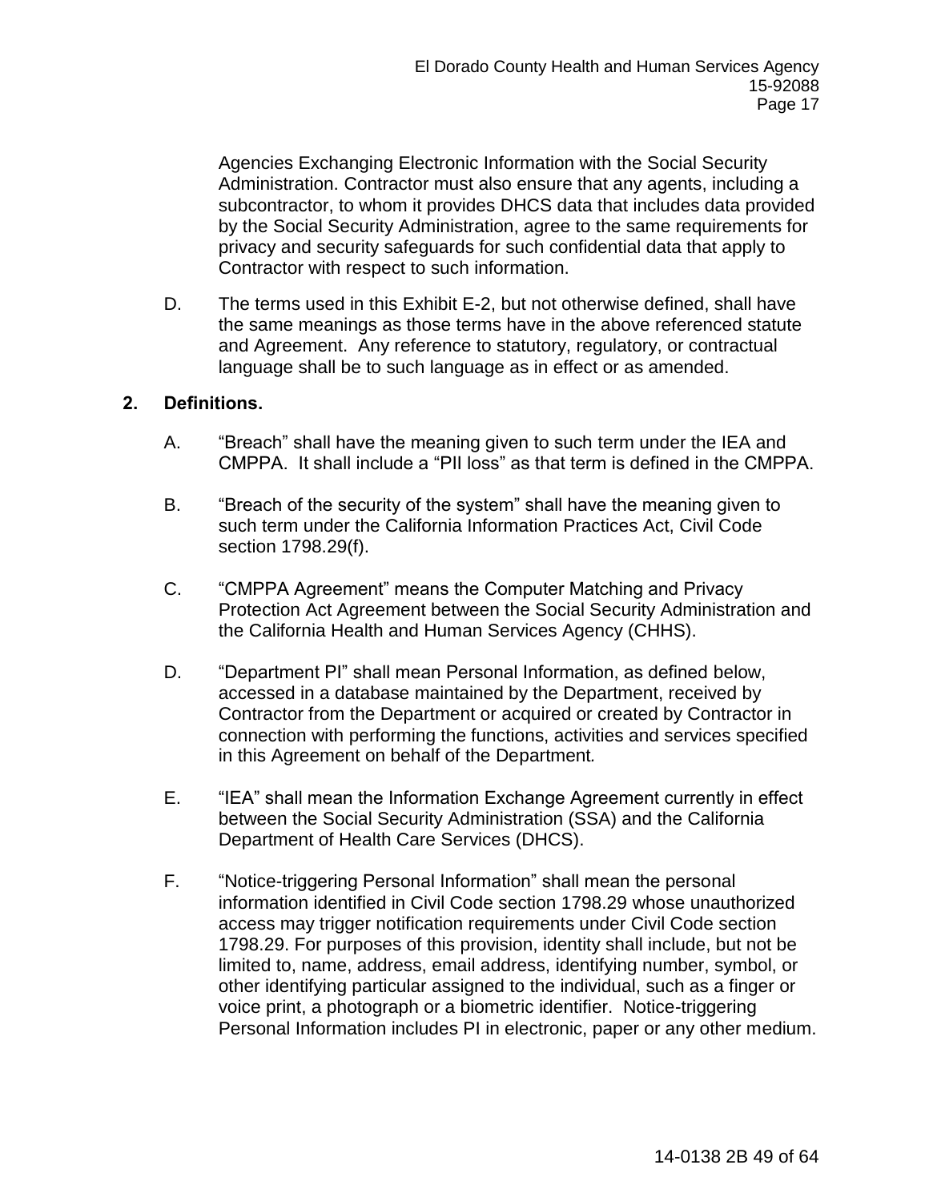Agencies Exchanging Electronic Information with the Social Security Administration. Contractor must also ensure that any agents, including a subcontractor, to whom it provides DHCS data that includes data provided by the Social Security Administration, agree to the same requirements for privacy and security safeguards for such confidential data that apply to Contractor with respect to such information.

D. The terms used in this Exhibit E-2, but not otherwise defined, shall have the same meanings as those terms have in the above referenced statute and Agreement. Any reference to statutory, regulatory, or contractual language shall be to such language as in effect or as amended.

**2. Definitions.**

A. "Breach" shall have the meaning given to such term under the IEA and CMPPA. It shall include a "PII loss" as that term is defined in the CMPPA.

B. "Breach of the security of the system" shall have the meaning given to such term under the California Information Practices Act, Civil Code section 1798.29(f).

C. "CMPPA Agreement" means the Computer Matching and Privacy Protection Act Agreement between the Social Security Administration and the California Health and Human Services Agency (CHHS).

D. "Department PI" shall mean Personal Information, as defined below, accessed in a database maintained by the Department, received by Contractor from the Department or acquired or created by Contractor in connection with performing the functions, activities and services specified in this Agreement on behalf of the Department.

E. "IEA" shall mean the Information Exchange Agreement currently in effect between the Social Security Administration (SSA) and the California Department of Health Care Services (DHCS).

F. "Notice-triggering Personal Information" shall mean the personal information identified in Civil Code section 1798.29 whose unauthorized access may trigger notification requirements under Civil Code section 1798.29. For purposes of this provision, identity shall include, but not be limited to, name, address, email address, identifying number, symbol, or other identifying particular assigned to the individual, such as a finger or voice print, a photograph or a biometric identifier. Notice-triggering Personal Information includes PI in electronic, paper or any other medium.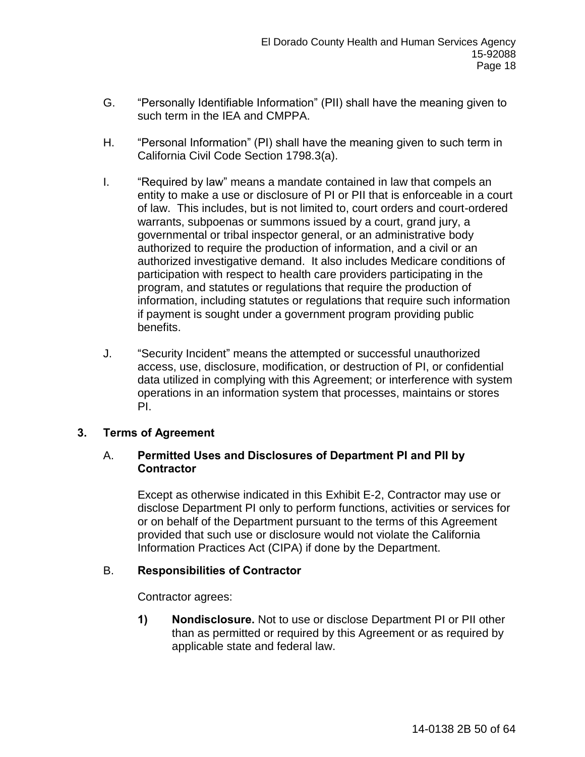G. "Personally Identifiable Information" (PII) shall have the meaning given to such term in the IEA and CMPPA.

H. "Personal Information" (PI) shall have the meaning given to such term in California Civil Code Section 1798.3(a).

I. "Required by law" means a mandate contained in law that compels an entity to make a use or disclosure of PI or PII that is enforceable in a court of law. This includes, but is not limited to, court orders and court-ordered warrants, subpoenas or summons issued by a court, grand jury, a governmental or tribal inspector general, or an administrative body authorized to require the production of information, and a civil or an authorized investigative demand. It also includes Medicare conditions of participation with respect to health care providers participating in the program, and statutes or regulations that require the production of information, including statutes or regulations that require such information if payment is sought under a government program providing public benefits.

J. "Security Incident" means the attempted or successful unauthorized access, use, disclosure, modification, or destruction of PI, or confidential data utilized in complying with this Agreement; or interference with system operations in an information system that processes, maintains or stores PI.

**3. Terms of Agreement**

A. **Permitted Uses and Disclosures of Department PI and PII by Contractor**

Except as otherwise indicated in this Exhibit E-2, Contractor may use or disclose Department PI only to perform functions, activities or services for or on behalf of the Department pursuant to the terms of this Agreement provided that such use or disclosure would not violate the California Information Practices Act (CIPA) if done by the Department.

B. **Responsibilities of Contractor**

Contractor agrees:

**1) Nondisclosure.** Not to use or disclose Department PI or PII other than as permitted or required by this Agreement or as required by applicable state and federal law.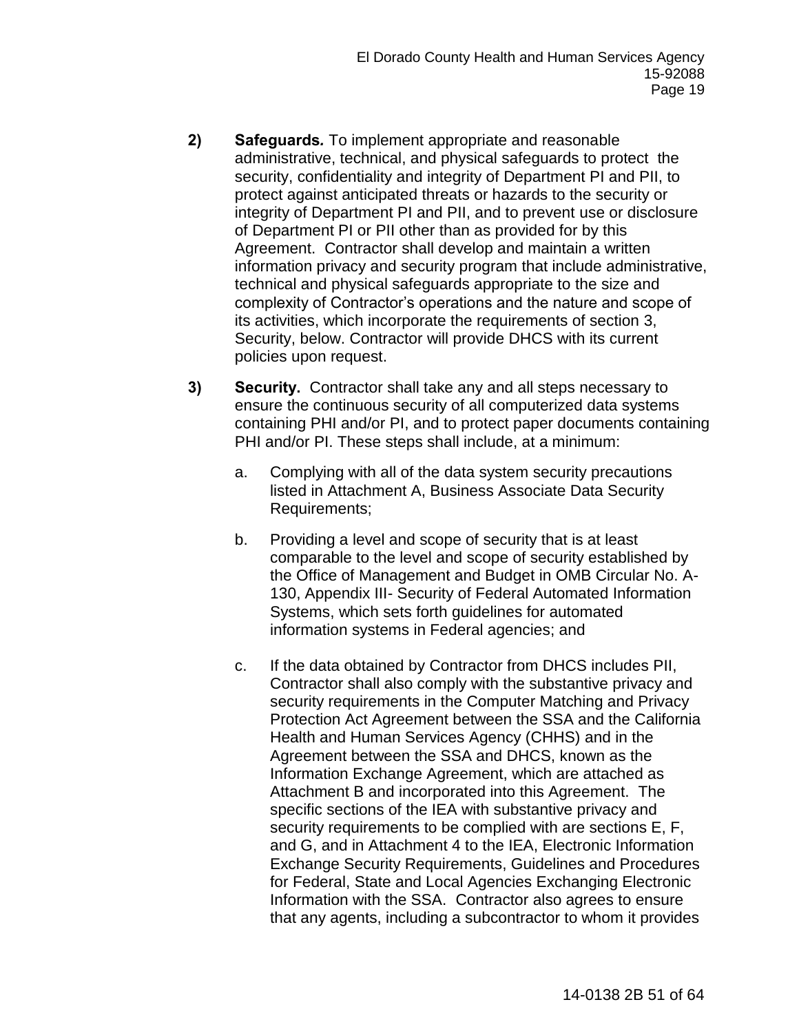**2) Safeguards.** To implement appropriate and reasonable administrative, technical, and physical safeguards to protect the security, confidentiality and integrity of Department PI and PII, to protect against anticipated threats or hazards to the security or integrity of Department PI and PII, and to prevent use or disclosure of Department PI or PII other than as provided for by this Agreement. Contractor shall develop and maintain a written information privacy and security program that include administrative, technical and physical safeguards appropriate to the size and complexity of Contractor's operations and the nature and scope of its activities, which incorporate the requirements of section 3, Security, below. Contractor will provide DHCS with its current policies upon request.

**3) Security.** Contractor shall take any and all steps necessary to ensure the continuous security of all computerized data systems containing PHI and/or PI, and to protect paper documents containing PHI and/or PI. These steps shall include, at a minimum:

a. Complying with all of the data system security precautions listed in Attachment A, Business Associate Data Security Requirements;

b. Providing a level and scope of security that is at least comparable to the level and scope of security established by the Office of Management and Budget in OMB Circular No. A-130, Appendix III- Security of Federal Automated Information Systems, which sets forth guidelines for automated information systems in Federal agencies; and

c. If the data obtained by Contractor from DHCS includes PII, Contractor shall also comply with the substantive privacy and security requirements in the Computer Matching and Privacy Protection Act Agreement between the SSA and the California Health and Human Services Agency (CHHS) and in the Agreement between the SSA and DHCS, known as the Information Exchange Agreement, which are attached as Attachment B and incorporated into this Agreement. The specific sections of the IEA with substantive privacy and security requirements to be complied with are sections E, F, and G, and in Attachment 4 to the IEA, Electronic Information Exchange Security Requirements, Guidelines and Procedures for Federal, State and Local Agencies Exchanging Electronic Information with the SSA. Contractor also agrees to ensure that any agents, including a subcontractor to whom it provides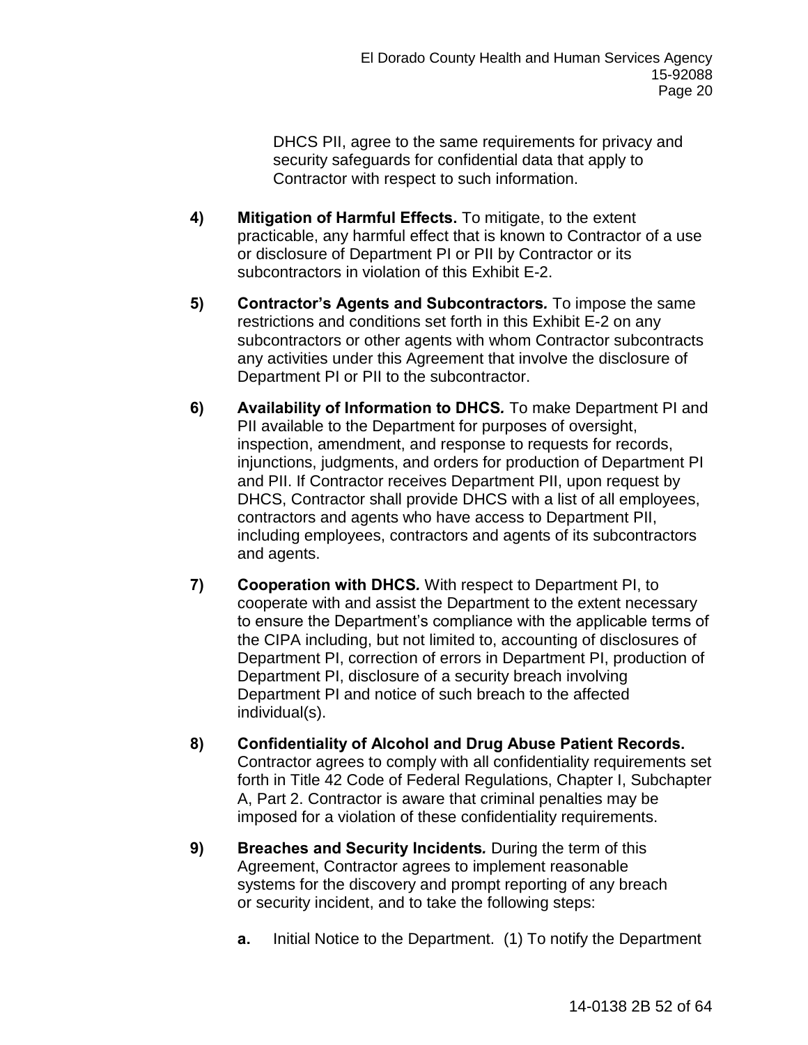DHCS PII, agree to the same requirements for privacy and security safeguards for confidential data that apply to Contractor with respect to such information.

**4) Mitigation of Harmful Effects.** To mitigate, to the extent practicable, any harmful effect that is known to Contractor of a use or disclosure of Department PI or PII by Contractor or its subcontractors in violation of this Exhibit E-2.

**5) Contractor's Agents and Subcontractors*.*** To impose the same restrictions and conditions set forth in this Exhibit E-2 on any subcontractors or other agents with whom Contractor subcontracts any activities under this Agreement that involve the disclosure of Department PI or PII to the subcontractor.

**6) Availability of Information to DHCS*.*** To make Department PI and PII available to the Department for purposes of oversight, inspection, amendment, and response to requests for records, injunctions, judgments, and orders for production of Department PI and PII. If Contractor receives Department PII, upon request by DHCS, Contractor shall provide DHCS with a list of all employees, contractors and agents who have access to Department PII, including employees, contractors and agents of its subcontractors and agents.

**7) Cooperation with DHCS*.*** With respect to Department PI, to cooperate with and assist the Department to the extent necessary to ensure the Department's compliance with the applicable terms of the CIPA including, but not limited to, accounting of disclosures of Department PI, correction of errors in Department PI, production of Department PI, disclosure of a security breach involving Department PI and notice of such breach to the affected individual(s).

**8) Confidentiality of Alcohol and Drug Abuse Patient Records.** Contractor agrees to comply with all confidentiality requirements set forth in Title 42 Code of Federal Regulations, Chapter I, Subchapter A, Part 2. Contractor is aware that criminal penalties may be imposed for a violation of these confidentiality requirements.

**9) Breaches and Security Incidents*.*** During the term of this Agreement, Contractor agrees to implement reasonable systems for the discovery and prompt reporting of any breach or security incident, and to take the following steps:

**a.** Initial Notice to the Department. (1) To notify the Department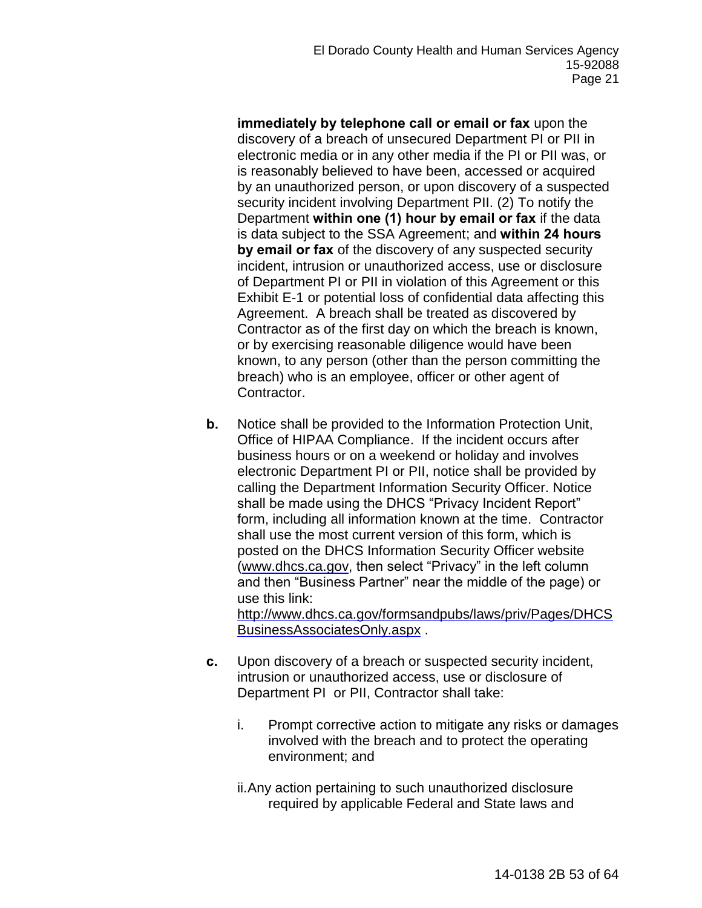**immediately by telephone call or email or fax** upon the discovery of a breach of unsecured Department PI or PII in electronic media or in any other media if the PI or PII was, or is reasonably believed to have been, accessed or acquired by an unauthorized person, or upon discovery of a suspected security incident involving Department PII. (2) To notify the Department **within one (1) hour by email or fax** if the data is data subject to the SSA Agreement; and **within 24 hours by email or fax** of the discovery of any suspected security incident, intrusion or unauthorized access, use or disclosure of Department PI or PII in violation of this Agreement or this Exhibit E-1 or potential loss of confidential data affecting this Agreement. A breach shall be treated as discovered by Contractor as of the first day on which the breach is known, or by exercising reasonable diligence would have been known, to any person (other than the person committing the breach) who is an employee, officer or other agent of Contractor.

**b.** Notice shall be provided to the Information Protection Unit, Office of HIPAA Compliance. If the incident occurs after business hours or on a weekend or holiday and involves electronic Department PI or PII, notice shall be provided by calling the Department Information Security Officer. Notice shall be made using the DHCS "Privacy Incident Report" form, including all information known at the time. Contractor shall use the most current version of this form, which is posted on the DHCS Information Security Officer website (www.dhcs.ca.gov, then select "Privacy" in the left column and then "Business Partner" near the middle of the page) or use this link: http://www.dhcs.ca.gov/formsandpubs/laws/priv/Pages/DHCSBusinessAssociatesOnly.aspx .

**c.** Upon discovery of a breach or suspected security incident, intrusion or unauthorized access, use or disclosure of Department PI or PII, Contractor shall take:

i. Prompt corrective action to mitigate any risks or damages involved with the breach and to protect the operating environment; and

ii. Any action pertaining to such unauthorized disclosure required by applicable Federal and State laws and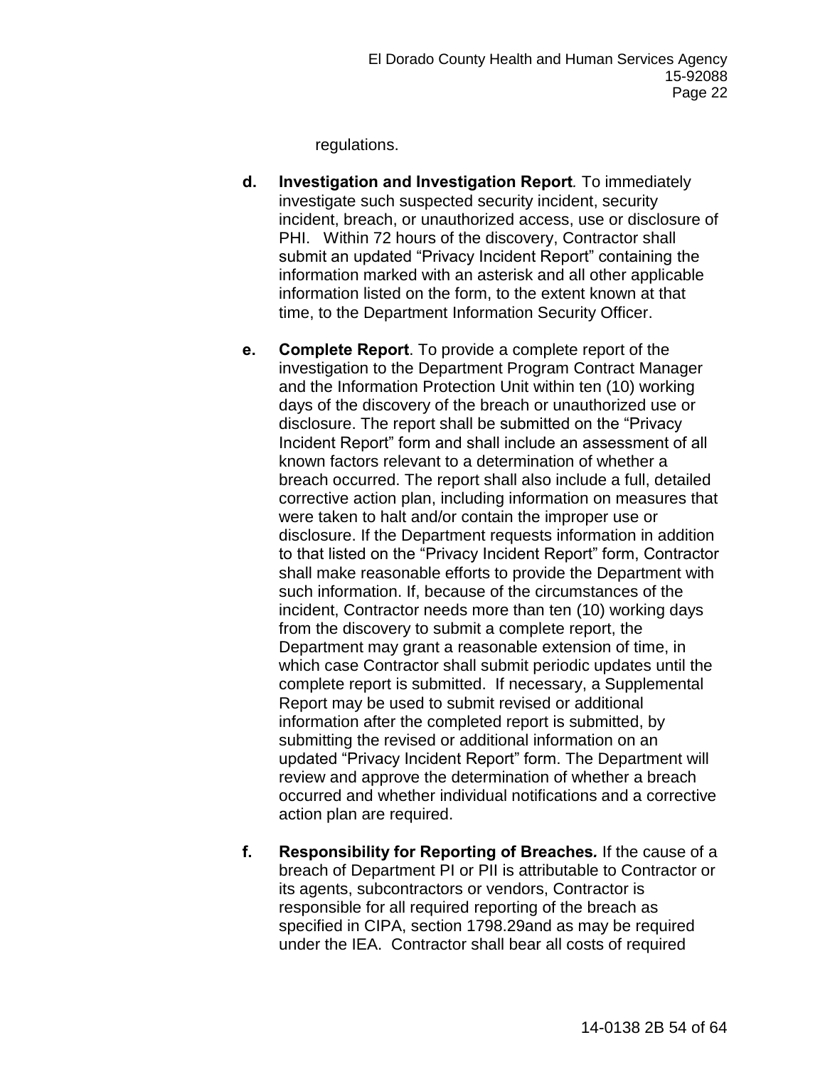regulations.

d. **Investigation and Investigation Report***.* To immediately investigate such suspected security incident, security incident, breach, or unauthorized access, use or disclosure of PHI. Within 72 hours of the discovery, Contractor shall submit an updated "Privacy Incident Report" containing the information marked with an asterisk and all other applicable information listed on the form, to the extent known at that time, to the Department Information Security Officer.

e. **Complete Report**. To provide a complete report of the investigation to the Department Program Contract Manager and the Information Protection Unit within ten (10) working days of the discovery of the breach or unauthorized use or disclosure. The report shall be submitted on the "Privacy Incident Report" form and shall include an assessment of all known factors relevant to a determination of whether a breach occurred. The report shall also include a full, detailed corrective action plan, including information on measures that were taken to halt and/or contain the improper use or disclosure. If the Department requests information in addition to that listed on the "Privacy Incident Report" form, Contractor shall make reasonable efforts to provide the Department with such information. If, because of the circumstances of the incident, Contractor needs more than ten (10) working days from the discovery to submit a complete report, the Department may grant a reasonable extension of time, in which case Contractor shall submit periodic updates until the complete report is submitted. If necessary, a Supplemental Report may be used to submit revised or additional information after the completed report is submitted, by submitting the revised or additional information on an updated "Privacy Incident Report" form. The Department will review and approve the determination of whether a breach occurred and whether individual notifications and a corrective action plan are required.

f. **Responsibility for Reporting of Breaches.** If the cause of a breach of Department PI or PII is attributable to Contractor or its agents, subcontractors or vendors, Contractor is responsible for all required reporting of the breach as specified in CIPA, section 1798.29and as may be required under the IEA. Contractor shall bear all costs of required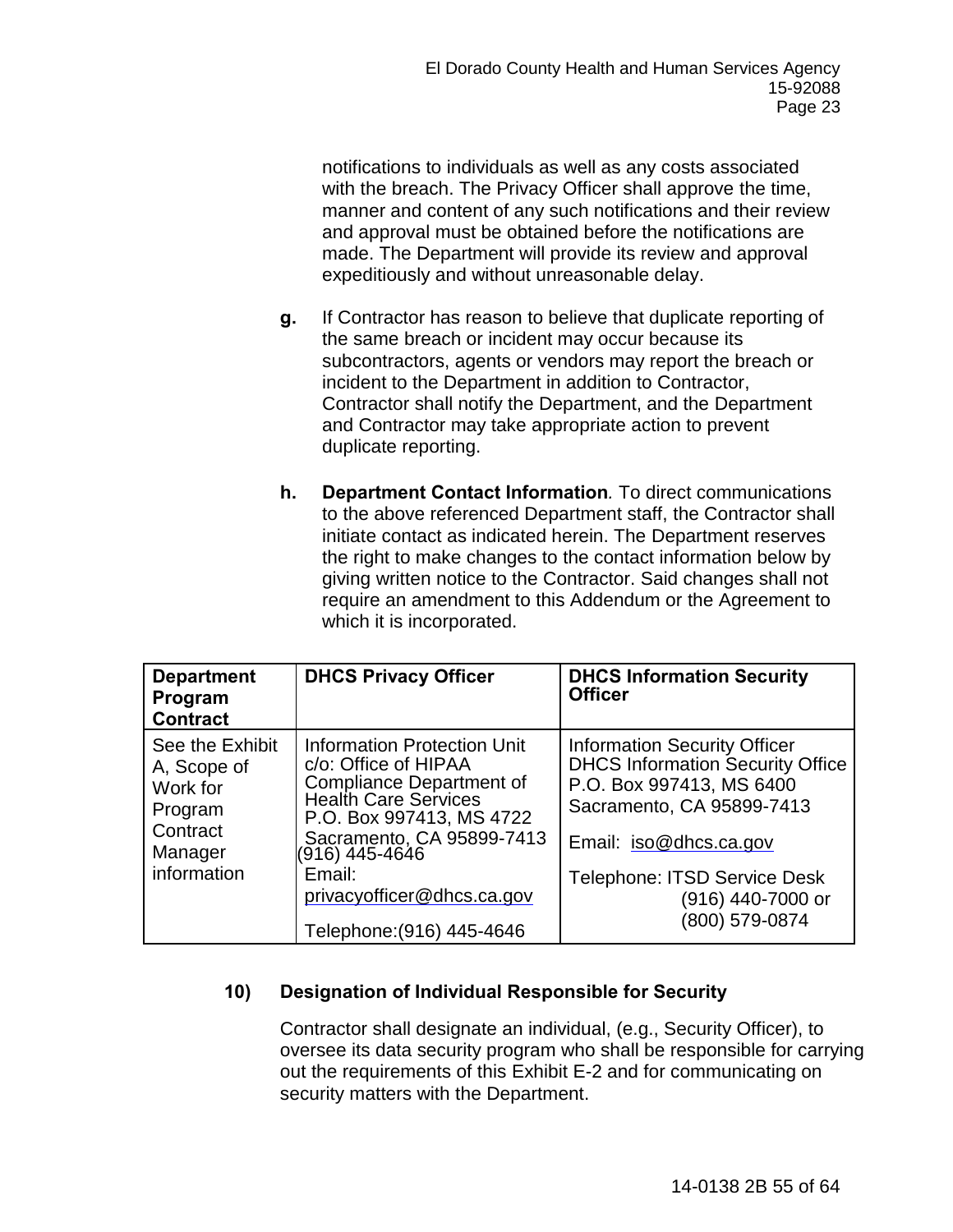notifications to individuals as well as any costs associated with the breach. The Privacy Officer shall approve the time, manner and content of any such notifications and their review and approval must be obtained before the notifications are made. The Department will provide its review and approval expeditiously and without unreasonable delay.

**g.** If Contractor has reason to believe that duplicate reporting of the same breach or incident may occur because its subcontractors, agents or vendors may report the breach or incident to the Department in addition to Contractor, Contractor shall notify the Department, and the Department and Contractor may take appropriate action to prevent duplicate reporting.

**h.** **Department Contact Information***.* To direct communications to the above referenced Department staff, the Contractor shall initiate contact as indicated herein. The Department reserves the right to make changes to the contact information below by giving written notice to the Contractor. Said changes shall not require an amendment to this Addendum or the Agreement to which it is incorporated.

| **Department Program Contract** | **DHCS Privacy Officer** | **DHCS Information Security Officer** |
|---|---|---|
| See the Exhibit A, Scope of Work for Program Contract Manager information | Information Protection Unit c/o: Office of HIPAA Compliance Department of Health Care Services P.O. Box 997413, MS 4722 Sacramento, CA 95899-7413 (916) 445-4646 Email: privacyofficer@dhcs.ca.gov Telephone:(916) 445-4646 | Information Security Officer DHCS Information Security Office P.O. Box 997413, MS 6400 Sacramento, CA 95899-7413 Email: iso@dhcs.ca.gov Telephone: ITSD Service Desk (916) 440-7000 or (800) 579-0874 |

**10) Designation of Individual Responsible for Security**

Contractor shall designate an individual, (e.g., Security Officer), to oversee its data security program who shall be responsible for carrying out the requirements of this Exhibit E-2 and for communicating on security matters with the Department.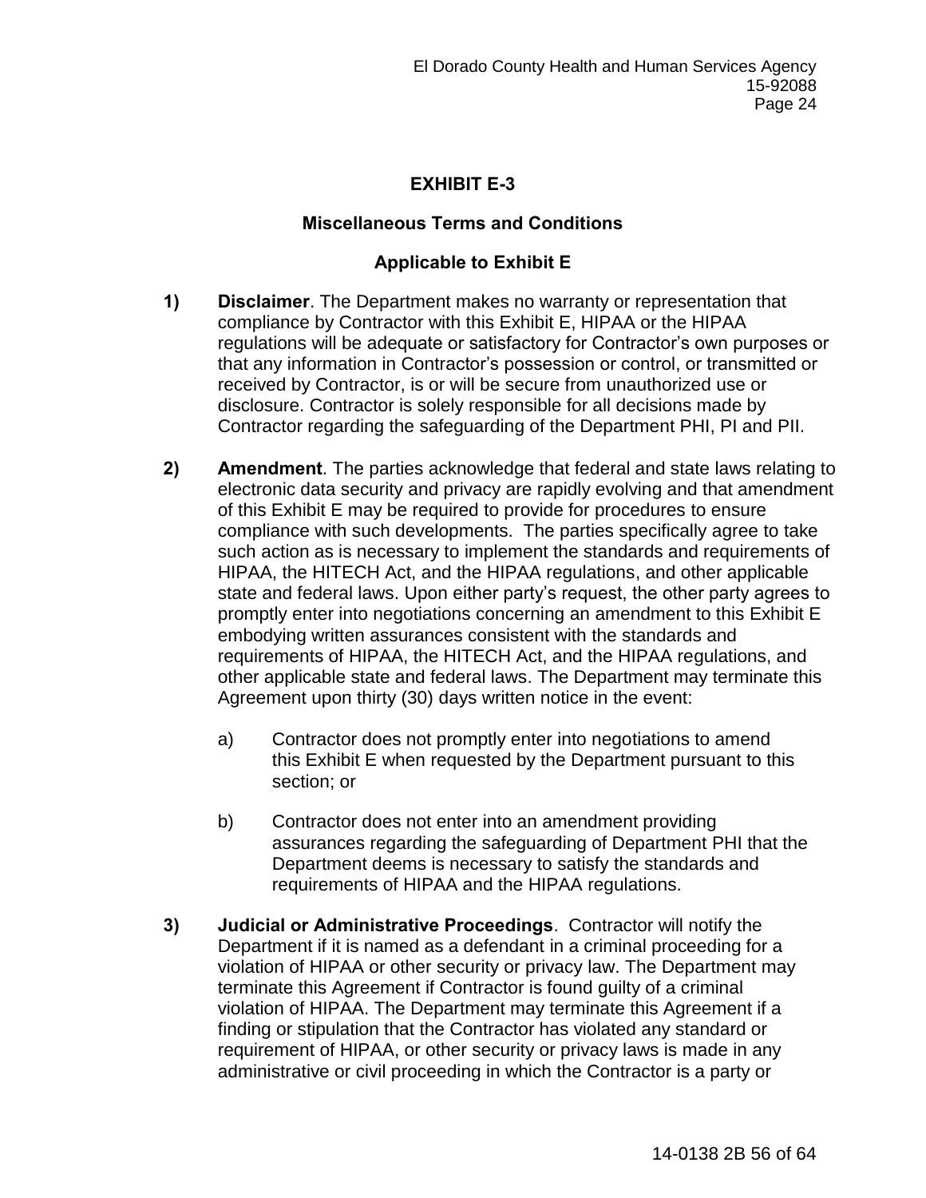# EXHIBIT E-3

## Miscellaneous Terms and Conditions

## Applicable to Exhibit E

1) **Disclaimer**. The Department makes no warranty or representation that compliance by Contractor with this Exhibit E, HIPAA or the HIPAA regulations will be adequate or satisfactory for Contractor's own purposes or that any information in Contractor's possession or control, or transmitted or received by Contractor, is or will be secure from unauthorized use or disclosure. Contractor is solely responsible for all decisions made by Contractor regarding the safeguarding of the Department PHI, PI and PII.

2) **Amendment**. The parties acknowledge that federal and state laws relating to electronic data security and privacy are rapidly evolving and that amendment of this Exhibit E may be required to provide for procedures to ensure compliance with such developments. The parties specifically agree to take such action as is necessary to implement the standards and requirements of HIPAA, the HITECH Act, and the HIPAA regulations, and other applicable state and federal laws. Upon either party's request, the other party agrees to promptly enter into negotiations concerning an amendment to this Exhibit E embodying written assurances consistent with the standards and requirements of HIPAA, the HITECH Act, and the HIPAA regulations, and other applicable state and federal laws. The Department may terminate this Agreement upon thirty (30) days written notice in the event:

   a) Contractor does not promptly enter into negotiations to amend this Exhibit E when requested by the Department pursuant to this section; or

   b) Contractor does not enter into an amendment providing assurances regarding the safeguarding of Department PHI that the Department deems is necessary to satisfy the standards and requirements of HIPAA and the HIPAA regulations.

3) **Judicial or Administrative Proceedings**. Contractor will notify the Department if it is named as a defendant in a criminal proceeding for a violation of HIPAA or other security or privacy law. The Department may terminate this Agreement if Contractor is found guilty of a criminal violation of HIPAA. The Department may terminate this Agreement if a finding or stipulation that the Contractor has violated any standard or requirement of HIPAA, or other security or privacy laws is made in any administrative or civil proceeding in which the Contractor is a party or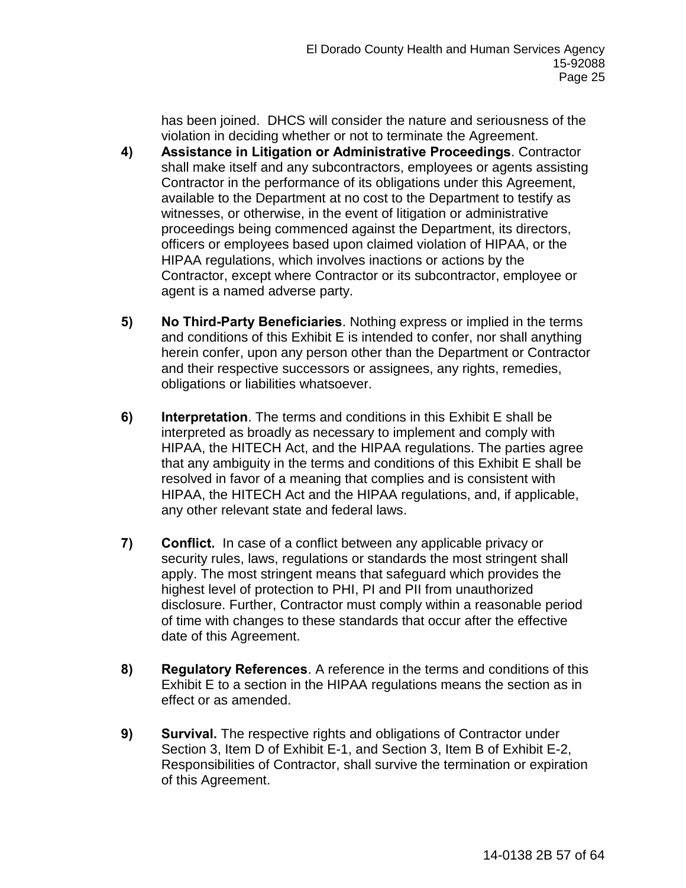has been joined. DHCS will consider the nature and seriousness of the violation in deciding whether or not to terminate the Agreement.

4) **Assistance in Litigation or Administrative Proceedings**. Contractor shall make itself and any subcontractors, employees or agents assisting Contractor in the performance of its obligations under this Agreement, available to the Department at no cost to the Department to testify as witnesses, or otherwise, in the event of litigation or administrative proceedings being commenced against the Department, its directors, officers or employees based upon claimed violation of HIPAA, or the HIPAA regulations, which involves inactions or actions by the Contractor, except where Contractor or its subcontractor, employee or agent is a named adverse party.

5) **No Third-Party Beneficiaries**. Nothing express or implied in the terms and conditions of this Exhibit E is intended to confer, nor shall anything herein confer, upon any person other than the Department or Contractor and their respective successors or assignees, any rights, remedies, obligations or liabilities whatsoever.

6) **Interpretation**. The terms and conditions in this Exhibit E shall be interpreted as broadly as necessary to implement and comply with HIPAA, the HITECH Act, and the HIPAA regulations. The parties agree that any ambiguity in the terms and conditions of this Exhibit E shall be resolved in favor of a meaning that complies and is consistent with HIPAA, the HITECH Act and the HIPAA regulations, and, if applicable, any other relevant state and federal laws.

7) **Conflict.** In case of a conflict between any applicable privacy or security rules, laws, regulations or standards the most stringent shall apply. The most stringent means that safeguard which provides the highest level of protection to PHI, PI and PII from unauthorized disclosure. Further, Contractor must comply within a reasonable period of time with changes to these standards that occur after the effective date of this Agreement.

8) **Regulatory References**. A reference in the terms and conditions of this Exhibit E to a section in the HIPAA regulations means the section as in effect or as amended.

9) **Survival.** The respective rights and obligations of Contractor under Section 3, Item D of Exhibit E-1, and Section 3, Item B of Exhibit E-2, Responsibilities of Contractor, shall survive the termination or expiration of this Agreement.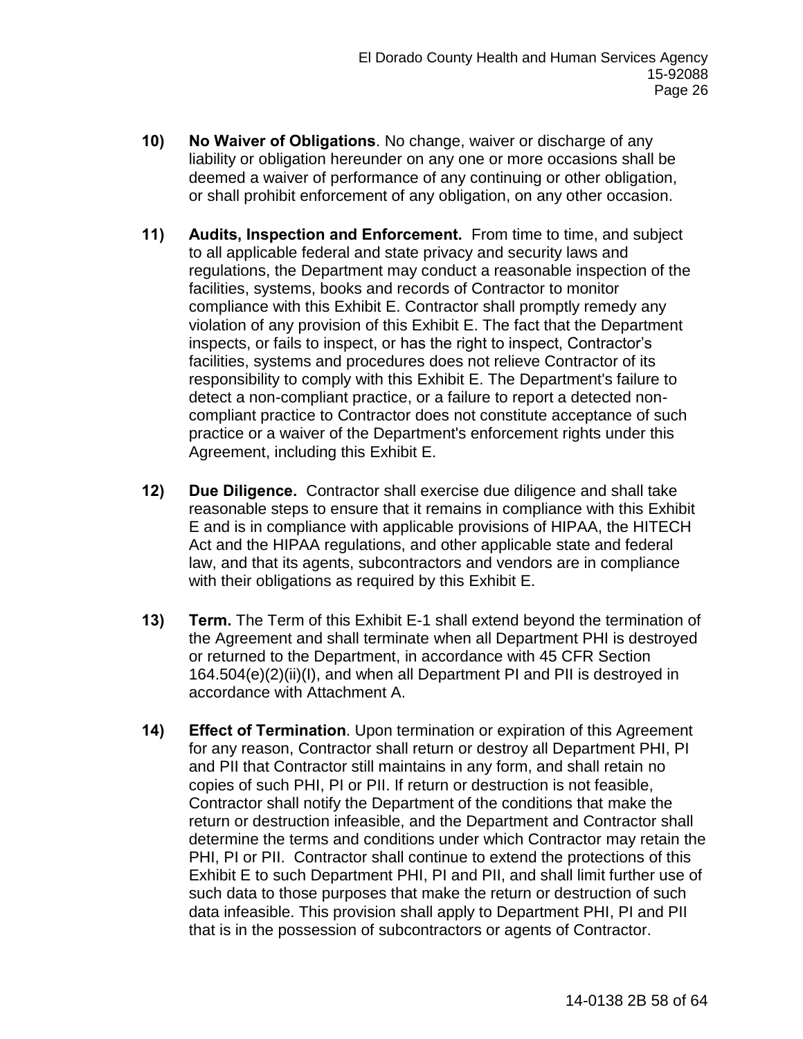10) **No Waiver of Obligations**. No change, waiver or discharge of any liability or obligation hereunder on any one or more occasions shall be deemed a waiver of performance of any continuing or other obligation, or shall prohibit enforcement of any obligation, on any other occasion.

11) **Audits, Inspection and Enforcement.** From time to time, and subject to all applicable federal and state privacy and security laws and regulations, the Department may conduct a reasonable inspection of the facilities, systems, books and records of Contractor to monitor compliance with this Exhibit E. Contractor shall promptly remedy any violation of any provision of this Exhibit E. The fact that the Department inspects, or fails to inspect, or has the right to inspect, Contractor's facilities, systems and procedures does not relieve Contractor of its responsibility to comply with this Exhibit E. The Department's failure to detect a non-compliant practice, or a failure to report a detected non-compliant practice to Contractor does not constitute acceptance of such practice or a waiver of the Department's enforcement rights under this Agreement, including this Exhibit E.

12) **Due Diligence.** Contractor shall exercise due diligence and shall take reasonable steps to ensure that it remains in compliance with this Exhibit E and is in compliance with applicable provisions of HIPAA, the HITECH Act and the HIPAA regulations, and other applicable state and federal law, and that its agents, subcontractors and vendors are in compliance with their obligations as required by this Exhibit E.

13) **Term.** The Term of this Exhibit E-1 shall extend beyond the termination of the Agreement and shall terminate when all Department PHI is destroyed or returned to the Department, in accordance with 45 CFR Section 164.504(e)(2)(ii)(I), and when all Department PI and PII is destroyed in accordance with Attachment A.

14) **Effect of Termination**. Upon termination or expiration of this Agreement for any reason, Contractor shall return or destroy all Department PHI, PI and PII that Contractor still maintains in any form, and shall retain no copies of such PHI, PI or PII. If return or destruction is not feasible, Contractor shall notify the Department of the conditions that make the return or destruction infeasible, and the Department and Contractor shall determine the terms and conditions under which Contractor may retain the PHI, PI or PII. Contractor shall continue to extend the protections of this Exhibit E to such Department PHI, PI and PII, and shall limit further use of such data to those purposes that make the return or destruction of such data infeasible. This provision shall apply to Department PHI, PI and PII that is in the possession of subcontractors or agents of Contractor.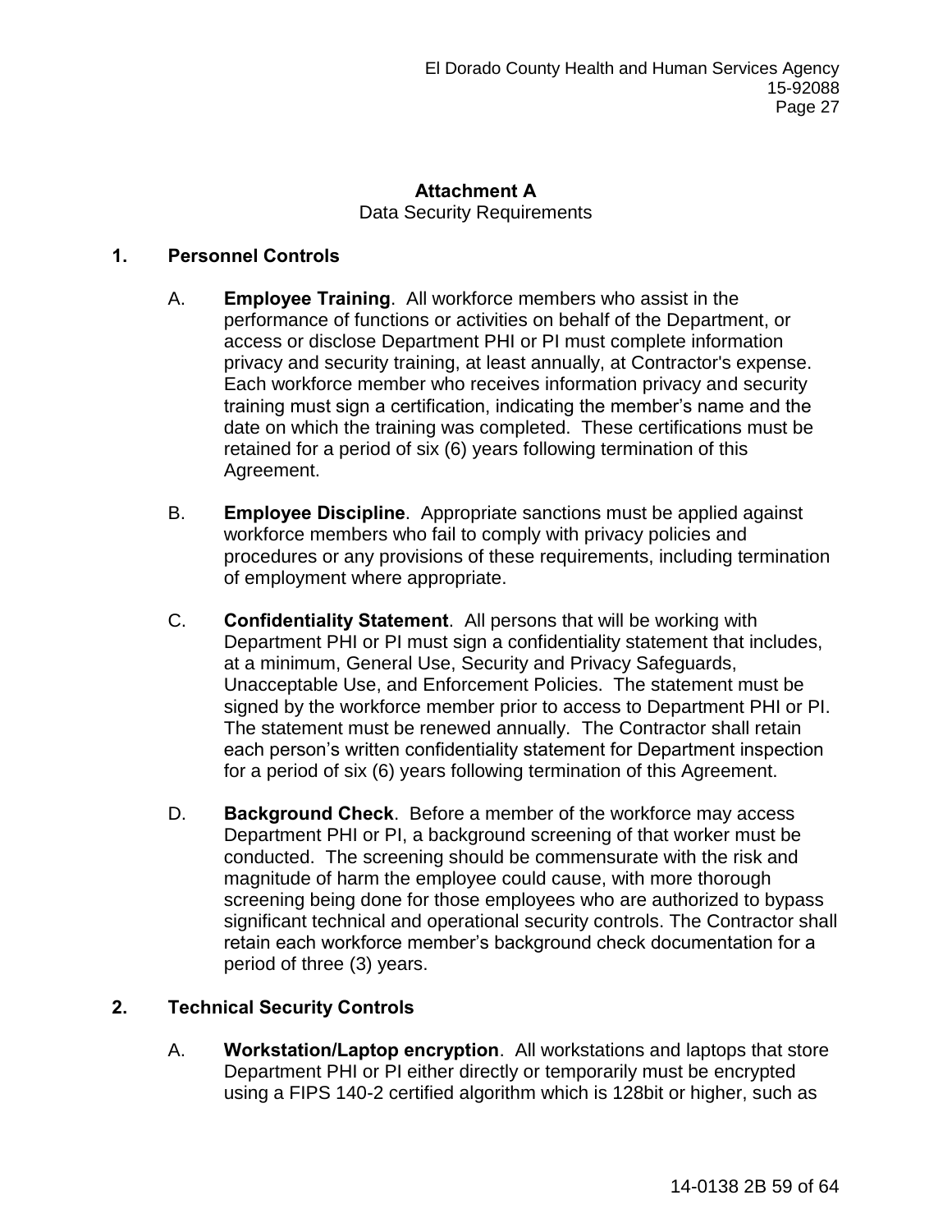## Attachment A

Data Security Requirements

### 1. Personnel Controls

A. **Employee Training**. All workforce members who assist in the performance of functions or activities on behalf of the Department, or access or disclose Department PHI or PI must complete information privacy and security training, at least annually, at Contractor's expense. Each workforce member who receives information privacy and security training must sign a certification, indicating the member's name and the date on which the training was completed. These certifications must be retained for a period of six (6) years following termination of this Agreement.

B. **Employee Discipline**. Appropriate sanctions must be applied against workforce members who fail to comply with privacy policies and procedures or any provisions of these requirements, including termination of employment where appropriate.

C. **Confidentiality Statement**. All persons that will be working with Department PHI or PI must sign a confidentiality statement that includes, at a minimum, General Use, Security and Privacy Safeguards, Unacceptable Use, and Enforcement Policies. The statement must be signed by the workforce member prior to access to Department PHI or PI. The statement must be renewed annually. The Contractor shall retain each person's written confidentiality statement for Department inspection for a period of six (6) years following termination of this Agreement.

D. **Background Check**. Before a member of the workforce may access Department PHI or PI, a background screening of that worker must be conducted. The screening should be commensurate with the risk and magnitude of harm the employee could cause, with more thorough screening being done for those employees who are authorized to bypass significant technical and operational security controls. The Contractor shall retain each workforce member's background check documentation for a period of three (3) years.

### 2. Technical Security Controls

A. **Workstation/Laptop encryption**. All workstations and laptops that store Department PHI or PI either directly or temporarily must be encrypted using a FIPS 140-2 certified algorithm which is 128bit or higher, such as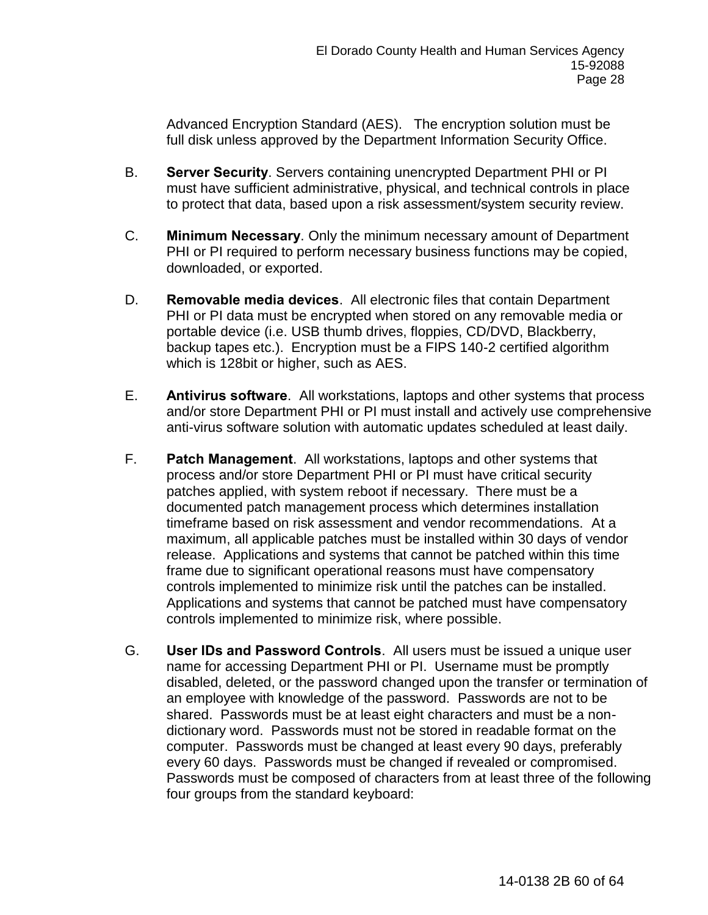Advanced Encryption Standard (AES). The encryption solution must be full disk unless approved by the Department Information Security Office.

B. **Server Security**. Servers containing unencrypted Department PHI or PI must have sufficient administrative, physical, and technical controls in place to protect that data, based upon a risk assessment/system security review.

C. **Minimum Necessary**. Only the minimum necessary amount of Department PHI or PI required to perform necessary business functions may be copied, downloaded, or exported.

D. **Removable media devices**. All electronic files that contain Department PHI or PI data must be encrypted when stored on any removable media or portable device (i.e. USB thumb drives, floppies, CD/DVD, Blackberry, backup tapes etc.). Encryption must be a FIPS 140-2 certified algorithm which is 128bit or higher, such as AES.

E. **Antivirus software**. All workstations, laptops and other systems that process and/or store Department PHI or PI must install and actively use comprehensive anti-virus software solution with automatic updates scheduled at least daily.

F. **Patch Management**. All workstations, laptops and other systems that process and/or store Department PHI or PI must have critical security patches applied, with system reboot if necessary. There must be a documented patch management process which determines installation timeframe based on risk assessment and vendor recommendations. At a maximum, all applicable patches must be installed within 30 days of vendor release. Applications and systems that cannot be patched within this time frame due to significant operational reasons must have compensatory controls implemented to minimize risk until the patches can be installed. Applications and systems that cannot be patched must have compensatory controls implemented to minimize risk, where possible.

G. **User IDs and Password Controls**. All users must be issued a unique user name for accessing Department PHI or PI. Username must be promptly disabled, deleted, or the password changed upon the transfer or termination of an employee with knowledge of the password. Passwords are not to be shared. Passwords must be at least eight characters and must be a non-dictionary word. Passwords must not be stored in readable format on the computer. Passwords must be changed at least every 90 days, preferably every 60 days. Passwords must be changed if revealed or compromised. Passwords must be composed of characters from at least three of the following four groups from the standard keyboard: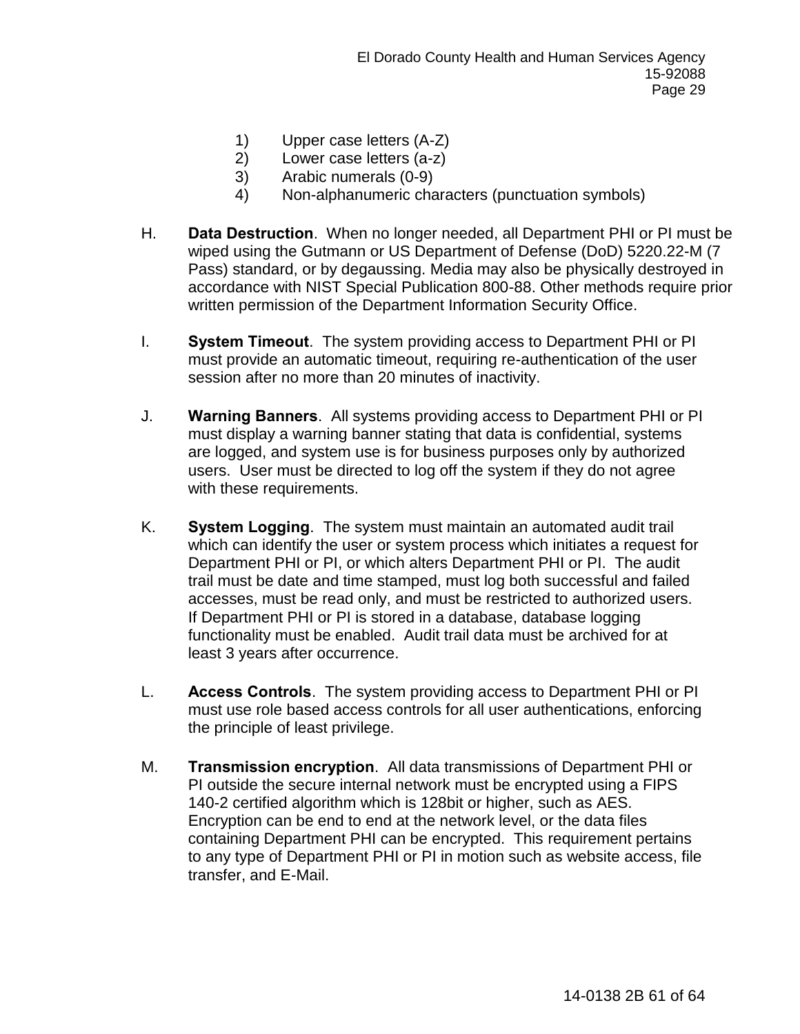1) Upper case letters (A-Z)
2) Lower case letters (a-z)
3) Arabic numerals (0-9)
4) Non-alphanumeric characters (punctuation symbols)

H. **Data Destruction**. When no longer needed, all Department PHI or PI must be wiped using the Gutmann or US Department of Defense (DoD) 5220.22-M (7 Pass) standard, or by degaussing. Media may also be physically destroyed in accordance with NIST Special Publication 800-88. Other methods require prior written permission of the Department Information Security Office.

I. **System Timeout**. The system providing access to Department PHI or PI must provide an automatic timeout, requiring re-authentication of the user session after no more than 20 minutes of inactivity.

J. **Warning Banners**. All systems providing access to Department PHI or PI must display a warning banner stating that data is confidential, systems are logged, and system use is for business purposes only by authorized users. User must be directed to log off the system if they do not agree with these requirements.

K. **System Logging**. The system must maintain an automated audit trail which can identify the user or system process which initiates a request for Department PHI or PI, or which alters Department PHI or PI. The audit trail must be date and time stamped, must log both successful and failed accesses, must be read only, and must be restricted to authorized users. If Department PHI or PI is stored in a database, database logging functionality must be enabled. Audit trail data must be archived for at least 3 years after occurrence.

L. **Access Controls**. The system providing access to Department PHI or PI must use role based access controls for all user authentications, enforcing the principle of least privilege.

M. **Transmission encryption**. All data transmissions of Department PHI or PI outside the secure internal network must be encrypted using a FIPS 140-2 certified algorithm which is 128bit or higher, such as AES. Encryption can be end to end at the network level, or the data files containing Department PHI can be encrypted. This requirement pertains to any type of Department PHI or PI in motion such as website access, file transfer, and E-Mail.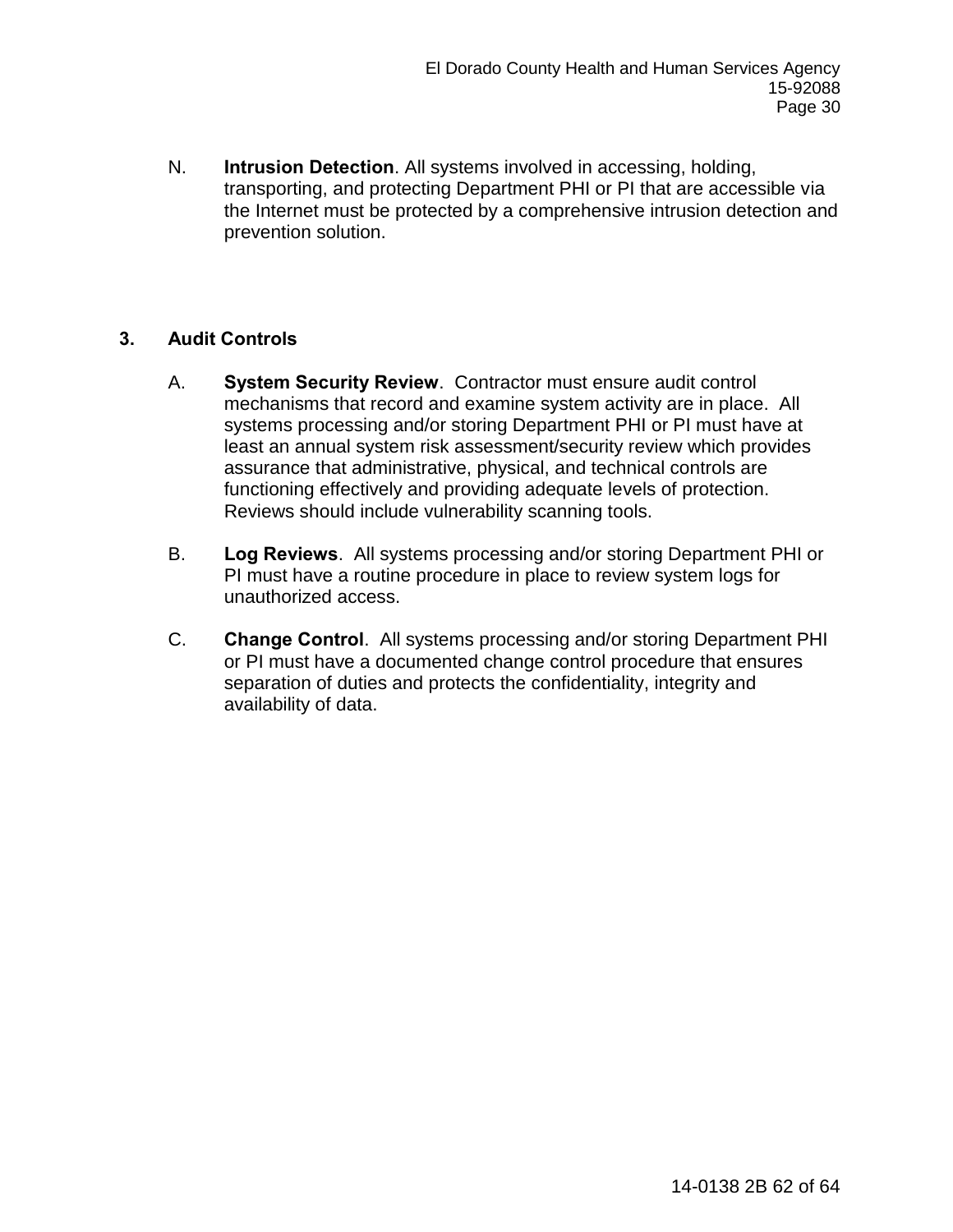N. **Intrusion Detection**. All systems involved in accessing, holding, transporting, and protecting Department PHI or PI that are accessible via the Internet must be protected by a comprehensive intrusion detection and prevention solution.

**3. Audit Controls**

A. **System Security Review**. Contractor must ensure audit control mechanisms that record and examine system activity are in place. All systems processing and/or storing Department PHI or PI must have at least an annual system risk assessment/security review which provides assurance that administrative, physical, and technical controls are functioning effectively and providing adequate levels of protection. Reviews should include vulnerability scanning tools.

B. **Log Reviews**. All systems processing and/or storing Department PHI or PI must have a routine procedure in place to review system logs for unauthorized access.

C. **Change Control**. All systems processing and/or storing Department PHI or PI must have a documented change control procedure that ensures separation of duties and protects the confidentiality, integrity and availability of data.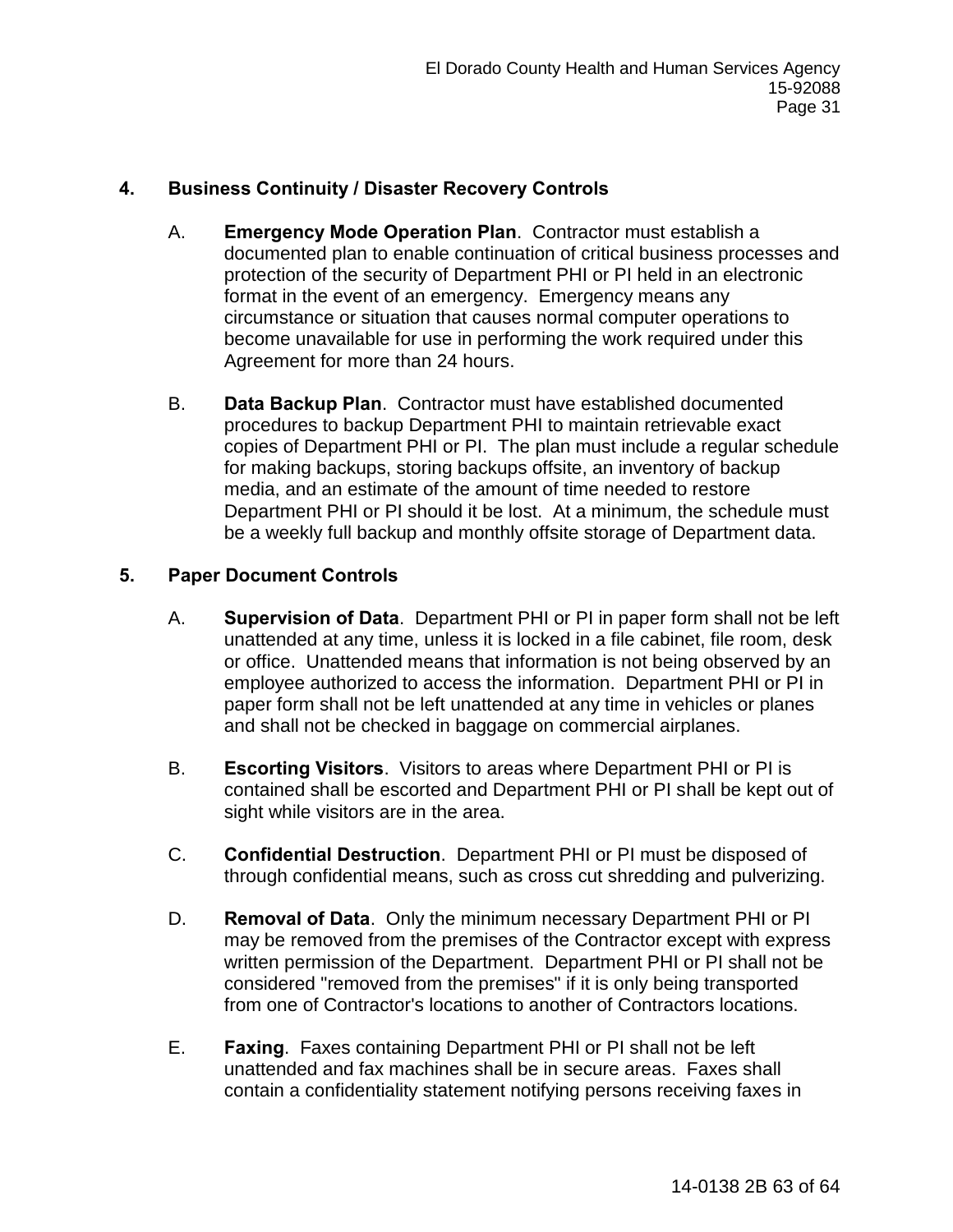## 4. Business Continuity / Disaster Recovery Controls

A. **Emergency Mode Operation Plan**. Contractor must establish a documented plan to enable continuation of critical business processes and protection of the security of Department PHI or PI held in an electronic format in the event of an emergency. Emergency means any circumstance or situation that causes normal computer operations to become unavailable for use in performing the work required under this Agreement for more than 24 hours.

B. **Data Backup Plan**. Contractor must have established documented procedures to backup Department PHI to maintain retrievable exact copies of Department PHI or PI. The plan must include a regular schedule for making backups, storing backups offsite, an inventory of backup media, and an estimate of the amount of time needed to restore Department PHI or PI should it be lost. At a minimum, the schedule must be a weekly full backup and monthly offsite storage of Department data.

## 5. Paper Document Controls

A. **Supervision of Data**. Department PHI or PI in paper form shall not be left unattended at any time, unless it is locked in a file cabinet, file room, desk or office. Unattended means that information is not being observed by an employee authorized to access the information. Department PHI or PI in paper form shall not be left unattended at any time in vehicles or planes and shall not be checked in baggage on commercial airplanes.

B. **Escorting Visitors**. Visitors to areas where Department PHI or PI is contained shall be escorted and Department PHI or PI shall be kept out of sight while visitors are in the area.

C. **Confidential Destruction**. Department PHI or PI must be disposed of through confidential means, such as cross cut shredding and pulverizing.

D. **Removal of Data**. Only the minimum necessary Department PHI or PI may be removed from the premises of the Contractor except with express written permission of the Department. Department PHI or PI shall not be considered "removed from the premises" if it is only being transported from one of Contractor's locations to another of Contractors locations.

E. **Faxing**. Faxes containing Department PHI or PI shall not be left unattended and fax machines shall be in secure areas. Faxes shall contain a confidentiality statement notifying persons receiving faxes in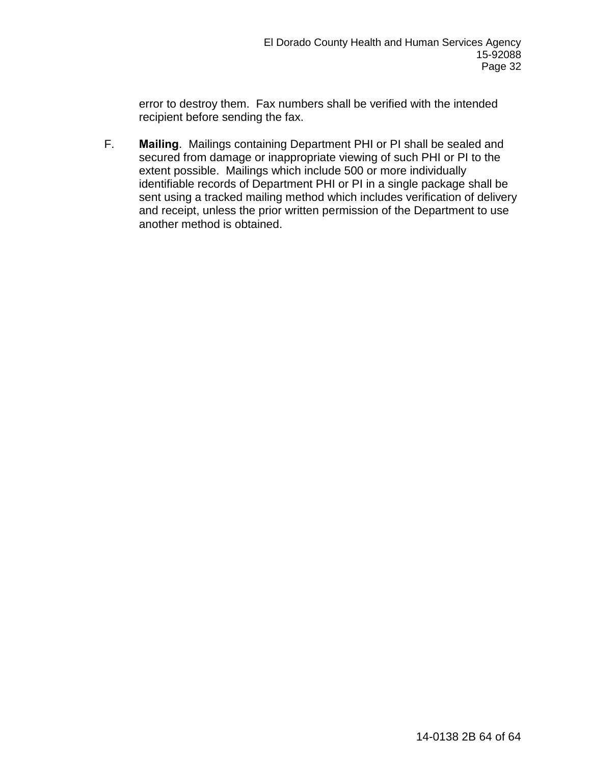error to destroy them. Fax numbers shall be verified with the intended recipient before sending the fax.

F. **Mailing**. Mailings containing Department PHI or PI shall be sealed and secured from damage or inappropriate viewing of such PHI or PI to the extent possible. Mailings which include 500 or more individually identifiable records of Department PHI or PI in a single package shall be sent using a tracked mailing method which includes verification of delivery and receipt, unless the prior written permission of the Department to use another method is obtained.